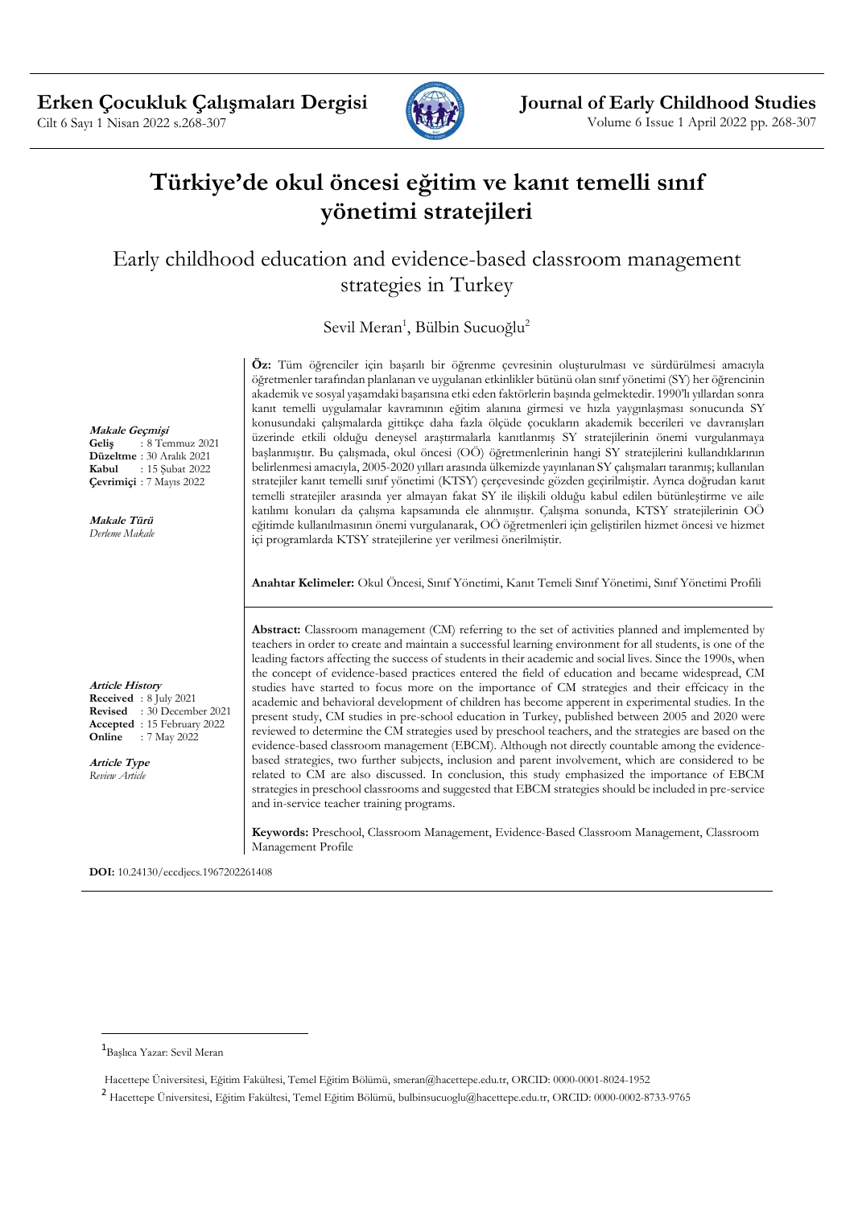# Türkiye'de okul öncesi eğitim ve kanıt temelli sınıf yönetimi stratejileri

## Early childhood education and evidence-based classroom management strategies in Turkey

Sevil Meran[1], Bülbin Sucuoğlu[2]

***Makale Geçmişi***
**Geliş** : 8 Temmuz 2021
**Düzeltme** : 30 Aralık 2021
**Kabul** : 15 Şubat 2022
**Çevrimiçi** : 7 Mayıs 2022

***Makale Türü***
*Derleme Makale*

**Öz:** Tüm öğrenciler için başarılı bir öğrenme çevresinin oluşturulması ve sürdürülmesi amacıyla öğretmenler tarafından planlanan ve uygulanan etkinlikler bütünü olan sınıf yönetimi (SY) her öğrencinin akademik ve sosyal yaşamdaki başarısına etki eden faktörlerin başında gelmektedir. 1990'lı yıllardan sonra kanıt temelli uygulamalar kavramının eğitim alanına girmesi ve hızla yaygınlaşması sonucunda SY konusundaki çalışmalarda gittikçe daha fazla ölçüde çocukların akademik becerileri ve davranışları üzerinde etkili olduğu deneysel araştırmalarla kanıtlanmış SY stratejilerinin önemi vurgulanmaya başlanmıştır. Bu çalışmada, okul öncesi (OÖ) öğretmenlerinin hangi SY stratejilerini kullandıklarının belirlenmesi amacıyla, 2005-2020 yılları arasında ülkemizde yayınlanan SY çalışmaları taranmış; kullanılan stratejiler kanıt temelli sınıf yönetimi (KTSY) çerçevesinde gözden geçirilmiştir. Ayrıca doğrudan kanıt temelli stratejiler arasında yer almayan fakat SY ile ilişkili olduğu kabul edilen bütünleştirme ve aile katılımı konuları da çalışma kapsamında ele alınmıştır. Çalışma sonunda, KTSY stratejilerinin OÖ eğitimde kullanılmasının önemi vurgulanarak, OÖ öğretmenleri için geliştirilen hizmet öncesi ve hizmet içi programlarda KTSY stratejilerine yer verilmesi önerilmiştir.

**Anahtar Kelimeler:** Okul Öncesi, Sınıf Yönetimi, Kanıt Temeli Sınıf Yönetimi, Sınıf Yönetimi Profili

***Article History***
**Received** : 8 July 2021
**Revised** : 30 December 2021
**Accepted** : 15 February 2022
**Online** : 7 May 2022

***Article Type***
*Review Article*

**Abstract:** Classroom management (CM) referring to the set of activities planned and implemented by teachers in order to create and maintain a successful learning environment for all students, is one of the leading factors affecting the success of students in their academic and social lives. Since the 1990s, when the concept of evidence-based practices entered the field of education and became widespread, CM studies have started to focus more on the importance of CM strategies and their effcicacy in the academic and behavioral development of children has become apperent in experimental studies. In the present study, CM studies in pre-school education in Turkey, published between 2005 and 2020 were reviewed to determine the CM strategies used by preschool teachers, and the strategies are based on the evidence-based classroom management (EBCM). Although not directly countable among the evidence-based strategies, two further subjects, inclusion and parent involvement, which are considered to be related to CM are also discussed. In conclusion, this study emphasized the importance of EBCM strategies in preschool classrooms and suggested that EBCM strategies should be included in pre-service and in-service teacher training programs.

**Keywords:** Preschool, Classroom Management, Evidence-Based Classroom Management, Classroom Management Profile

**DOI:** 10.24130/eccdjecs.1967202261408

---

[1] Başlıca Yazar: Sevil Meran

Hacettepe Üniversitesi, Eğitim Fakültesi, Temel Eğitim Bölümü, smeran@hacettepe.edu.tr, ORCID: 0000-0001-8024-1952

[2] Hacettepe Üniversitesi, Eğitim Fakültesi, Temel Eğitim Bölümü, bulbinsucuoglu@hacettepe.edu.tr, ORCID: 0000-0002-8733-9765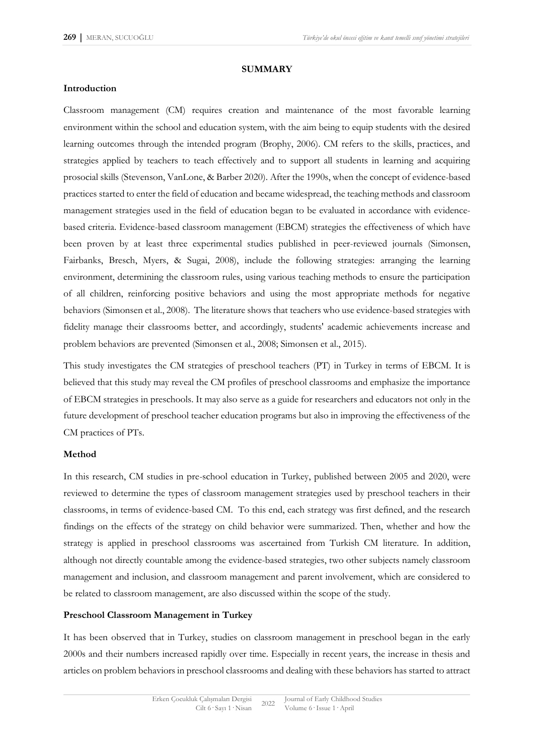## SUMMARY

### Introduction

Classroom management (CM) requires creation and maintenance of the most favorable learning environment within the school and education system, with the aim being to equip students with the desired learning outcomes through the intended program (Brophy, 2006). CM refers to the skills, practices, and strategies applied by teachers to teach effectively and to support all students in learning and acquiring prosocial skills (Stevenson, VanLone, & Barber 2020). After the 1990s, when the concept of evidence-based practices started to enter the field of education and became widespread, the teaching methods and classroom management strategies used in the field of education began to be evaluated in accordance with evidence-based criteria. Evidence-based classroom management (EBCM) strategies the effectiveness of which have been proven by at least three experimental studies published in peer-reviewed journals (Simonsen, Fairbanks, Bresch, Myers, & Sugai, 2008), include the following strategies: arranging the learning environment, determining the classroom rules, using various teaching methods to ensure the participation of all children, reinforcing positive behaviors and using the most appropriate methods for negative behaviors (Simonsen et al., 2008). The literature shows that teachers who use evidence-based strategies with fidelity manage their classrooms better, and accordingly, students' academic achievements increase and problem behaviors are prevented (Simonsen et al., 2008; Simonsen et al., 2015).

This study investigates the CM strategies of preschool teachers (PT) in Turkey in terms of EBCM. It is believed that this study may reveal the CM profiles of preschool classrooms and emphasize the importance of EBCM strategies in preschools. It may also serve as a guide for researchers and educators not only in the future development of preschool teacher education programs but also in improving the effectiveness of the CM practices of PTs.

### Method

In this research, CM studies in pre-school education in Turkey, published between 2005 and 2020, were reviewed to determine the types of classroom management strategies used by preschool teachers in their classrooms, in terms of evidence-based CM. To this end, each strategy was first defined, and the research findings on the effects of the strategy on child behavior were summarized. Then, whether and how the strategy is applied in preschool classrooms was ascertained from Turkish CM literature. In addition, although not directly countable among the evidence-based strategies, two other subjects namely classroom management and inclusion, and classroom management and parent involvement, which are considered to be related to classroom management, are also discussed within the scope of the study.

### Preschool Classroom Management in Turkey

It has been observed that in Turkey, studies on classroom management in preschool began in the early 2000s and their numbers increased rapidly over time. Especially in recent years, the increase in thesis and articles on problem behaviors in preschool classrooms and dealing with these behaviors has started to attract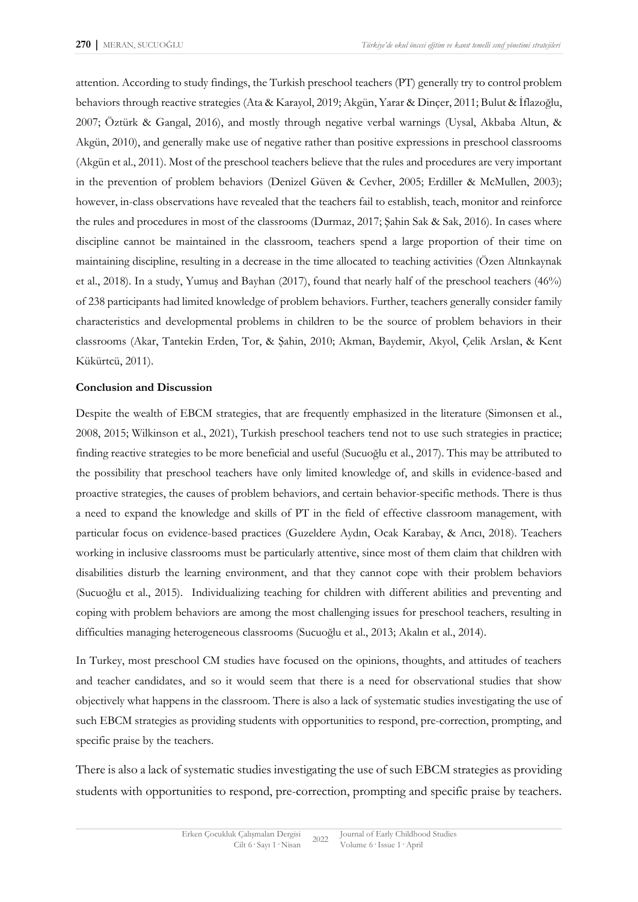attention. According to study findings, the Turkish preschool teachers (PT) generally try to control problem behaviors through reactive strategies (Ata & Karayol, 2019; Akgün, Yarar & Dinçer, 2011; Bulut & İflazoğlu, 2007; Öztürk & Gangal, 2016), and mostly through negative verbal warnings (Uysal, Akbaba Altun, & Akgün, 2010), and generally make use of negative rather than positive expressions in preschool classrooms (Akgün et al., 2011). Most of the preschool teachers believe that the rules and procedures are very important in the prevention of problem behaviors (Denizel Güven & Cevher, 2005; Erdiller & McMullen, 2003); however, in-class observations have revealed that the teachers fail to establish, teach, monitor and reinforce the rules and procedures in most of the classrooms (Durmaz, 2017; Şahin Sak & Sak, 2016). In cases where discipline cannot be maintained in the classroom, teachers spend a large proportion of their time on maintaining discipline, resulting in a decrease in the time allocated to teaching activities (Özen Altınkaynak et al., 2018). In a study, Yumuş and Bayhan (2017), found that nearly half of the preschool teachers (46%) of 238 participants had limited knowledge of problem behaviors. Further, teachers generally consider family characteristics and developmental problems in children to be the source of problem behaviors in their classrooms (Akar, Tantekin Erden, Tor, & Şahin, 2010; Akman, Baydemir, Akyol, Çelik Arslan, & Kent Kükürtcü, 2011).

**Conclusion and Discussion**

Despite the wealth of EBCM strategies, that are frequently emphasized in the literature (Simonsen et al., 2008, 2015; Wilkinson et al., 2021), Turkish preschool teachers tend not to use such strategies in practice; finding reactive strategies to be more beneficial and useful (Sucuoğlu et al., 2017). This may be attributed to the possibility that preschool teachers have only limited knowledge of, and skills in evidence-based and proactive strategies, the causes of problem behaviors, and certain behavior-specific methods. There is thus a need to expand the knowledge and skills of PT in the field of effective classroom management, with particular focus on evidence-based practices (Guzeldere Aydın, Ocak Karabay, & Arıcı, 2018). Teachers working in inclusive classrooms must be particularly attentive, since most of them claim that children with disabilities disturb the learning environment, and that they cannot cope with their problem behaviors (Sucuoğlu et al., 2015). Individualizing teaching for children with different abilities and preventing and coping with problem behaviors are among the most challenging issues for preschool teachers, resulting in difficulties managing heterogeneous classrooms (Sucuoğlu et al., 2013; Akalın et al., 2014).

In Turkey, most preschool CM studies have focused on the opinions, thoughts, and attitudes of teachers and teacher candidates, and so it would seem that there is a need for observational studies that show objectively what happens in the classroom. There is also a lack of systematic studies investigating the use of such EBCM strategies as providing students with opportunities to respond, pre-correction, prompting, and specific praise by the teachers.

There is also a lack of systematic studies investigating the use of such EBCM strategies as providing students with opportunities to respond, pre-correction, prompting and specific praise by teachers.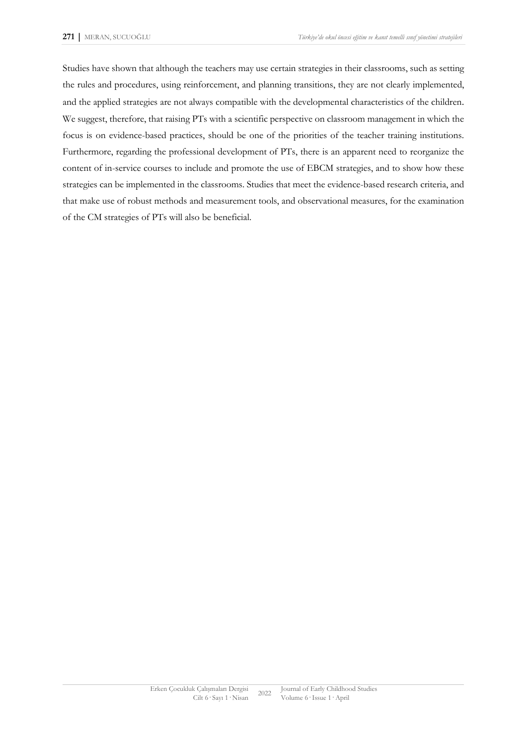Studies have shown that although the teachers may use certain strategies in their classrooms, such as setting the rules and procedures, using reinforcement, and planning transitions, they are not clearly implemented, and the applied strategies are not always compatible with the developmental characteristics of the children. We suggest, therefore, that raising PTs with a scientific perspective on classroom management in which the focus is on evidence-based practices, should be one of the priorities of the teacher training institutions. Furthermore, regarding the professional development of PTs, there is an apparent need to reorganize the content of in-service courses to include and promote the use of EBCM strategies, and to show how these strategies can be implemented in the classrooms. Studies that meet the evidence-based research criteria, and that make use of robust methods and measurement tools, and observational measures, for the examination of the CM strategies of PTs will also be beneficial.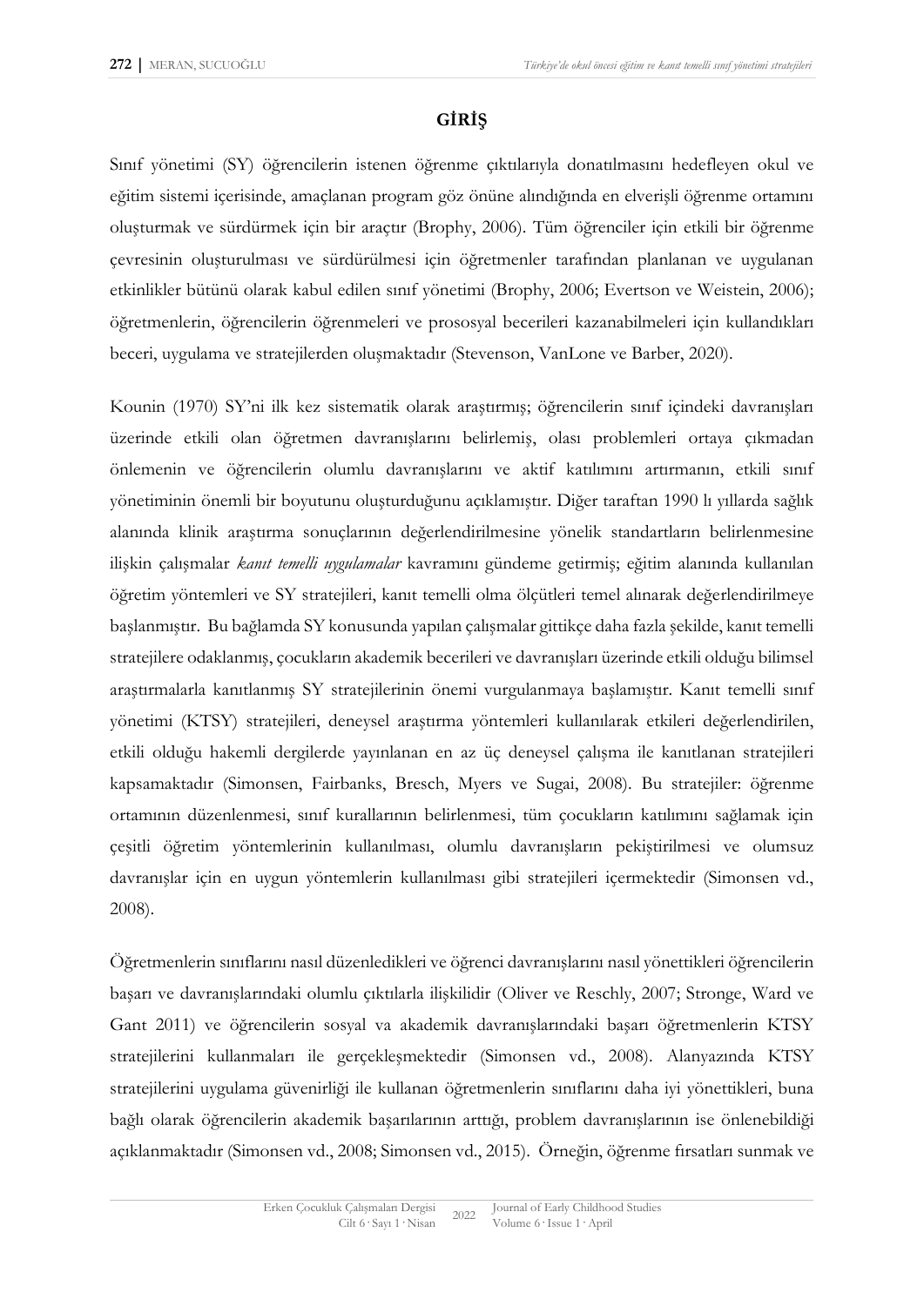## GİRİŞ

Sınıf yönetimi (SY) öğrencilerin istenen öğrenme çıktılarıyla donatılmasını hedefleyen okul ve eğitim sistemi içerisinde, amaçlanan program göz önüne alındığında en elverişli öğrenme ortamını oluşturmak ve sürdürmek için bir araçtır (Brophy, 2006). Tüm öğrenciler için etkili bir öğrenme çevresinin oluşturulması ve sürdürülmesi için öğretmenler tarafından planlanan ve uygulanan etkinlikler bütünü olarak kabul edilen sınıf yönetimi (Brophy, 2006; Evertson ve Weistein, 2006); öğretmenlerin, öğrencilerin öğrenmeleri ve prososyal becerileri kazanabilmeleri için kullandıkları beceri, uygulama ve stratejilerden oluşmaktadır (Stevenson, VanLone ve Barber, 2020).

Kounin (1970) SY'ni ilk kez sistematik olarak araştırmış; öğrencilerin sınıf içindeki davranışları üzerinde etkili olan öğretmen davranışlarını belirlemiş, olası problemleri ortaya çıkmadan önlemenin ve öğrencilerin olumlu davranışlarını ve aktif katılımını artırmanın, etkili sınıf yönetiminin önemli bir boyutunu oluşturduğunu açıklamıştır. Diğer taraftan 1990 lı yıllarda sağlık alanında klinik araştırma sonuçlarının değerlendirilmesine yönelik standartların belirlenmesine ilişkin çalışmalar *kanıt temelli uygulamalar* kavramını gündeme getirmiş; eğitim alanında kullanılan öğretim yöntemleri ve SY stratejileri, kanıt temelli olma ölçütleri temel alınarak değerlendirilmeye başlanmıştır. Bu bağlamda SY konusunda yapılan çalışmalar gittikçe daha fazla şekilde, kanıt temelli stratejilere odaklanmış, çocukların akademik becerileri ve davranışları üzerinde etkili olduğu bilimsel araştırmalarla kanıtlanmış SY stratejilerinin önemi vurgulanmaya başlamıştır. Kanıt temelli sınıf yönetimi (KTSY) stratejileri, deneysel araştırma yöntemleri kullanılarak etkileri değerlendirilen, etkili olduğu hakemli dergilerde yayınlanan en az üç deneysel çalışma ile kanıtlanan stratejileri kapsamaktadır (Simonsen, Fairbanks, Bresch, Myers ve Sugai, 2008). Bu stratejiler: öğrenme ortamının düzenlenmesi, sınıf kurallarının belirlenmesi, tüm çocukların katılımını sağlamak için çeşitli öğretim yöntemlerinin kullanılması, olumlu davranışların pekiştirilmesi ve olumsuz davranışlar için en uygun yöntemlerin kullanılması gibi stratejileri içermektedir (Simonsen vd., 2008).

Öğretmenlerin sınıflarını nasıl düzenledikleri ve öğrenci davranışlarını nasıl yönettikleri öğrencilerin başarı ve davranışlarındaki olumlu çıktılarla ilişkilidir (Oliver ve Reschly, 2007; Stronge, Ward ve Gant 2011) ve öğrencilerin sosyal va akademik davranışlarındaki başarı öğretmenlerin KTSY stratejilerini kullanmaları ile gerçekleşmektedir (Simonsen vd., 2008). Alanyazında KTSY stratejilerini uygulama güvenirliği ile kullanan öğretmenlerin sınıflarını daha iyi yönettikleri, buna bağlı olarak öğrencilerin akademik başarılarının arttığı, problem davranışlarının ise önlenebildiği açıklanmaktadır (Simonsen vd., 2008; Simonsen vd., 2015). Örneğin, öğrenme fırsatları sunmak ve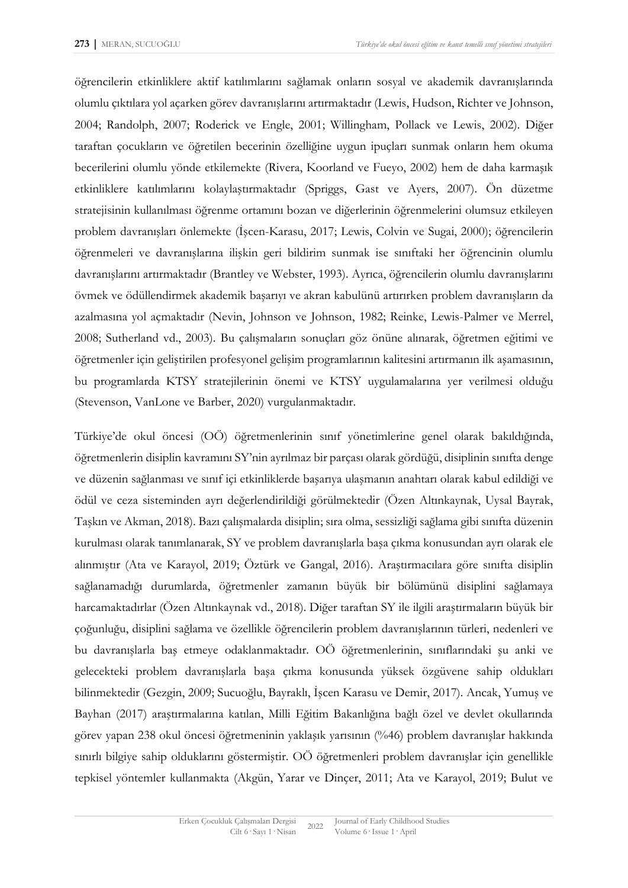öğrencilerin etkinliklere aktif katılımlarını sağlamak onların sosyal ve akademik davranışlarında olumlu çıktılara yol açarken görev davranışlarını artırmaktadır (Lewis, Hudson, Richter ve Johnson, 2004; Randolph, 2007; Roderick ve Engle, 2001; Willingham, Pollack ve Lewis, 2002). Diğer taraftan çocukların ve öğretilen becerinin özelliğine uygun ipuçları sunmak onların hem okuma becerilerini olumlu yönde etkilemekte (Rivera, Koorland ve Fueyo, 2002) hem de daha karmaşık etkinliklere katılımlarını kolaylaştırmaktadır (Spriggs, Gast ve Ayers, 2007). Ön düzetme stratejisinin kullanılması öğrenme ortamını bozan ve diğerlerinin öğrenmelerini olumsuz etkileyen problem davranışları önlemekte (İşcen-Karasu, 2017; Lewis, Colvin ve Sugai, 2000); öğrencilerin öğrenmeleri ve davranışlarına ilişkin geri bildirim sunmak ise sınıftaki her öğrencinin olumlu davranışlarını artırmaktadır (Brantley ve Webster, 1993). Ayrıca, öğrencilerin olumlu davranışlarını övmek ve ödüllendirmek akademik başarıyı ve akran kabulünü artırırken problem davranışların da azalmasına yol açmaktadır (Nevin, Johnson ve Johnson, 1982; Reinke, Lewis-Palmer ve Merrel, 2008; Sutherland vd., 2003). Bu çalışmaların sonuçları göz önüne alınarak, öğretmen eğitimi ve öğretmenler için geliştirilen profesyonel gelişim programlarının kalitesini artırmanın ilk aşamasının, bu programlarda KTSY stratejilerinin önemi ve KTSY uygulamalarına yer verilmesi olduğu (Stevenson, VanLone ve Barber, 2020) vurgulanmaktadır.

Türkiye'de okul öncesi (OÖ) öğretmenlerinin sınıf yönetimlerine genel olarak bakıldığında, öğretmenlerin disiplin kavramını SY'nin ayrılmaz bir parçası olarak gördüğü, disiplinin sınıfta denge ve düzenin sağlanması ve sınıf içi etkinliklerde başarıya ulaşmanın anahtarı olarak kabul edildiği ve ödül ve ceza sisteminden ayrı değerlendirildiği görülmektedir (Özen Altınkaynak, Uysal Bayrak, Taşkın ve Akman, 2018). Bazı çalışmalarda disiplin; sıra olma, sessizliği sağlama gibi sınıfta düzenin kurulması olarak tanımlanarak, SY ve problem davranışlarla başa çıkma konusundan ayrı olarak ele alınmıştır (Ata ve Karayol, 2019; Öztürk ve Gangal, 2016). Araştırmacılara göre sınıfta disiplin sağlanamadığı durumlarda, öğretmenler zamanın büyük bir bölümünü disiplini sağlamaya harcamaktadırlar (Özen Altınkaynak vd., 2018). Diğer taraftan SY ile ilgili araştırmaların büyük bir çoğunluğu, disiplini sağlama ve özellikle öğrencilerin problem davranışlarının türleri, nedenleri ve bu davranışlarla baş etmeye odaklanmaktadır. OÖ öğretmenlerinin, sınıflarındaki şu anki ve gelecekteki problem davranışlarla başa çıkma konusunda yüksek özgüvene sahip oldukları bilinmektedir (Gezgin, 2009; Sucuoğlu, Bayraklı, İşcen Karasu ve Demir, 2017). Ancak, Yumuş ve Bayhan (2017) araştırmalarına katılan, Milli Eğitim Bakanlığına bağlı özel ve devlet okullarında görev yapan 238 okul öncesi öğretmeninin yaklaşık yarısının (%46) problem davranışlar hakkında sınırlı bilgiye sahip olduklarını göstermiştir. OÖ öğretmenleri problem davranışlar için genellikle tepkisel yöntemler kullanmakta (Akgün, Yarar ve Dinçer, 2011; Ata ve Karayol, 2019; Bulut ve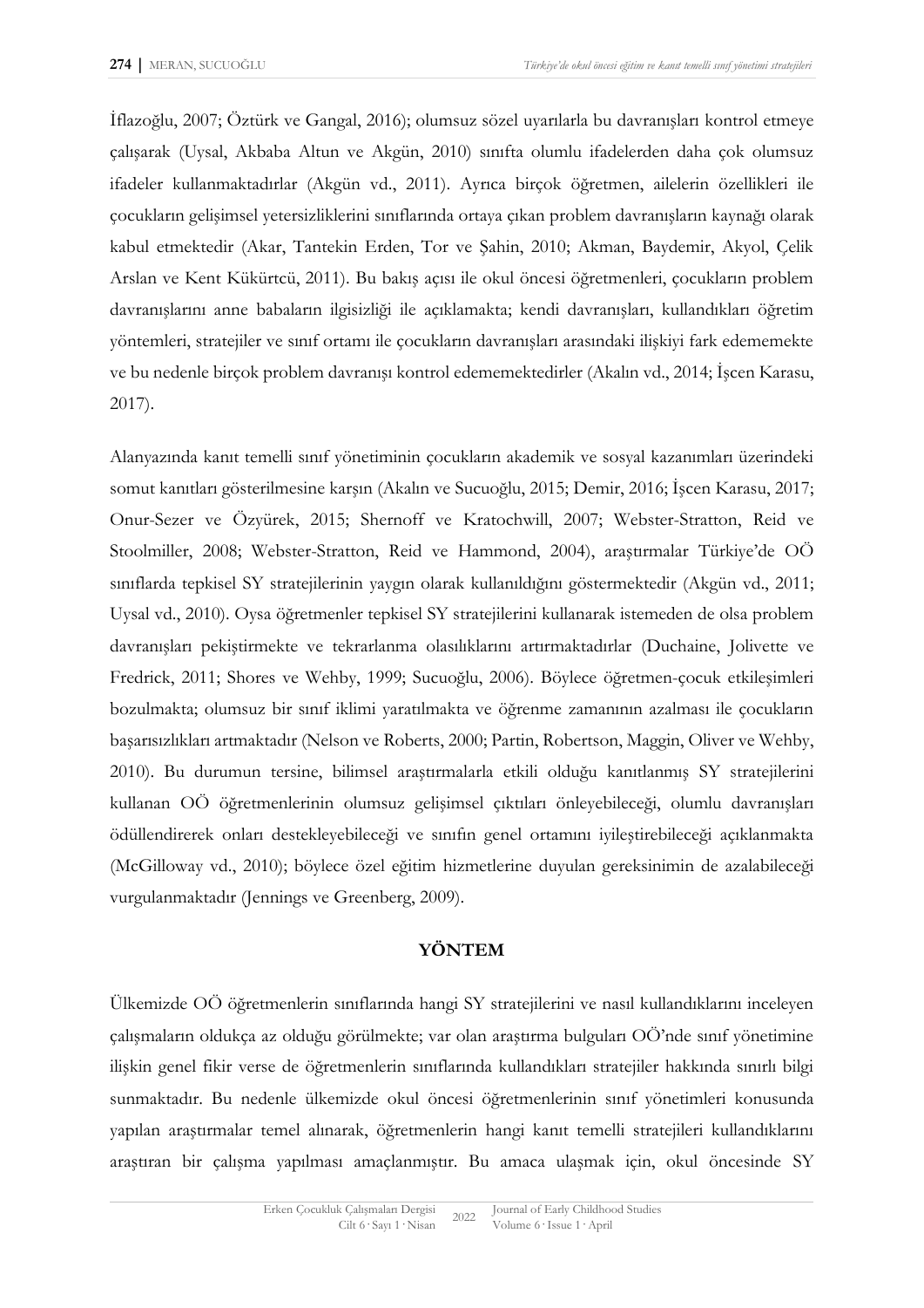İflazoğlu, 2007; Öztürk ve Gangal, 2016); olumsuz sözel uyarılarla bu davranışları kontrol etmeye çalışarak (Uysal, Akbaba Altun ve Akgün, 2010) sınıfta olumlu ifadelerden daha çok olumsuz ifadeler kullanmaktadırlar (Akgün vd., 2011). Ayrıca birçok öğretmen, ailelerin özellikleri ile çocukların gelişimsel yetersizliklerini sınıflarında ortaya çıkan problem davranışların kaynağı olarak kabul etmektedir (Akar, Tantekin Erden, Tor ve Şahin, 2010; Akman, Baydemir, Akyol, Çelik Arslan ve Kent Kükürtcü, 2011). Bu bakış açısı ile okul öncesi öğretmenleri, çocukların problem davranışlarını anne babaların ilgisizliği ile açıklamakta; kendi davranışları, kullandıkları öğretim yöntemleri, stratejiler ve sınıf ortamı ile çocukların davranışları arasındaki ilişkiyi fark edememekte ve bu nedenle birçok problem davranışı kontrol edememektedirler (Akalın vd., 2014; İşcen Karasu, 2017).

Alanyazında kanıt temelli sınıf yönetiminin çocukların akademik ve sosyal kazanımları üzerindeki somut kanıtları gösterilmesine karşın (Akalın ve Sucuoğlu, 2015; Demir, 2016; İşcen Karasu, 2017; Onur-Sezer ve Özyürek, 2015; Shernoff ve Kratochwill, 2007; Webster-Stratton, Reid ve Stoolmiller, 2008; Webster-Stratton, Reid ve Hammond, 2004), araştırmalar Türkiye'de OÖ sınıflarda tepkisel SY stratejilerinin yaygın olarak kullanıldığını göstermektedir (Akgün vd., 2011; Uysal vd., 2010). Oysa öğretmenler tepkisel SY stratejilerini kullanarak istemeden de olsa problem davranışları pekiştirmekte ve tekrarlanma olasılıklarını artırmaktadırlar (Duchaine, Jolivette ve Fredrick, 2011; Shores ve Wehby, 1999; Sucuoğlu, 2006). Böylece öğretmen-çocuk etkileşimleri bozulmakta; olumsuz bir sınıf iklimi yaratılmakta ve öğrenme zamanının azalması ile çocukların başarısızlıkları artmaktadır (Nelson ve Roberts, 2000; Partin, Robertson, Maggin, Oliver ve Wehby, 2010). Bu durumun tersine, bilimsel araştırmalarla etkili olduğu kanıtlanmış SY stratejilerini kullanan OÖ öğretmenlerinin olumsuz gelişimsel çıktıları önleyebileceği, olumlu davranışları ödüllendirerek onları destekleyebileceği ve sınıfın genel ortamını iyileştirebileceği açıklanmakta (McGilloway vd., 2010); böylece özel eğitim hizmetlerine duyulan gereksinimin de azalabileceği vurgulanmaktadır (Jennings ve Greenberg, 2009).

## YÖNTEM

Ülkemizde OÖ öğretmenlerin sınıflarında hangi SY stratejilerini ve nasıl kullandıklarını inceleyen çalışmaların oldukça az olduğu görülmekte; var olan araştırma bulguları OÖ'nde sınıf yönetimine ilişkin genel fikir verse de öğretmenlerin sınıflarında kullandıkları stratejiler hakkında sınırlı bilgi sunmaktadır. Bu nedenle ülkemizde okul öncesi öğretmenlerinin sınıf yönetimleri konusunda yapılan araştırmalar temel alınarak, öğretmenlerin hangi kanıt temelli stratejileri kullandıklarını araştıran bir çalışma yapılması amaçlanmıştır. Bu amaca ulaşmak için, okul öncesinde SY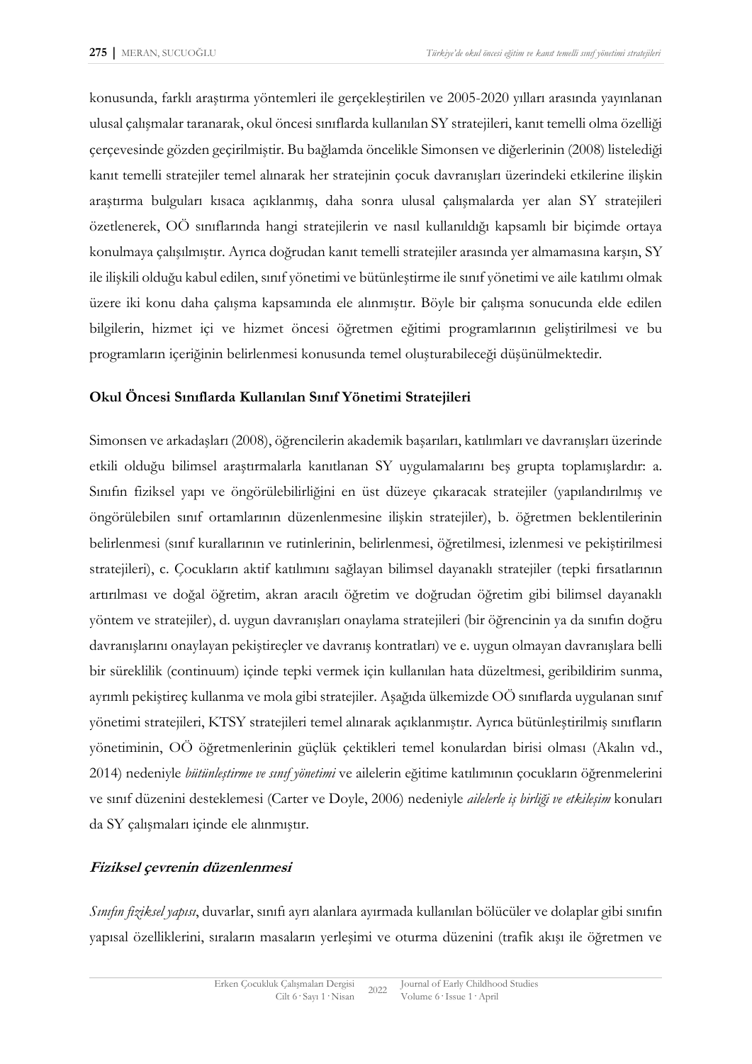konusunda, farklı araştırma yöntemleri ile gerçekleştirilen ve 2005-2020 yılları arasında yayınlanan ulusal çalışmalar taranarak, okul öncesi sınıflarda kullanılan SY stratejileri, kanıt temelli olma özelliği çerçevesinde gözden geçirilmiştir. Bu bağlamda öncelikle Simonsen ve diğerlerinin (2008) listelediği kanıt temelli stratejiler temel alınarak her stratejinin çocuk davranışları üzerindeki etkilerine ilişkin araştırma bulguları kısaca açıklanmış, daha sonra ulusal çalışmalarda yer alan SY stratejileri özetlenerek, OÖ sınıflarında hangi stratejilerin ve nasıl kullanıldığı kapsamlı bir biçimde ortaya konulmaya çalışılmıştır. Ayrıca doğrudan kanıt temelli stratejiler arasında yer almamasına karşın, SY ile ilişkili olduğu kabul edilen, sınıf yönetimi ve bütünleştirme ile sınıf yönetimi ve aile katılımı olmak üzere iki konu daha çalışma kapsamında ele alınmıştır. Böyle bir çalışma sonucunda elde edilen bilgilerin, hizmet içi ve hizmet öncesi öğretmen eğitimi programlarının geliştirilmesi ve bu programların içeriğinin belirlenmesi konusunda temel oluşturabileceği düşünülmektedir.

## Okul Öncesi Sınıflarda Kullanılan Sınıf Yönetimi Stratejileri

Simonsen ve arkadaşları (2008), öğrencilerin akademik başarıları, katılımları ve davranışları üzerinde etkili olduğu bilimsel araştırmalarla kanıtlanan SY uygulamalarını beş grupta toplamışlardır: a. Sınıfın fiziksel yapı ve öngörülebilirliğini en üst düzeye çıkaracak stratejiler (yapılandırılmış ve öngörülebilen sınıf ortamlarının düzenlenmesine ilişkin stratejiler), b. öğretmen beklentilerinin belirlenmesi (sınıf kurallarının ve rutinlerinin, belirlenmesi, öğretilmesi, izlenmesi ve pekiştirilmesi stratejileri), c. Çocukların aktif katılımını sağlayan bilimsel dayanaklı stratejiler (tepki fırsatlarının artırılması ve doğal öğretim, akran aracılı öğretim ve doğrudan öğretim gibi bilimsel dayanaklı yöntem ve stratejiler), d. uygun davranışları onaylama stratejileri (bir öğrencinin ya da sınıfın doğru davranışlarını onaylayan pekiştireçler ve davranış kontratları) ve e. uygun olmayan davranışlara belli bir süreklilik (continuum) içinde tepki vermek için kullanılan hata düzeltmesi, geribildirim sunma, ayrımlı pekiştireç kullanma ve mola gibi stratejiler. Aşağıda ülkemizde OÖ sınıflarda uygulanan sınıf yönetimi stratejileri, KTSY stratejileri temel alınarak açıklanmıştır. Ayrıca bütünleştirilmiş sınıfların yönetiminin, OÖ öğretmenlerinin güçlük çektikleri temel konulardan birisi olması (Akalın vd., 2014) nedeniyle *bütünleştirme ve sınıf yönetimi* ve ailelerin eğitime katılımının çocukların öğrenmelerini ve sınıf düzenini desteklemesi (Carter ve Doyle, 2006) nedeniyle *ailelerle iş birliği ve etkileşim* konuları da SY çalışmaları içinde ele alınmıştır.

### *Fiziksel çevrenin düzenlenmesi*

*Sınıfın fiziksel yapısı*, duvarlar, sınıfı ayrı alanlara ayırmada kullanılan bölücüler ve dolaplar gibi sınıfın yapısal özelliklerini, sıraların masaların yerleşimi ve oturma düzenini (trafik akışı ile öğretmen ve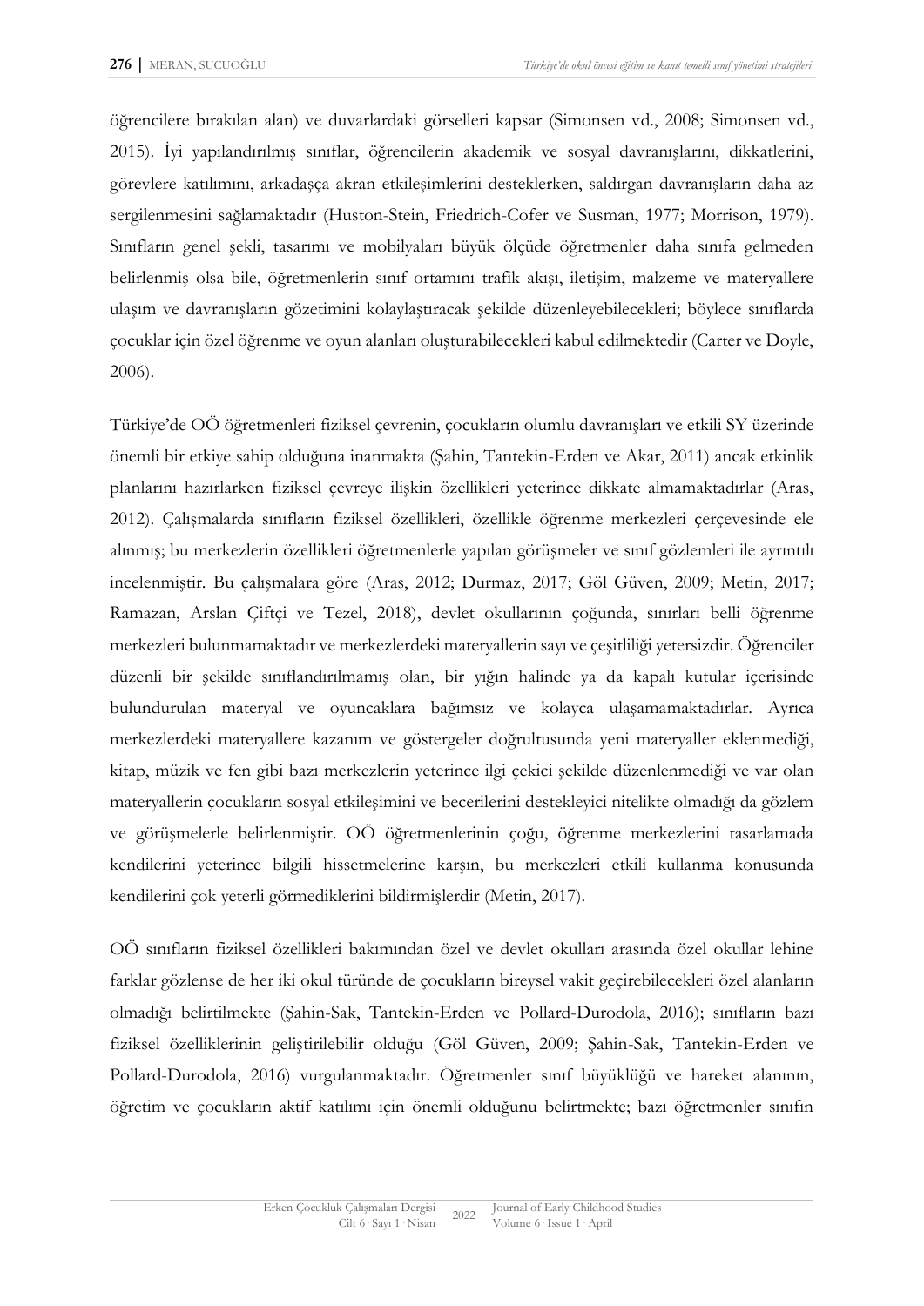öğrencilere bırakılan alan) ve duvarlardaki görselleri kapsar (Simonsen vd., 2008; Simonsen vd., 2015). İyi yapılandırılmış sınıflar, öğrencilerin akademik ve sosyal davranışlarını, dikkatlerini, görevlere katılımını, arkadaşça akran etkileşimlerini desteklerken, saldırgan davranışların daha az sergilenmesini sağlamaktadır (Huston-Stein, Friedrich-Cofer ve Susman, 1977; Morrison, 1979). Sınıfların genel şekli, tasarımı ve mobilyaları büyük ölçüde öğretmenler daha sınıfa gelmeden belirlenmiş olsa bile, öğretmenlerin sınıf ortamını trafik akışı, iletişim, malzeme ve materyallere ulaşım ve davranışların gözetimini kolaylaştıracak şekilde düzenleyebilecekleri; böylece sınıflarda çocuklar için özel öğrenme ve oyun alanları oluşturabilecekleri kabul edilmektedir (Carter ve Doyle, 2006).

Türkiye'de OÖ öğretmenleri fiziksel çevrenin, çocukların olumlu davranışları ve etkili SY üzerinde önemli bir etkiye sahip olduğuna inanmakta (Şahin, Tantekin-Erden ve Akar, 2011) ancak etkinlik planlarını hazırlarken fiziksel çevreye ilişkin özellikleri yeterince dikkate almamaktadırlar (Aras, 2012). Çalışmalarda sınıfların fiziksel özellikleri, özellikle öğrenme merkezleri çerçevesinde ele alınmış; bu merkezlerin özellikleri öğretmenlerle yapılan görüşmeler ve sınıf gözlemleri ile ayrıntılı incelenmiştir. Bu çalışmalara göre (Aras, 2012; Durmaz, 2017; Göl Güven, 2009; Metin, 2017; Ramazan, Arslan Çiftçi ve Tezel, 2018), devlet okullarının çoğunda, sınırları belli öğrenme merkezleri bulunmamaktadır ve merkezlerdeki materyallerin sayı ve çeşitliliği yetersizdir. Öğrenciler düzenli bir şekilde sınıflandırılmamış olan, bir yığın halinde ya da kapalı kutular içerisinde bulundurulan materyal ve oyuncaklara bağımsız ve kolayca ulaşamamaktadırlar. Ayrıca merkezlerdeki materyallere kazanım ve göstergeler doğrultusunda yeni materyaller eklenmediği, kitap, müzik ve fen gibi bazı merkezlerin yeterince ilgi çekici şekilde düzenlenmediği ve var olan materyallerin çocukların sosyal etkileşimini ve becerilerini destekleyici nitelikte olmadığı da gözlem ve görüşmelerle belirlenmiştir. OÖ öğretmenlerinin çoğu, öğrenme merkezlerini tasarlamada kendilerini yeterince bilgili hissetmelerine karşın, bu merkezleri etkili kullanma konusunda kendilerini çok yeterli görmediklerini bildirmişlerdir (Metin, 2017).

OÖ sınıfların fiziksel özellikleri bakımından özel ve devlet okulları arasında özel okullar lehine farklar gözlense de her iki okul türünde de çocukların bireysel vakit geçirebilecekleri özel alanların olmadığı belirtilmekte (Şahin-Sak, Tantekin-Erden ve Pollard-Durodola, 2016); sınıfların bazı fiziksel özelliklerinin geliştirilebilir olduğu (Göl Güven, 2009; Şahin-Sak, Tantekin-Erden ve Pollard-Durodola, 2016) vurgulanmaktadır. Öğretmenler sınıf büyüklüğü ve hareket alanının, öğretim ve çocukların aktif katılımı için önemli olduğunu belirtmekte; bazı öğretmenler sınıfın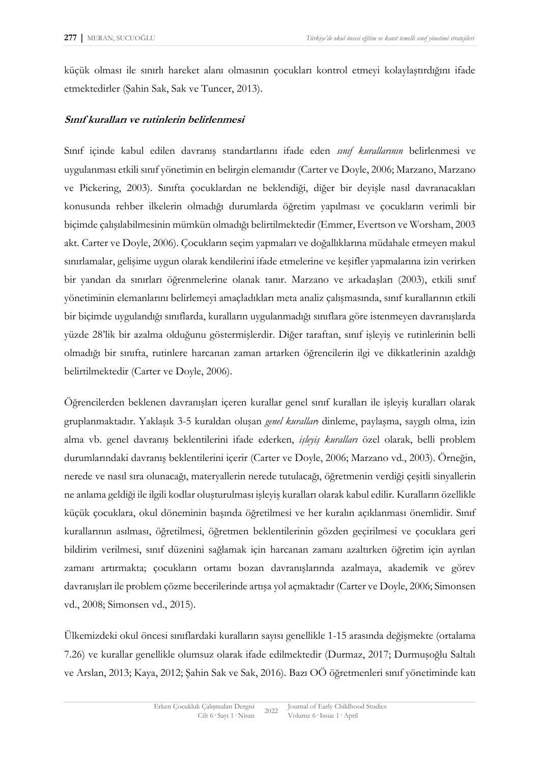küçük olması ile sınırlı hareket alanı olmasının çocukları kontrol etmeyi kolaylaştırdığını ifade etmektedirler (Şahin Sak, Sak ve Tuncer, 2013).

***Sınıf kuralları ve rutinlerin belirlenmesi***

Sınıf içinde kabul edilen davranış standartlarını ifade eden *sınıf kurallarının* belirlenmesi ve uygulanması etkili sınıf yönetimin en belirgin elemanıdır (Carter ve Doyle, 2006; Marzano, Marzano ve Pickering, 2003). Sınıfta çocuklardan ne beklendiği, diğer bir deyişle nasıl davranacakları konusunda rehber ilkelerin olmadığı durumlarda öğretim yapılması ve çocukların verimli bir biçimde çalışılabilmesinin mümkün olmadığı belirtilmektedir (Emmer, Evertson ve Worsham, 2003 akt. Carter ve Doyle, 2006). Çocukların seçim yapmaları ve doğallıklarına müdahale etmeyen makul sınırlamalar, gelişime uygun olarak kendilerini ifade etmelerine ve keşifler yapmalarına izin verirken bir yandan da sınırları öğrenmelerine olanak tanır. Marzano ve arkadaşları (2003), etkili sınıf yönetiminin elemanlarını belirlemeyi amaçladıkları meta analiz çalışmasında, sınıf kurallarının etkili bir biçimde uygulandığı sınıflarda, kuralların uygulanmadığı sınıflara göre istenmeyen davranışlarda yüzde 28'lik bir azalma olduğunu göstermişlerdir. Diğer taraftan, sınıf işleyiş ve rutinlerinin belli olmadığı bir sınıfta, rutinlere harcanan zaman artarken öğrencilerin ilgi ve dikkatlerinin azaldığı belirtilmektedir (Carter ve Doyle, 2006).

Öğrencilerden beklenen davranışları içeren kurallar genel sınıf kuralları ile işleyiş kuralları olarak gruplanmaktadır. Yaklaşık 3-5 kuraldan oluşan *genel kurallar*: dinleme, paylaşma, saygılı olma, izin alma vb. genel davranış beklentilerini ifade ederken, *işleyiş kuralları* özel olarak, belli problem durumlarındaki davranış beklentilerini içerir (Carter ve Doyle, 2006; Marzano vd., 2003). Örneğin, nerede ve nasıl sıra olunacağı, materyallerin nerede tutulacağı, öğretmenin verdiği çeşitli sinyallerin ne anlama geldiği ile ilgili kodlar oluşturulması işleyiş kuralları olarak kabul edilir. Kuralların özellikle küçük çocuklara, okul döneminin başında öğretilmesi ve her kuralın açıklanması önemlidir. Sınıf kurallarının asılması, öğretilmesi, öğretmen beklentilerinin gözden geçirilmesi ve çocuklara geri bildirim verilmesi, sınıf düzenini sağlamak için harcanan zamanı azaltırken öğretim için ayrılan zamanı artırmakta; çocukların ortamı bozan davranışlarında azalmaya, akademik ve görev davranışları ile problem çözme becerilerinde artışa yol açmaktadır (Carter ve Doyle, 2006; Simonsen vd., 2008; Simonsen vd., 2015).

Ülkemizdeki okul öncesi sınıflardaki kuralların sayısı genellikle 1-15 arasında değişmekte (ortalama 7.26) ve kurallar genellikle olumsuz olarak ifade edilmektedir (Durmaz, 2017; Durmuşoğlu Saltalı ve Arslan, 2013; Kaya, 2012; Şahin Sak ve Sak, 2016). Bazı OÖ öğretmenleri sınıf yönetiminde katı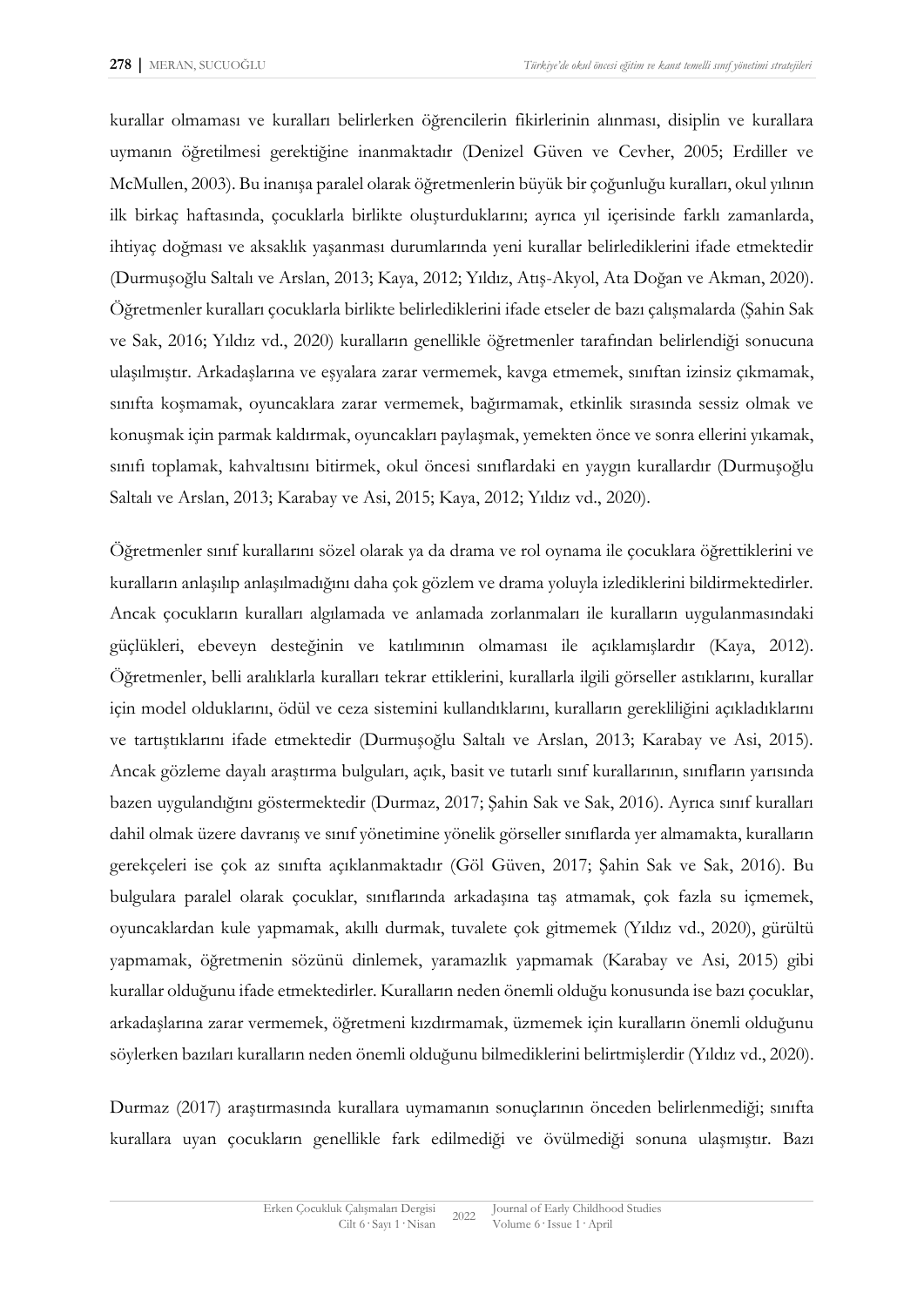kurallar olmaması ve kuralları belirlerken öğrencilerin fikirlerinin alınması, disiplin ve kurallara uymanın öğretilmesi gerektiğine inanmaktadır (Denizel Güven ve Cevher, 2005; Erdiller ve McMullen, 2003). Bu inanışa paralel olarak öğretmenlerin büyük bir çoğunluğu kuralları, okul yılının ilk birkaç haftasında, çocuklarla birlikte oluşturduklarını; ayrıca yıl içerisinde farklı zamanlarda, ihtiyaç doğması ve aksaklık yaşanması durumlarında yeni kurallar belirlediklerini ifade etmektedir (Durmuşoğlu Saltalı ve Arslan, 2013; Kaya, 2012; Yıldız, Atış-Akyol, Ata Doğan ve Akman, 2020). Öğretmenler kuralları çocuklarla birlikte belirlediklerini ifade etseler de bazı çalışmalarda (Şahin Sak ve Sak, 2016; Yıldız vd., 2020) kuralların genellikle öğretmenler tarafından belirlendiği sonucuna ulaşılmıştır. Arkadaşlarına ve eşyalara zarar vermemek, kavga etmemek, sınıftan izinsiz çıkmamak, sınıfta koşmamak, oyuncaklara zarar vermemek, bağırmamak, etkinlik sırasında sessiz olmak ve konuşmak için parmak kaldırmak, oyuncakları paylaşmak, yemekten önce ve sonra ellerini yıkamak, sınıfı toplamak, kahvaltısını bitirmek, okul öncesi sınıflardaki en yaygın kurallardır (Durmuşoğlu Saltalı ve Arslan, 2013; Karabay ve Asi, 2015; Kaya, 2012; Yıldız vd., 2020).

Öğretmenler sınıf kurallarını sözel olarak ya da drama ve rol oynama ile çocuklara öğrettiklerini ve kuralların anlaşılıp anlaşılmadığını daha çok gözlem ve drama yoluyla izlediklerini bildirmektedirler. Ancak çocukların kuralları algılamada ve anlamada zorlanmaları ile kuralların uygulanmasındaki güçlükleri, ebeveyn desteğinin ve katılımının olmaması ile açıklamışlardır (Kaya, 2012). Öğretmenler, belli aralıklarla kuralları tekrar ettiklerini, kurallarla ilgili görseller astıklarını, kurallar için model olduklarını, ödül ve ceza sistemini kullandıklarını, kuralların gerekliliğini açıkladıklarını ve tartıştıklarını ifade etmektedir (Durmuşoğlu Saltalı ve Arslan, 2013; Karabay ve Asi, 2015). Ancak gözleme dayalı araştırma bulguları, açık, basit ve tutarlı sınıf kurallarının, sınıfların yarısında bazen uygulandığını göstermektedir (Durmaz, 2017; Şahin Sak ve Sak, 2016). Ayrıca sınıf kuralları dahil olmak üzere davranış ve sınıf yönetimine yönelik görseller sınıflarda yer almamakta, kuralların gerekçeleri ise çok az sınıfta açıklanmaktadır (Göl Güven, 2017; Şahin Sak ve Sak, 2016). Bu bulgulara paralel olarak çocuklar, sınıflarında arkadaşına taş atmamak, çok fazla su içmemek, oyuncaklardan kule yapmamak, akıllı durmak, tuvalete çok gitmemek (Yıldız vd., 2020), gürültü yapmamak, öğretmenin sözünü dinlemek, yaramazlık yapmamak (Karabay ve Asi, 2015) gibi kurallar olduğunu ifade etmektedirler. Kuralların neden önemli olduğu konusunda ise bazı çocuklar, arkadaşlarına zarar vermemek, öğretmeni kızdırmamak, üzmemek için kuralların önemli olduğunu söylerken bazıları kuralların neden önemli olduğunu bilmediklerini belirtmişlerdir (Yıldız vd., 2020).

Durmaz (2017) araştırmasında kurallara uymamanın sonuçlarının önceden belirlenmediği; sınıfta kurallara uyan çocukların genellikle fark edilmediği ve övülmediği sonuna ulaşmıştır. Bazı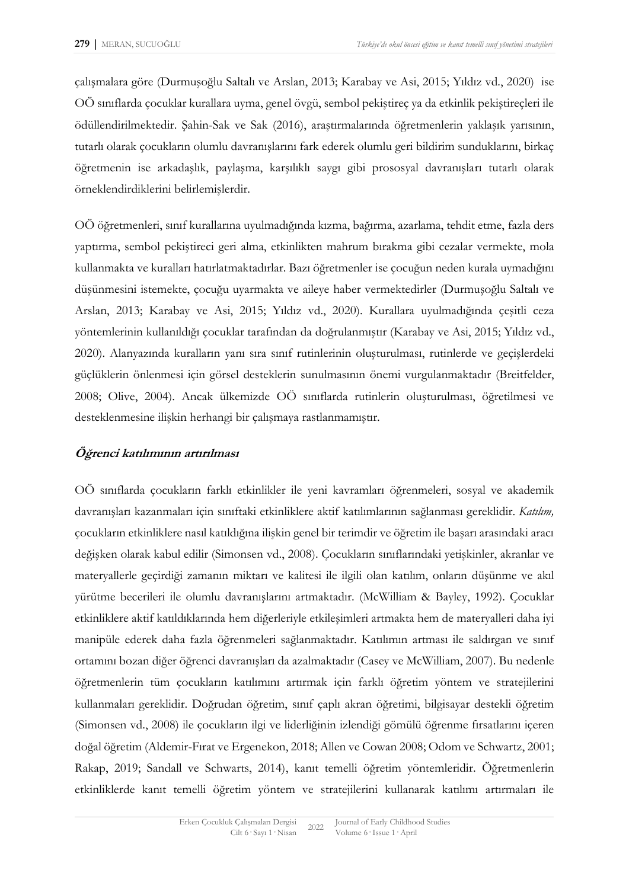çalışmalara göre (Durmuşoğlu Saltalı ve Arslan, 2013; Karabay ve Asi, 2015; Yıldız vd., 2020) ise OÖ sınıflarda çocuklar kurallara uyma, genel övgü, sembol pekiştireç ya da etkinlik pekiştireçleri ile ödüllendirilmektedir. Şahin-Sak ve Sak (2016), araştırmalarında öğretmenlerin yaklaşık yarısının, tutarlı olarak çocukların olumlu davranışlarını fark ederek olumlu geri bildirim sunduklarını, birkaç öğretmenin ise arkadaşlık, paylaşma, karşılıklı saygı gibi prososyal davranışları tutarlı olarak örneklendirdiklerini belirlemişlerdir.

OÖ öğretmenleri, sınıf kurallarına uyulmadığında kızma, bağırma, azarlama, tehdit etme, fazla ders yaptırma, sembol pekiştireci geri alma, etkinlikten mahrum bırakma gibi cezalar vermekte, mola kullanmakta ve kuralları hatırlatmaktadırlar. Bazı öğretmenler ise çocuğun neden kurala uymadığını düşünmesini istemekte, çocuğu uyarmakta ve aileye haber vermektedirler (Durmuşoğlu Saltalı ve Arslan, 2013; Karabay ve Asi, 2015; Yıldız vd., 2020). Kurallara uyulmadığında çeşitli ceza yöntemlerinin kullanıldığı çocuklar tarafından da doğrulanmıştır (Karabay ve Asi, 2015; Yıldız vd., 2020). Alanyazında kuralların yanı sıra sınıf rutinlerinin oluşturulması, rutinlerde ve geçişlerdeki güçlüklerin önlenmesi için görsel desteklerin sunulmasının önemi vurgulanmaktadır (Breitfelder, 2008; Olive, 2004). Ancak ülkemizde OÖ sınıflarda rutinlerin oluşturulması, öğretilmesi ve desteklenmesine ilişkin herhangi bir çalışmaya rastlanmamıştır.

### *Öğrenci katılımının artırılması*

OÖ sınıflarda çocukların farklı etkinlikler ile yeni kavramları öğrenmeleri, sosyal ve akademik davranışları kazanmaları için sınıftaki etkinliklere aktif katılımlarının sağlanması gereklidir. *Katılım,* çocukların etkinliklere nasıl katıldığına ilişkin genel bir terimdir ve öğretim ile başarı arasındaki aracı değişken olarak kabul edilir (Simonsen vd., 2008). Çocukların sınıflarındaki yetişkinler, akranlar ve materyallerle geçirdiği zamanın miktarı ve kalitesi ile ilgili olan katılım, onların düşünme ve akıl yürütme becerileri ile olumlu davranışlarını artmaktadır. (McWilliam & Bayley, 1992). Çocuklar etkinliklere aktif katıldıklarında hem diğerleriyle etkileşimleri artmakta hem de materyalleri daha iyi manipüle ederek daha fazla öğrenmeleri sağlanmaktadır. Katılımın artması ile saldırgan ve sınıf ortamını bozan diğer öğrenci davranışları da azalmaktadır (Casey ve McWilliam, 2007). Bu nedenle öğretmenlerin tüm çocukların katılımını artırmak için farklı öğretim yöntem ve stratejilerini kullanmaları gereklidir. Doğrudan öğretim, sınıf çaplı akran öğretimi, bilgisayar destekli öğretim (Simonsen vd., 2008) ile çocukların ilgi ve liderliğinin izlendiği gömülü öğrenme fırsatlarını içeren doğal öğretim (Aldemir-Fırat ve Ergenekon, 2018; Allen ve Cowan 2008; Odom ve Schwartz, 2001; Rakap, 2019; Sandall ve Schwarts, 2014), kanıt temelli öğretim yöntemleridir. Öğretmenlerin etkinliklerde kanıt temelli öğretim yöntem ve stratejilerini kullanarak katılımı artırmaları ile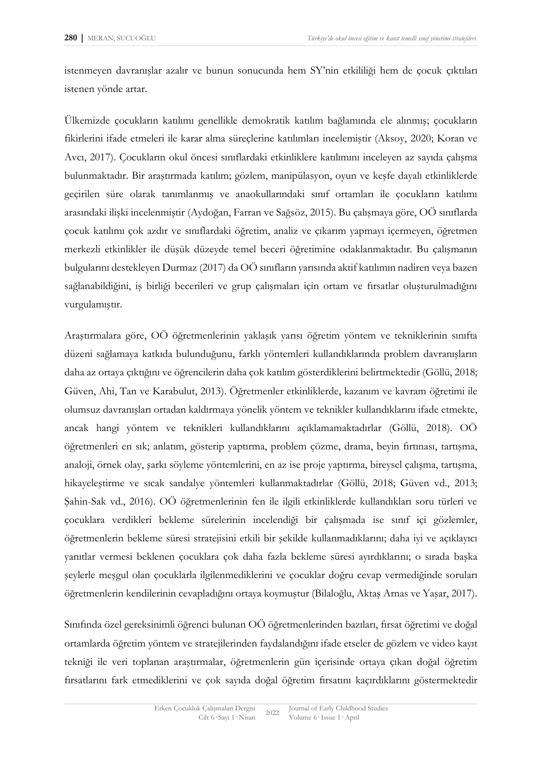istenmeyen davranışlar azalır ve bunun sonucunda hem SY'nin etkililiği hem de çocuk çıktıları istenen yönde artar.

Ülkemizde çocukların katılımı genellikle demokratik katılım bağlamında ele alınmış; çocukların fikirlerini ifade etmeleri ile karar alma süreçlerine katılımları incelemiştir (Aksoy, 2020; Koran ve Avcı, 2017). Çocukların okul öncesi sınıflardaki etkinliklere katılımını inceleyen az sayıda çalışma bulunmaktadır. Bir araştırmada katılım; gözlem, manipülasyon, oyun ve keşfe dayalı etkinliklerde geçirilen süre olarak tanımlanmış ve anaokullarındaki sınıf ortamları ile çocukların katılımı arasındaki ilişki incelenmiştir (Aydoğan, Farran ve Sağsöz, 2015). Bu çalışmaya göre, OÖ sınıflarda çocuk katılımı çok azdır ve sınıflardaki öğretim, analiz ve çıkarım yapmayı içermeyen, öğretmen merkezli etkinlikler ile düşük düzeyde temel beceri öğretimine odaklanmaktadır. Bu çalışmanın bulgularını destekleyen Durmaz (2017) da OÖ sınıfların yarısında aktif katılımın nadiren veya bazen sağlanabildiğini, iş birliği becerileri ve grup çalışmaları için ortam ve fırsatlar oluşturulmadığını vurgulamıştır.

Araştırmalara göre, OÖ öğretmenlerinin yaklaşık yarısı öğretim yöntem ve tekniklerinin sınıfta düzeni sağlamaya katkıda bulunduğunu, farklı yöntemleri kullandıklarında problem davranışların daha az ortaya çıktığını ve öğrencilerin daha çok katılım gösterdiklerini belirtmektedir (Göllü, 2018; Güven, Ahi, Tan ve Karabulut, 2013). Öğretmenler etkinliklerde, kazanım ve kavram öğretimi ile olumsuz davranışları ortadan kaldırmaya yönelik yöntem ve teknikler kullandıklarını ifade etmekte, ancak hangi yöntem ve teknikleri kullandıklarını açıklamamaktadırlar (Göllü, 2018). OÖ öğretmenleri en sık; anlatım, gösterip yaptırma, problem çözme, drama, beyin fırtınası, tartışma, analoji, örnek olay, şarkı söyleme yöntemlerini, en az ise proje yaptırma, bireysel çalışma, tartışma, hikayeleştirme ve sıcak sandalye yöntemleri kullanmaktadırlar (Göllü, 2018; Güven vd., 2013; Şahin-Sak vd., 2016). OÖ öğretmenlerinin fen ile ilgili etkinliklerde kullandıkları soru türleri ve çocuklara verdikleri bekleme sürelerinin incelendiği bir çalışmada ise sınıf içi gözlemler, öğretmenlerin bekleme süresi stratejisini etkili bir şekilde kullanmadıklarını; daha iyi ve açıklayıcı yanıtlar vermesi beklenen çocuklara çok daha fazla bekleme süresi ayırdıklarını; o sırada başka şeylerle meşgul olan çocuklarla ilgilenmediklerini ve çocuklar doğru cevap vermediğinde soruları öğretmenlerin kendilerinin cevapladığını ortaya koymuştur (Bilaloğlu, Aktaş Arnas ve Yaşar, 2017).

Sınıfında özel gereksinimli öğrenci bulunan OÖ öğretmenlerinden bazıları, fırsat öğretimi ve doğal ortamlarda öğretim yöntem ve stratejilerinden faydalandığını ifade etseler de gözlem ve video kayıt tekniği ile veri toplanan araştırmalar, öğretmenlerin gün içerisinde ortaya çıkan doğal öğretim fırsatlarını fark etmediklerini ve çok sayıda doğal öğretim fırsatını kaçırdıklarını göstermektedir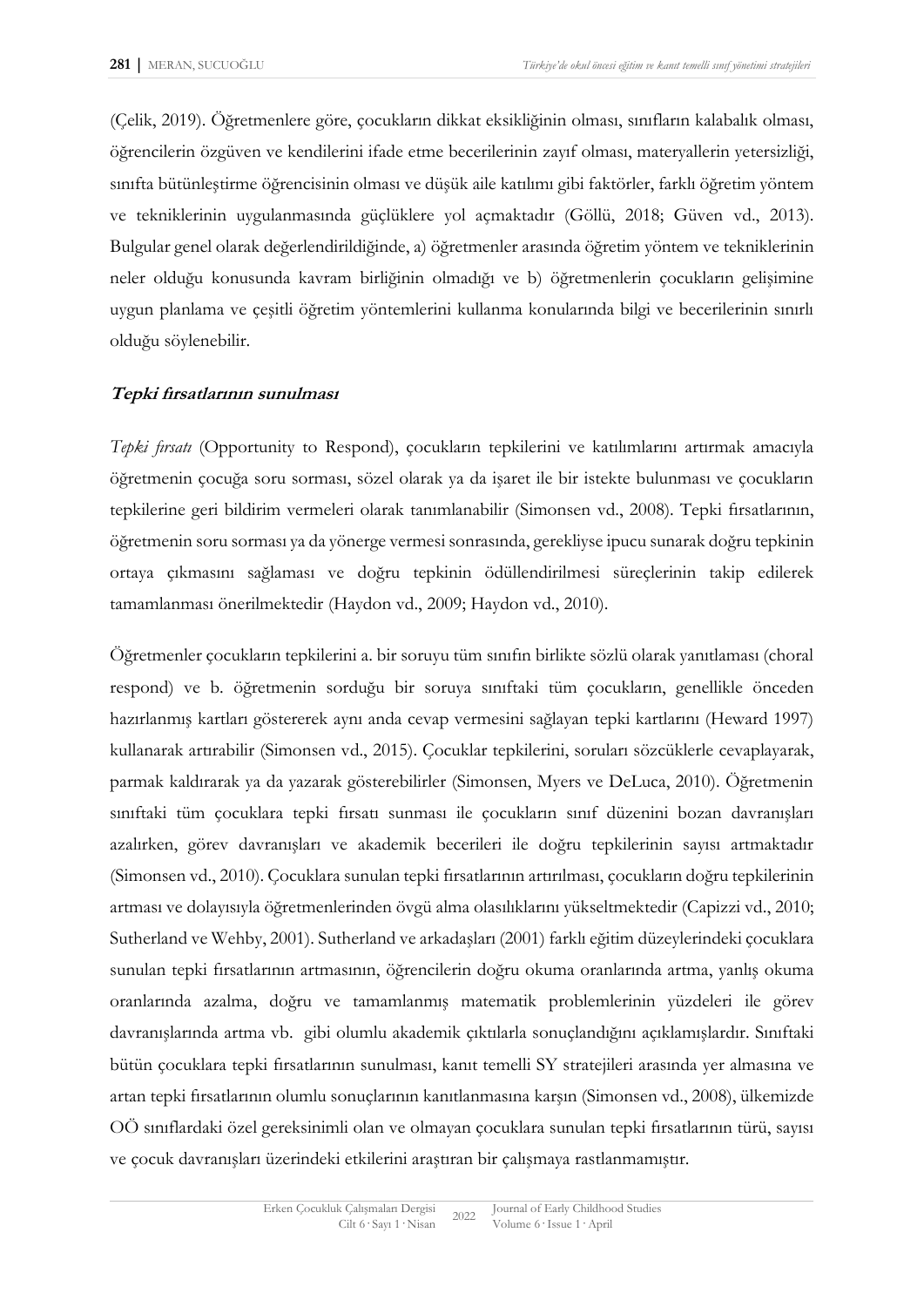(Çelik, 2019). Öğretmenlere göre, çocukların dikkat eksikliğinin olması, sınıfların kalabalık olması, öğrencilerin özgüven ve kendilerini ifade etme becerilerinin zayıf olması, materyallerin yetersizliği, sınıfta bütünleştirme öğrencisinin olması ve düşük aile katılımı gibi faktörler, farklı öğretim yöntem ve tekniklerinin uygulanmasında güçlüklere yol açmaktadır (Göllü, 2018; Güven vd., 2013). Bulgular genel olarak değerlendirildiğinde, a) öğretmenler arasında öğretim yöntem ve tekniklerinin neler olduğu konusunda kavram birliğinin olmadığı ve b) öğretmenlerin çocukların gelişimine uygun planlama ve çeşitli öğretim yöntemlerini kullanma konularında bilgi ve becerilerinin sınırlı olduğu söylenebilir.

#### *Tepki fırsatlarının sunulması*

*Tepki fırsatı* (Opportunity to Respond), çocukların tepkilerini ve katılımlarını artırmak amacıyla öğretmenin çocuğa soru sorması, sözel olarak ya da işaret ile bir istekte bulunması ve çocukların tepkilerine geri bildirim vermeleri olarak tanımlanabilir (Simonsen vd., 2008). Tepki fırsatlarının, öğretmenin soru sorması ya da yönerge vermesi sonrasında, gerekliyse ipucu sunarak doğru tepkinin ortaya çıkmasını sağlaması ve doğru tepkinin ödüllendirilmesi süreçlerinin takip edilerek tamamlanması önerilmektedir (Haydon vd., 2009; Haydon vd., 2010).

Öğretmenler çocukların tepkilerini a. bir soruyu tüm sınıfın birlikte sözlü olarak yanıtlaması (choral respond) ve b. öğretmenin sorduğu bir soruya sınıftaki tüm çocukların, genellikle önceden hazırlanmış kartları göstererek aynı anda cevap vermesini sağlayan tepki kartlarını (Heward 1997) kullanarak artırabilir (Simonsen vd., 2015). Çocuklar tepkilerini, soruları sözcüklerle cevaplayarak, parmak kaldırarak ya da yazarak gösterebilirler (Simonsen, Myers ve DeLuca, 2010). Öğretmenin sınıftaki tüm çocuklara tepki fırsatı sunması ile çocukların sınıf düzenini bozan davranışları azalırken, görev davranışları ve akademik becerileri ile doğru tepkilerinin sayısı artmaktadır (Simonsen vd., 2010). Çocuklara sunulan tepki fırsatlarının artırılması, çocukların doğru tepkilerinin artması ve dolayısıyla öğretmenlerinden övgü alma olasılıklarını yükseltmektedir (Capizzi vd., 2010; Sutherland ve Wehby, 2001). Sutherland ve arkadaşları (2001) farklı eğitim düzeylerindeki çocuklara sunulan tepki fırsatlarının artmasının, öğrencilerin doğru okuma oranlarında artma, yanlış okuma oranlarında azalma, doğru ve tamamlanmış matematik problemlerinin yüzdeleri ile görev davranışlarında artma vb. gibi olumlu akademik çıktılarla sonuçlandığını açıklamışlardır. Sınıftaki bütün çocuklara tepki fırsatlarının sunulması, kanıt temelli SY stratejileri arasında yer almasına ve artan tepki fırsatlarının olumlu sonuçlarının kanıtlanmasına karşın (Simonsen vd., 2008), ülkemizde OÖ sınıflardaki özel gereksinimli olan ve olmayan çocuklara sunulan tepki fırsatlarının türü, sayısı ve çocuk davranışları üzerindeki etkilerini araştıran bir çalışmaya rastlanmamıştır.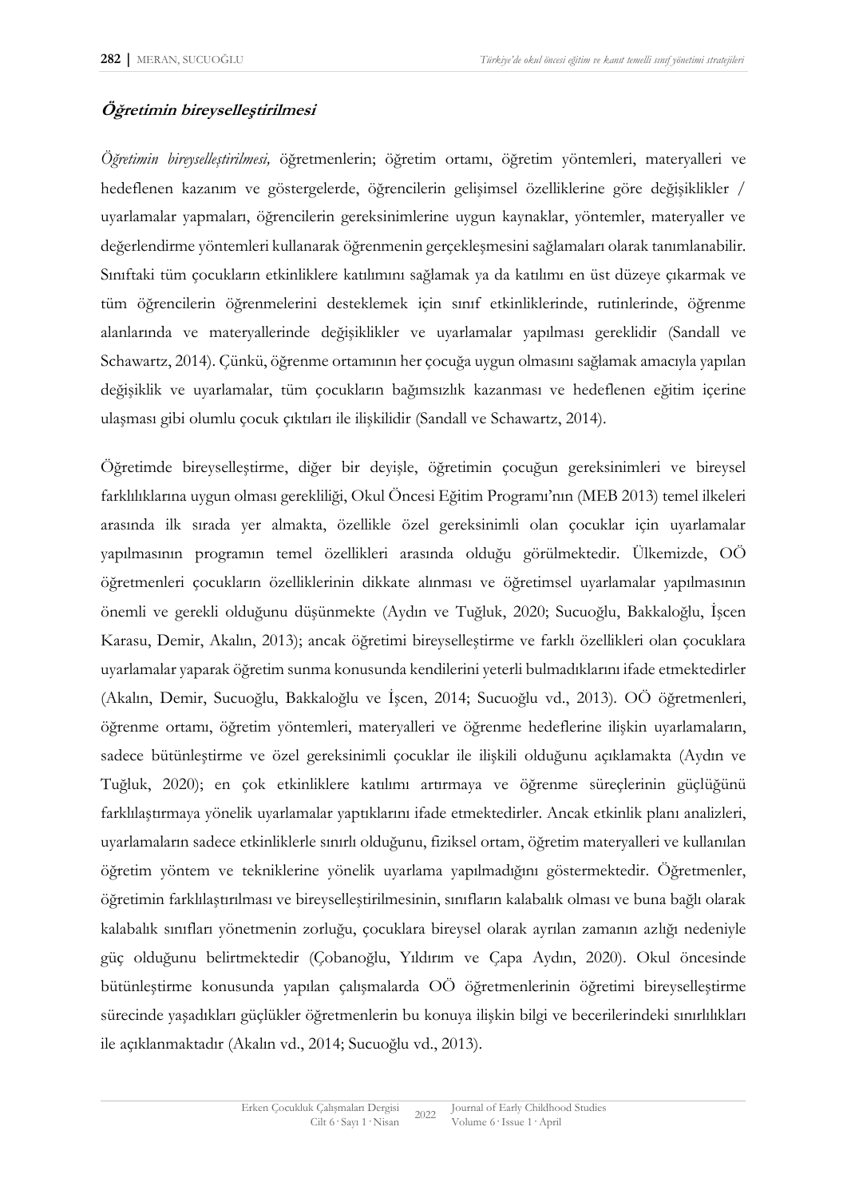### Öğretimin bireyselleştirilmesi

*Öğretimin bireyselleştirilmesi,* öğretmenlerin; öğretim ortamı, öğretim yöntemleri, materyalleri ve hedeflenen kazanım ve göstergelerde, öğrencilerin gelişimsel özelliklerine göre değişiklikler / uyarlamalar yapmaları, öğrencilerin gereksinimlerine uygun kaynaklar, yöntemler, materyaller ve değerlendirme yöntemleri kullanarak öğrenmenin gerçekleşmesini sağlamaları olarak tanımlanabilir. Sınıftaki tüm çocukların etkinliklere katılımını sağlamak ya da katılımı en üst düzeye çıkarmak ve tüm öğrencilerin öğrenmelerini desteklemek için sınıf etkinliklerinde, rutinlerinde, öğrenme alanlarında ve materyallerinde değişiklikler ve uyarlamalar yapılması gereklidir (Sandall ve Schawartz, 2014). Çünkü, öğrenme ortamının her çocuğa uygun olmasını sağlamak amacıyla yapılan değişiklik ve uyarlamalar, tüm çocukların bağımsızlık kazanması ve hedeflenen eğitim içerine ulaşması gibi olumlu çocuk çıktıları ile ilişkilidir (Sandall ve Schawartz, 2014).

Öğretimde bireyselleştirme, diğer bir deyişle, öğretimin çocuğun gereksinimleri ve bireysel farklılıklarına uygun olması gerekliliği, Okul Öncesi Eğitim Programı'nın (MEB 2013) temel ilkeleri arasında ilk sırada yer almakta, özellikle özel gereksinimli olan çocuklar için uyarlamalar yapılmasının programın temel özellikleri arasında olduğu görülmektedir. Ülkemizde, OÖ öğretmenleri çocukların özelliklerinin dikkate alınması ve öğretimsel uyarlamalar yapılmasının önemli ve gerekli olduğunu düşünmekte (Aydın ve Tuğluk, 2020; Sucuoğlu, Bakkaloğlu, İşcen Karasu, Demir, Akalın, 2013); ancak öğretimi bireyselleştirme ve farklı özellikleri olan çocuklara uyarlamalar yaparak öğretim sunma konusunda kendilerini yeterli bulmadıklarını ifade etmektedirler (Akalın, Demir, Sucuoğlu, Bakkaloğlu ve İşcen, 2014; Sucuoğlu vd., 2013). OÖ öğretmenleri, öğrenme ortamı, öğretim yöntemleri, materyalleri ve öğrenme hedeflerine ilişkin uyarlamaların, sadece bütünleştirme ve özel gereksinimli çocuklar ile ilişkili olduğunu açıklamakta (Aydın ve Tuğluk, 2020); en çok etkinliklere katılımı artırmaya ve öğrenme süreçlerinin güçlüğünü farklılaştırmaya yönelik uyarlamalar yaptıklarını ifade etmektedirler. Ancak etkinlik planı analizleri, uyarlamaların sadece etkinliklerle sınırlı olduğunu, fiziksel ortam, öğretim materyalleri ve kullanılan öğretim yöntem ve tekniklerine yönelik uyarlama yapılmadığını göstermektedir. Öğretmenler, öğretimin farklılaştırılması ve bireyselleştirilmesinin, sınıfların kalabalık olması ve buna bağlı olarak kalabalık sınıfları yönetmenin zorluğu, çocuklara bireysel olarak ayrılan zamanın azlığı nedeniyle güç olduğunu belirtmektedir (Çobanoğlu, Yıldırım ve Çapa Aydın, 2020). Okul öncesinde bütünleştirme konusunda yapılan çalışmalarda OÖ öğretmenlerinin öğretimi bireyselleştirme sürecinde yaşadıkları güçlükler öğretmenlerin bu konuya ilişkin bilgi ve becerilerindeki sınırlılıkları ile açıklanmaktadır (Akalın vd., 2014; Sucuoğlu vd., 2013).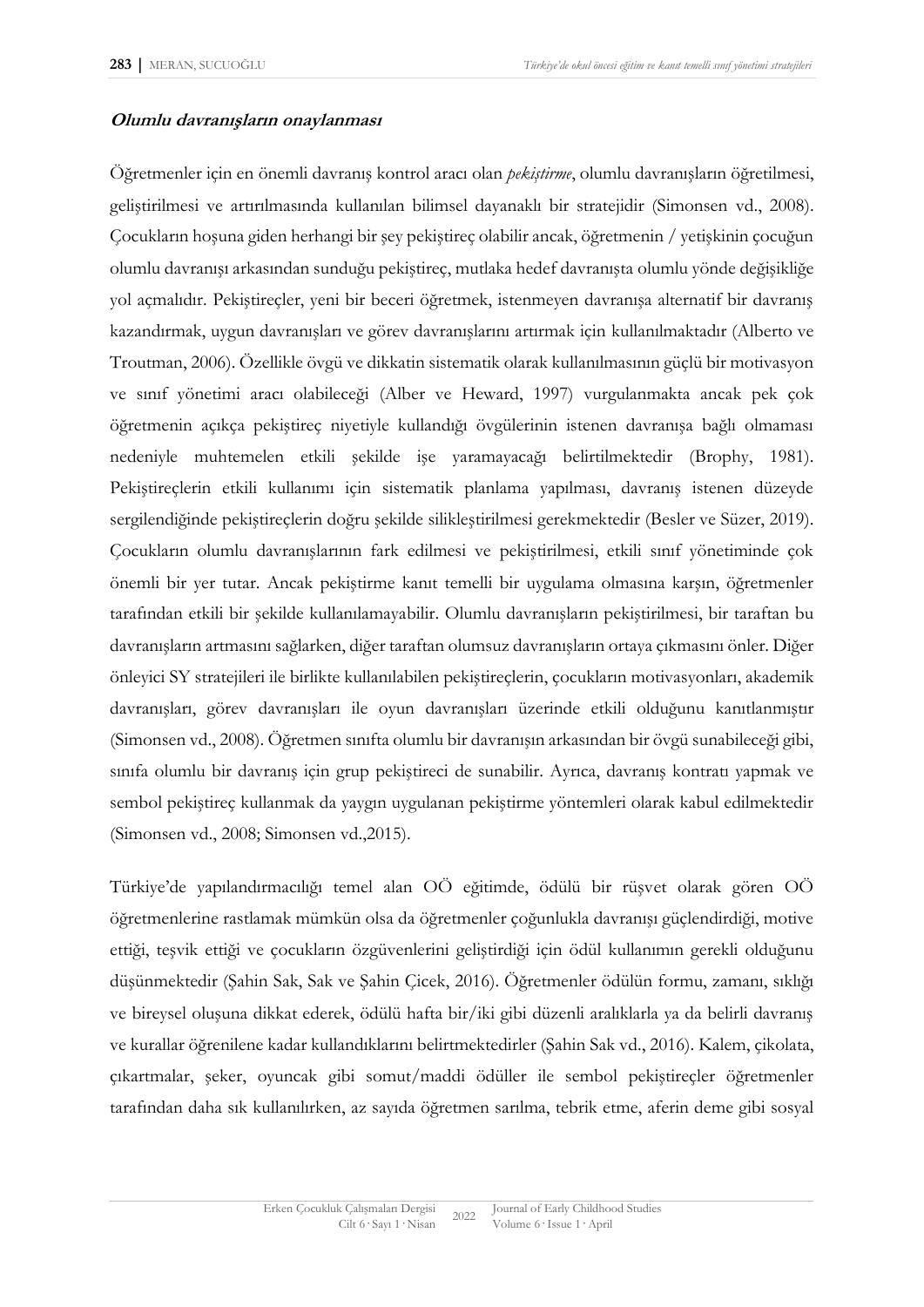### ***Olumlu davranışların onaylanması***

Öğretmenler için en önemli davranış kontrol aracı olan *pekiştirme*, olumlu davranışların öğretilmesi, geliştirilmesi ve artırılmasında kullanılan bilimsel dayanaklı bir stratejidir (Simonsen vd., 2008). Çocukların hoşuna giden herhangi bir şey pekiştireç olabilir ancak, öğretmenin / yetişkinin çocuğun olumlu davranışı arkasından sunduğu pekiştireç, mutlaka hedef davranışta olumlu yönde değişikliğe yol açmalıdır. Pekiştireçler, yeni bir beceri öğretmek, istenmeyen davranışa alternatif bir davranış kazandırmak, uygun davranışları ve görev davranışlarını artırmak için kullanılmaktadır (Alberto ve Troutman, 2006). Özellikle övgü ve dikkatin sistematik olarak kullanılmasının güçlü bir motivasyon ve sınıf yönetimi aracı olabileceği (Alber ve Heward, 1997) vurgulanmakta ancak pek çok öğretmenin açıkça pekiştireç niyetiyle kullandığı övgülerinin istenen davranışa bağlı olmaması nedeniyle muhtemelen etkili şekilde işe yaramayacağı belirtilmektedir (Brophy, 1981). Pekiştireçlerin etkili kullanımı için sistematik planlama yapılması, davranış istenen düzeyde sergilendiğinde pekiştireçlerin doğru şekilde silikleştirilmesi gerekmektedir (Besler ve Süzer, 2019). Çocukların olumlu davranışlarının fark edilmesi ve pekiştirilmesi, etkili sınıf yönetiminde çok önemli bir yer tutar. Ancak pekiştirme kanıt temelli bir uygulama olmasına karşın, öğretmenler tarafından etkili bir şekilde kullanılamayabilir. Olumlu davranışların pekiştirilmesi, bir taraftan bu davranışların artmasını sağlarken, diğer taraftan olumsuz davranışların ortaya çıkmasını önler. Diğer önleyici SY stratejileri ile birlikte kullanılabilen pekiştireçlerin, çocukların motivasyonları, akademik davranışları, görev davranışları ile oyun davranışları üzerinde etkili olduğunu kanıtlanmıştır (Simonsen vd., 2008). Öğretmen sınıfta olumlu bir davranışın arkasından bir övgü sunabileceği gibi, sınıfa olumlu bir davranış için grup pekiştireci de sunabilir. Ayrıca, davranış kontratı yapmak ve sembol pekiştireç kullanmak da yaygın uygulanan pekiştirme yöntemleri olarak kabul edilmektedir (Simonsen vd., 2008; Simonsen vd.,2015).

Türkiye'de yapılandırmacılığı temel alan OÖ eğitimde, ödülü bir rüşvet olarak gören OÖ öğretmenlerine rastlamak mümkün olsa da öğretmenler çoğunlukla davranışı güçlendirdiği, motive ettiği, teşvik ettiği ve çocukların özgüvenlerini geliştirdiği için ödül kullanımın gerekli olduğunu düşünmektedir (Şahin Sak, Sak ve Şahin Çicek, 2016). Öğretmenler ödülün formu, zamanı, sıklığı ve bireysel oluşuna dikkat ederek, ödülü hafta bir/iki gibi düzenli aralıklarla ya da belirli davranış ve kurallar öğrenilene kadar kullandıklarını belirtmektedirler (Şahin Sak vd., 2016). Kalem, çikolata, çıkartmalar, şeker, oyuncak gibi somut/maddi ödüller ile sembol pekiştireçler öğretmenler tarafından daha sık kullanılırken, az sayıda öğretmen sarılma, tebrik etme, aferin deme gibi sosyal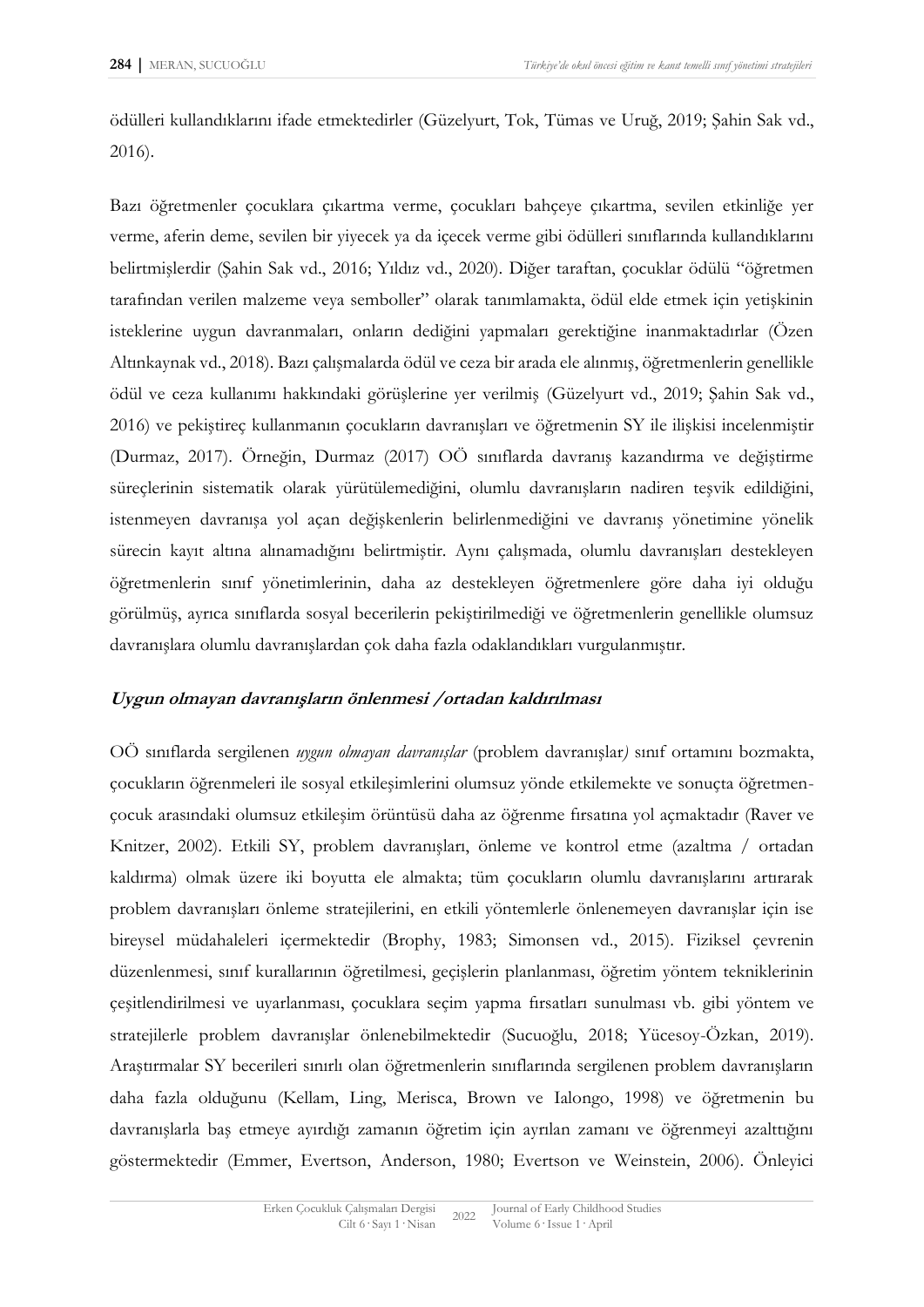ödülleri kullandıklarını ifade etmektedirler (Güzelyurt, Tok, Tümas ve Uruğ, 2019; Şahin Sak vd., 2016).

Bazı öğretmenler çocuklara çıkartma verme, çocukları bahçeye çıkartma, sevilen etkinliğe yer verme, aferin deme, sevilen bir yiyecek ya da içecek verme gibi ödülleri sınıflarında kullandıklarını belirtmişlerdir (Şahin Sak vd., 2016; Yıldız vd., 2020). Diğer taraftan, çocuklar ödülü "öğretmen tarafından verilen malzeme veya semboller" olarak tanımlamakta, ödül elde etmek için yetişkinin isteklerine uygun davranmaları, onların dediğini yapmaları gerektiğine inanmaktadırlar (Özen Altınkaynak vd., 2018). Bazı çalışmalarda ödül ve ceza bir arada ele alınmış, öğretmenlerin genellikle ödül ve ceza kullanımı hakkındaki görüşlerine yer verilmiş (Güzelyurt vd., 2019; Şahin Sak vd., 2016) ve pekiştireç kullanmanın çocukların davranışları ve öğretmenin SY ile ilişkisi incelenmiştir (Durmaz, 2017). Örneğin, Durmaz (2017) OÖ sınıflarda davranış kazandırma ve değiştirme süreçlerinin sistematik olarak yürütülemediğini, olumlu davranışların nadiren teşvik edildiğini, istenmeyen davranışa yol açan değişkenlerin belirlenmediğini ve davranış yönetimine yönelik sürecin kayıt altına alınamadığını belirtmiştir. Aynı çalışmada, olumlu davranışları destekleyen öğretmenlerin sınıf yönetimlerinin, daha az destekleyen öğretmenlere göre daha iyi olduğu görülmüş, ayrıca sınıflarda sosyal becerilerin pekiştirilmediği ve öğretmenlerin genellikle olumsuz davranışlara olumlu davranışlardan çok daha fazla odaklandıkları vurgulanmıştır.

### *Uygun olmayan davranışların önlenmesi /ortadan kaldırılması*

OÖ sınıflarda sergilenen *uygun olmayan davranışlar* (problem davranışlar*)* sınıf ortamını bozmakta, çocukların öğrenmeleri ile sosyal etkileşimlerini olumsuz yönde etkilemekte ve sonuçta öğretmen-çocuk arasındaki olumsuz etkileşim örüntüsü daha az öğrenme fırsatına yol açmaktadır (Raver ve Knitzer, 2002). Etkili SY, problem davranışları, önleme ve kontrol etme (azaltma / ortadan kaldırma) olmak üzere iki boyutta ele almakta; tüm çocukların olumlu davranışlarını artırarak problem davranışları önleme stratejilerini, en etkili yöntemlerle önlenemeyen davranışlar için ise bireysel müdahaleleri içermektedir (Brophy, 1983; Simonsen vd., 2015). Fiziksel çevrenin düzenlenmesi, sınıf kurallarının öğretilmesi, geçişlerin planlanması, öğretim yöntem tekniklerinin çeşitlendirilmesi ve uyarlanması, çocuklara seçim yapma fırsatları sunulması vb. gibi yöntem ve stratejilerle problem davranışlar önlenebilmektedir (Sucuoğlu, 2018; Yücesoy-Özkan, 2019). Araştırmalar SY becerileri sınırlı olan öğretmenlerin sınıflarında sergilenen problem davranışların daha fazla olduğunu (Kellam, Ling, Merisca, Brown ve Ialongo, 1998) ve öğretmenin bu davranışlarla baş etmeye ayırdığı zamanın öğretim için ayrılan zamanı ve öğrenmeyi azalttığını göstermektedir (Emmer, Evertson, Anderson, 1980; Evertson ve Weinstein, 2006). Önleyici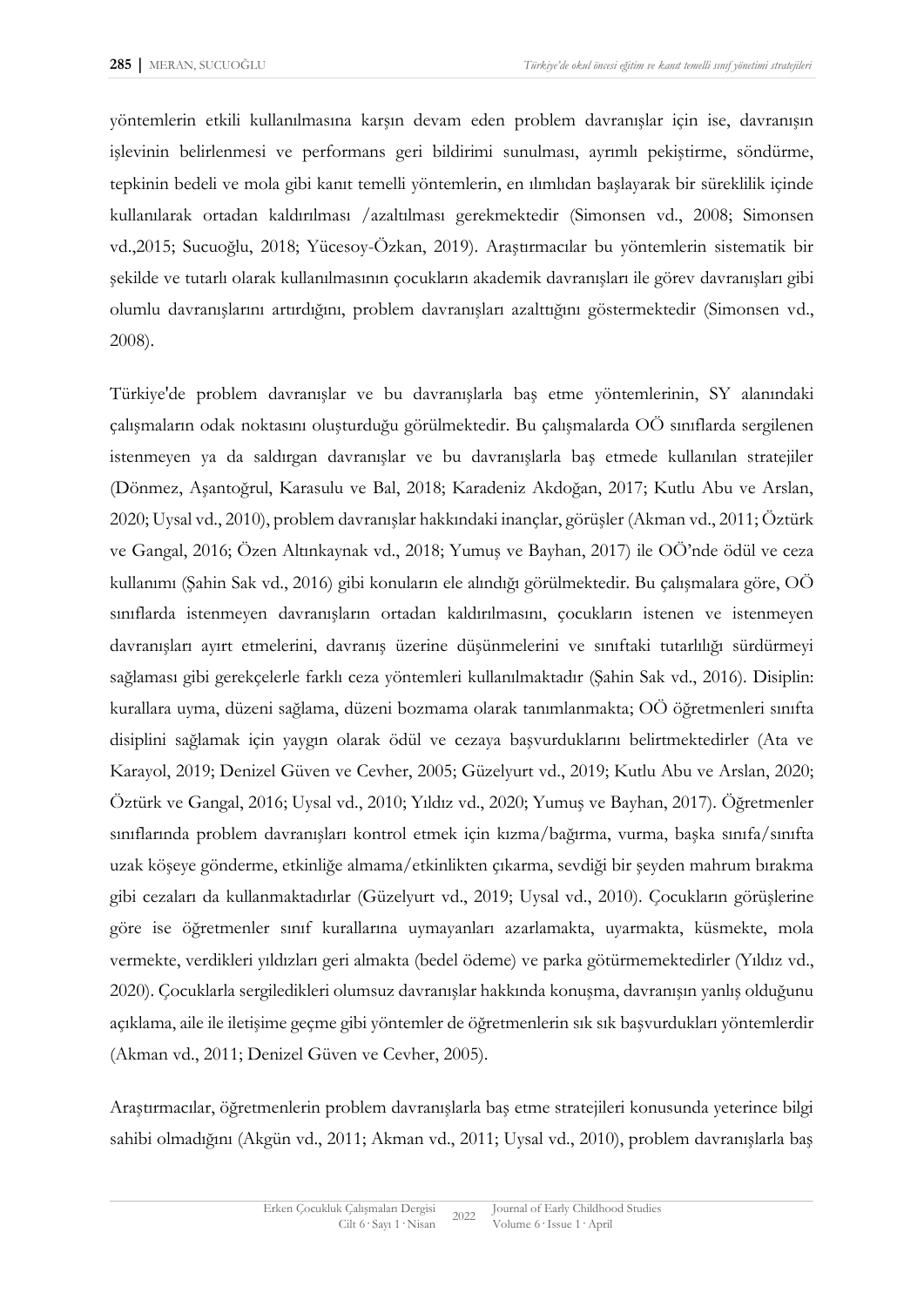yöntemlerin etkili kullanılmasına karşın devam eden problem davranışlar için ise, davranışın işlevinin belirlenmesi ve performans geri bildirimi sunulması, ayrımlı pekiştirme, söndürme, tepkinin bedeli ve mola gibi kanıt temelli yöntemlerin, en ılımlıdan başlayarak bir süreklilik içinde kullanılarak ortadan kaldırılması /azaltılması gerekmektedir (Simonsen vd., 2008; Simonsen vd.,2015; Sucuoğlu, 2018; Yücesoy-Özkan, 2019). Araştırmacılar bu yöntemlerin sistematik bir şekilde ve tutarlı olarak kullanılmasının çocukların akademik davranışları ile görev davranışları gibi olumlu davranışlarını artırdığını, problem davranışları azalttığını göstermektedir (Simonsen vd., 2008).

Türkiye'de problem davranışlar ve bu davranışlarla baş etme yöntemlerinin, SY alanındaki çalışmaların odak noktasını oluşturduğu görülmektedir. Bu çalışmalarda OÖ sınıflarda sergilenen istenmeyen ya da saldırgan davranışlar ve bu davranışlarla baş etmede kullanılan stratejiler (Dönmez, Aşantoğrul, Karasulu ve Bal, 2018; Karadeniz Akdoğan, 2017; Kutlu Abu ve Arslan, 2020; Uysal vd., 2010), problem davranışlar hakkındaki inançlar, görüşler (Akman vd., 2011; Öztürk ve Gangal, 2016; Özen Altınkaynak vd., 2018; Yumuş ve Bayhan, 2017) ile OÖ'nde ödül ve ceza kullanımı (Şahin Sak vd., 2016) gibi konuların ele alındığı görülmektedir. Bu çalışmalara göre, OÖ sınıflarda istenmeyen davranışların ortadan kaldırılmasını, çocukların istenen ve istenmeyen davranışları ayırt etmelerini, davranış üzerine düşünmelerini ve sınıftaki tutarlılığı sürdürmeyi sağlaması gibi gerekçelerle farklı ceza yöntemleri kullanılmaktadır (Şahin Sak vd., 2016). Disiplin: kurallara uyma, düzeni sağlama, düzeni bozmama olarak tanımlanmakta; OÖ öğretmenleri sınıfta disiplini sağlamak için yaygın olarak ödül ve cezaya başvurduklarını belirtmektedirler (Ata ve Karayol, 2019; Denizel Güven ve Cevher, 2005; Güzelyurt vd., 2019; Kutlu Abu ve Arslan, 2020; Öztürk ve Gangal, 2016; Uysal vd., 2010; Yıldız vd., 2020; Yumuş ve Bayhan, 2017). Öğretmenler sınıflarında problem davranışları kontrol etmek için kızma/bağırma, vurma, başka sınıfa/sınıfta uzak köşeye gönderme, etkinliğe almama/etkinlikten çıkarma, sevdiği bir şeyden mahrum bırakma gibi cezaları da kullanmaktadırlar (Güzelyurt vd., 2019; Uysal vd., 2010). Çocukların görüşlerine göre ise öğretmenler sınıf kurallarına uymayanları azarlamakta, uyarmakta, küsmekte, mola vermekte, verdikleri yıldızları geri almakta (bedel ödeme) ve parka götürmemektedirler (Yıldız vd., 2020). Çocuklarla sergiledikleri olumsuz davranışlar hakkında konuşma, davranışın yanlış olduğunu açıklama, aile ile iletişime geçme gibi yöntemler de öğretmenlerin sık sık başvurdukları yöntemlerdir (Akman vd., 2011; Denizel Güven ve Cevher, 2005).

Araştırmacılar, öğretmenlerin problem davranışlarla baş etme stratejileri konusunda yeterince bilgi sahibi olmadığını (Akgün vd., 2011; Akman vd., 2011; Uysal vd., 2010), problem davranışlarla baş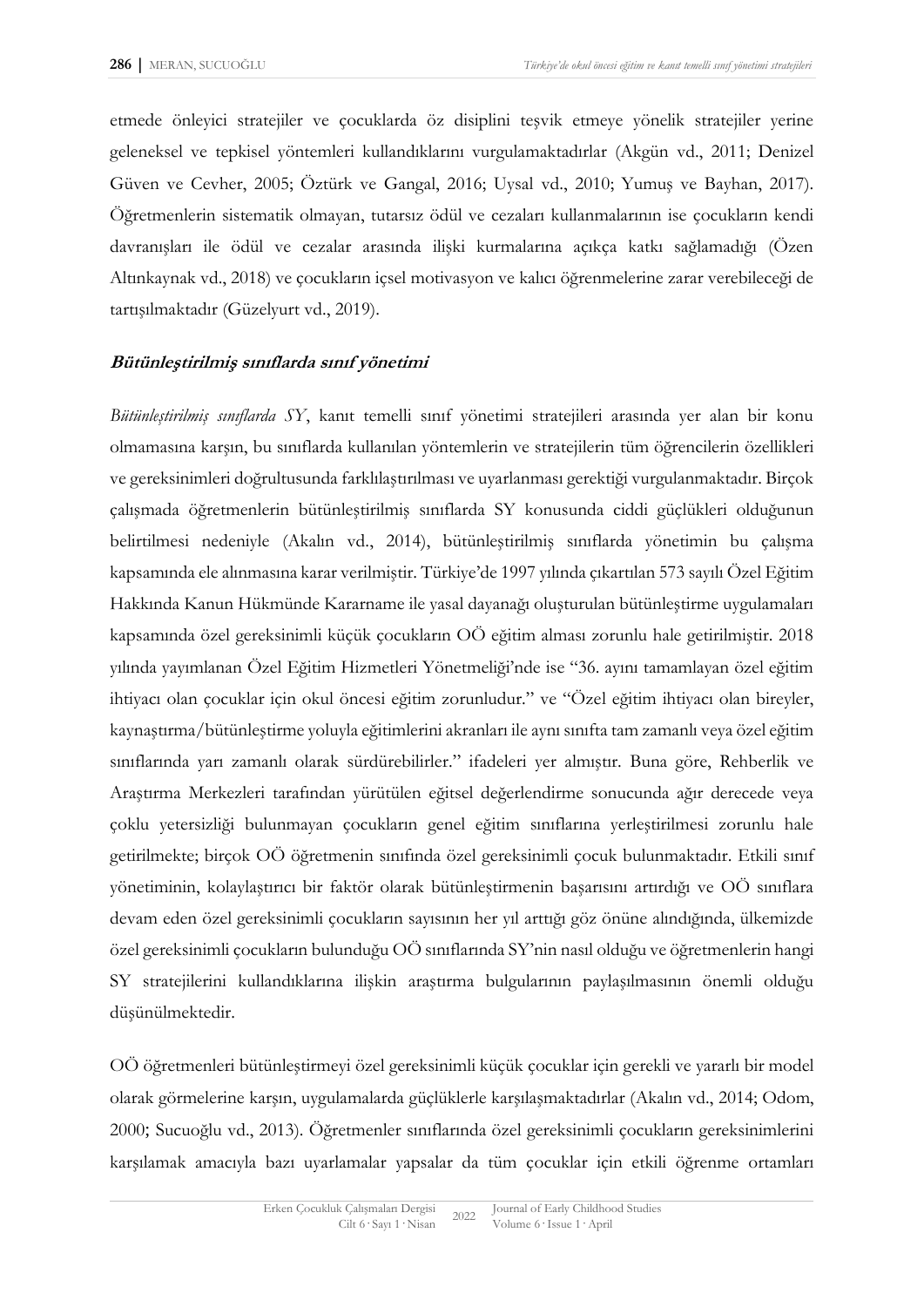etmede önleyici stratejiler ve çocuklarda öz disiplini teşvik etmeye yönelik stratejiler yerine geleneksel ve tepkisel yöntemleri kullandıklarını vurgulamaktadırlar (Akgün vd., 2011; Denizel Güven ve Cevher, 2005; Öztürk ve Gangal, 2016; Uysal vd., 2010; Yumuş ve Bayhan, 2017). Öğretmenlerin sistematik olmayan, tutarsız ödül ve cezaları kullanmalarının ise çocukların kendi davranışları ile ödül ve cezalar arasında ilişki kurmalarına açıkça katkı sağlamadığı (Özen Altınkaynak vd., 2018) ve çocukların içsel motivasyon ve kalıcı öğrenmelerine zarar verebileceği de tartışılmaktadır (Güzelyurt vd., 2019).

### Bütünleştirilmiş sınıflarda sınıf yönetimi

*Bütünleştirilmiş sınıflarda SY*, kanıt temelli sınıf yönetimi stratejileri arasında yer alan bir konu olmamasına karşın, bu sınıflarda kullanılan yöntemlerin ve stratejilerin tüm öğrencilerin özellikleri ve gereksinimleri doğrultusunda farklılaştırılması ve uyarlanması gerektiği vurgulanmaktadır. Birçok çalışmada öğretmenlerin bütünleştirilmiş sınıflarda SY konusunda ciddi güçlükleri olduğunun belirtilmesi nedeniyle (Akalın vd., 2014), bütünleştirilmiş sınıflarda yönetimin bu çalışma kapsamında ele alınmasına karar verilmiştir. Türkiye'de 1997 yılında çıkartılan 573 sayılı Özel Eğitim Hakkında Kanun Hükmünde Kararname ile yasal dayanağı oluşturulan bütünleştirme uygulamaları kapsamında özel gereksinimli küçük çocukların OÖ eğitim alması zorunlu hale getirilmiştir. 2018 yılında yayımlanan Özel Eğitim Hizmetleri Yönetmeliği'nde ise "36. ayını tamamlayan özel eğitim ihtiyacı olan çocuklar için okul öncesi eğitim zorunludur." ve "Özel eğitim ihtiyacı olan bireyler, kaynaştırma/bütünleştirme yoluyla eğitimlerini akranları ile aynı sınıfta tam zamanlı veya özel eğitim sınıflarında yarı zamanlı olarak sürdürebilirler." ifadeleri yer almıştır. Buna göre, Rehberlik ve Araştırma Merkezleri tarafından yürütülen eğitsel değerlendirme sonucunda ağır derecede veya çoklu yetersizliği bulunmayan çocukların genel eğitim sınıflarına yerleştirilmesi zorunlu hale getirilmekte; birçok OÖ öğretmenin sınıfında özel gereksinimli çocuk bulunmaktadır. Etkili sınıf yönetiminin, kolaylaştırıcı bir faktör olarak bütünleştirmenin başarısını artırdığı ve OÖ sınıflara devam eden özel gereksinimli çocukların sayısının her yıl arttığı göz önüne alındığında, ülkemizde özel gereksinimli çocukların bulunduğu OÖ sınıflarında SY'nin nasıl olduğu ve öğretmenlerin hangi SY stratejilerini kullandıklarına ilişkin araştırma bulgularının paylaşılmasının önemli olduğu düşünülmektedir.

OÖ öğretmenleri bütünleştirmeyi özel gereksinimli küçük çocuklar için gerekli ve yararlı bir model olarak görmelerine karşın, uygulamalarda güçlüklerle karşılaşmaktadırlar (Akalın vd., 2014; Odom, 2000; Sucuoğlu vd., 2013). Öğretmenler sınıflarında özel gereksinimli çocukların gereksinimlerini karşılamak amacıyla bazı uyarlamalar yapsalar da tüm çocuklar için etkili öğrenme ortamları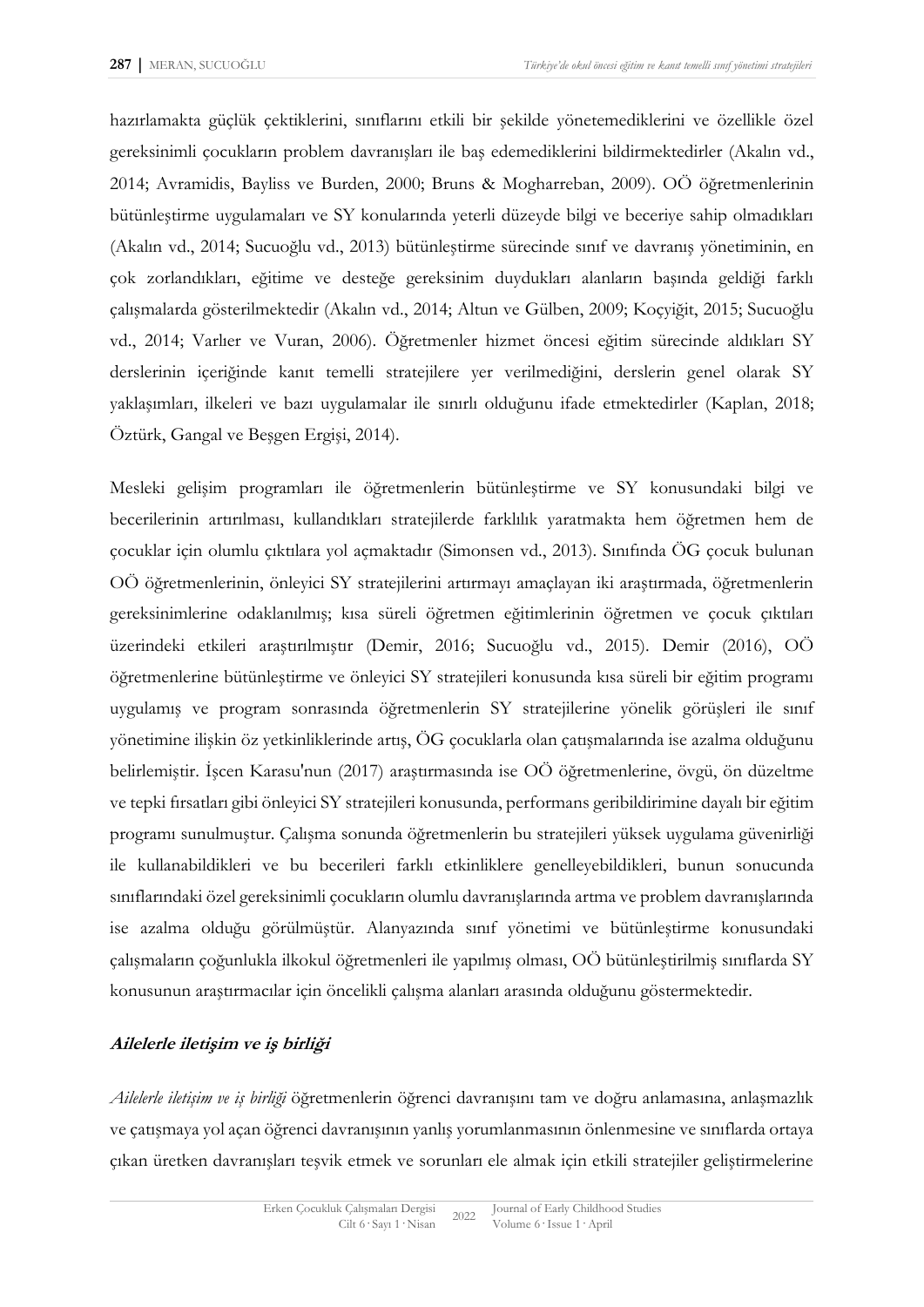hazırlamakta güçlük çektiklerini, sınıflarını etkili bir şekilde yönetemediklerini ve özellikle özel gereksinimli çocukların problem davranışları ile baş edemediklerini bildirmektedirler (Akalın vd., 2014; Avramidis, Bayliss ve Burden, 2000; Bruns & Mogharreban, 2009). OÖ öğretmenlerinin bütünleştirme uygulamaları ve SY konularında yeterli düzeyde bilgi ve beceriye sahip olmadıkları (Akalın vd., 2014; Sucuoğlu vd., 2013) bütünleştirme sürecinde sınıf ve davranış yönetiminin, en çok zorlandıkları, eğitime ve desteğe gereksinim duydukları alanların başında geldiği farklı çalışmalarda gösterilmektedir (Akalın vd., 2014; Altun ve Gülben, 2009; Koçyiğit, 2015; Sucuoğlu vd., 2014; Varlıer ve Vuran, 2006). Öğretmenler hizmet öncesi eğitim sürecinde aldıkları SY derslerinin içeriğinde kanıt temelli stratejilere yer verilmediğini, derslerin genel olarak SY yaklaşımları, ilkeleri ve bazı uygulamalar ile sınırlı olduğunu ifade etmektedirler (Kaplan, 2018; Öztürk, Gangal ve Beşgen Ergişi, 2014).

Mesleki gelişim programları ile öğretmenlerin bütünleştirme ve SY konusundaki bilgi ve becerilerinin artırılması, kullandıkları stratejilerde farklılık yaratmakta hem öğretmen hem de çocuklar için olumlu çıktılara yol açmaktadır (Simonsen vd., 2013). Sınıfında ÖG çocuk bulunan OÖ öğretmenlerinin, önleyici SY stratejilerini artırmayı amaçlayan iki araştırmada, öğretmenlerin gereksinimlerine odaklanılmış; kısa süreli öğretmen eğitimlerinin öğretmen ve çocuk çıktıları üzerindeki etkileri araştırılmıştır (Demir, 2016; Sucuoğlu vd., 2015). Demir (2016), OÖ öğretmenlerine bütünleştirme ve önleyici SY stratejileri konusunda kısa süreli bir eğitim programı uygulamış ve program sonrasında öğretmenlerin SY stratejilerine yönelik görüşleri ile sınıf yönetimine ilişkin öz yetkinliklerinde artış, ÖG çocuklarla olan çatışmalarında ise azalma olduğunu belirlemiştir. İşcen Karasu'nun (2017) araştırmasında ise OÖ öğretmenlerine, övgü, ön düzeltme ve tepki fırsatları gibi önleyici SY stratejileri konusunda, performans geribildirimine dayalı bir eğitim programı sunulmuştur. Çalışma sonunda öğretmenlerin bu stratejileri yüksek uygulama güvenirliği ile kullanabildikleri ve bu becerileri farklı etkinliklere genelleyebildikleri, bunun sonucunda sınıflarındaki özel gereksinimli çocukların olumlu davranışlarında artma ve problem davranışlarında ise azalma olduğu görülmüştür. Alanyazında sınıf yönetimi ve bütünleştirme konusundaki çalışmaların çoğunlukla ilkokul öğretmenleri ile yapılmış olması, OÖ bütünleştirilmiş sınıflarda SY konusunun araştırmacılar için öncelikli çalışma alanları arasında olduğunu göstermektedir.

### Ailelerle iletişim ve iş birliği

*Ailelerle iletişim ve iş birliği* öğretmenlerin öğrenci davranışını tam ve doğru anlamasına, anlaşmazlık ve çatışmaya yol açan öğrenci davranışının yanlış yorumlanmasının önlenmesine ve sınıflarda ortaya çıkan üretken davranışları teşvik etmek ve sorunları ele almak için etkili stratejiler geliştirmelerine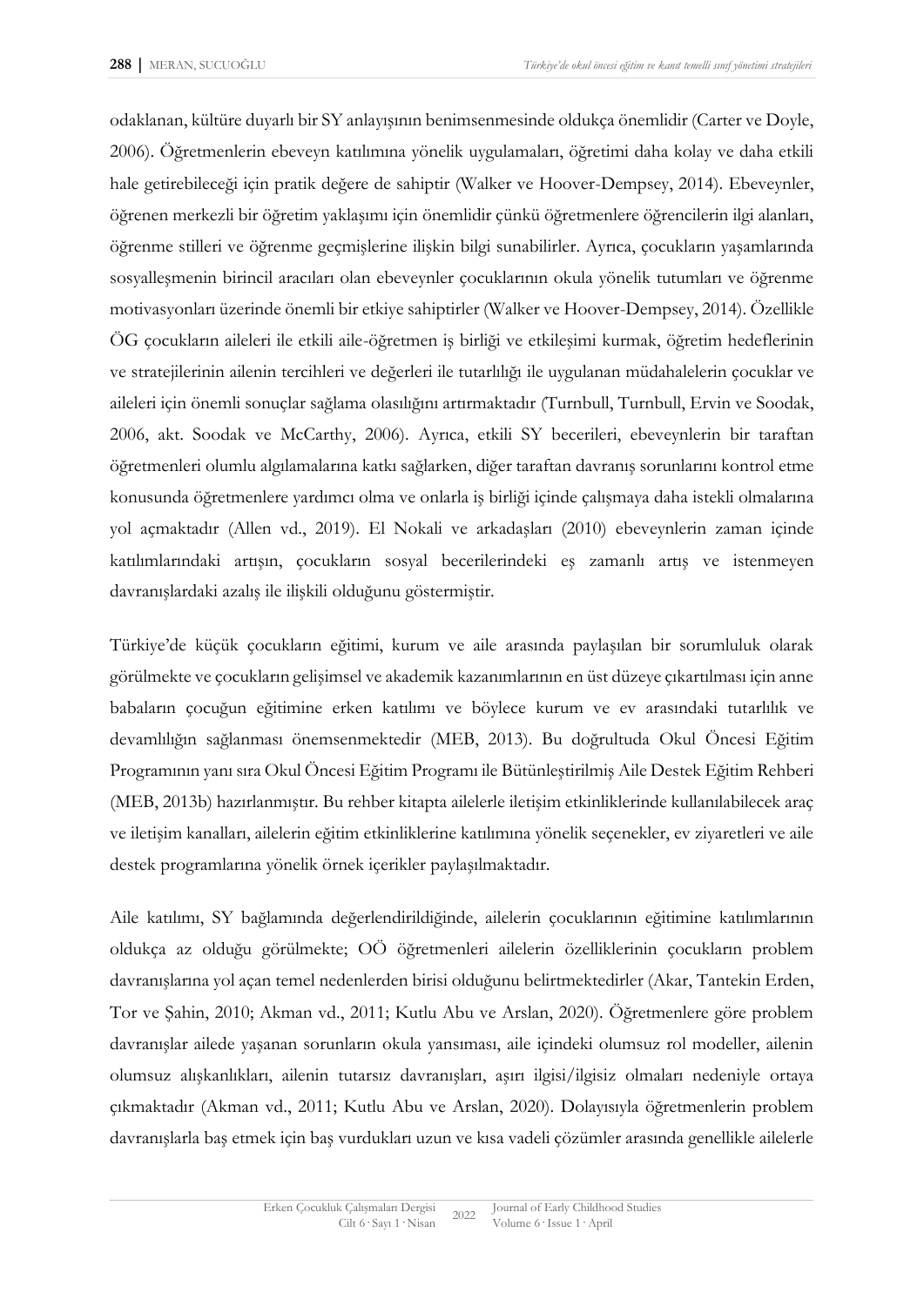odaklanan, kültüre duyarlı bir SY anlayışının benimsenmesinde oldukça önemlidir (Carter ve Doyle, 2006). Öğretmenlerin ebeveyn katılımına yönelik uygulamaları, öğretimi daha kolay ve daha etkili hale getirebileceği için pratik değere de sahiptir (Walker ve Hoover-Dempsey, 2014). Ebeveynler, öğrenen merkezli bir öğretim yaklaşımı için önemlidir çünkü öğretmenlere öğrencilerin ilgi alanları, öğrenme stilleri ve öğrenme geçmişlerine ilişkin bilgi sunabilirler. Ayrıca, çocukların yaşamlarında sosyalleşmenin birincil aracıları olan ebeveynler çocuklarının okula yönelik tutumları ve öğrenme motivasyonları üzerinde önemli bir etkiye sahiptirler (Walker ve Hoover-Dempsey, 2014). Özellikle ÖG çocukların aileleri ile etkili aile-öğretmen iş birliği ve etkileşimi kurmak, öğretim hedeflerinin ve stratejilerinin ailenin tercihleri ve değerleri ile tutarlılığı ile uygulanan müdahalelerin çocuklar ve aileleri için önemli sonuçlar sağlama olasılığını artırmaktadır (Turnbull, Turnbull, Ervin ve Soodak, 2006, akt. Soodak ve McCarthy, 2006). Ayrıca, etkili SY becerileri, ebeveynlerin bir taraftan öğretmenleri olumlu algılamalarına katkı sağlarken, diğer taraftan davranış sorunlarını kontrol etme konusunda öğretmenlere yardımcı olma ve onlarla iş birliği içinde çalışmaya daha istekli olmalarına yol açmaktadır (Allen vd., 2019). El Nokali ve arkadaşları (2010) ebeveynlerin zaman içinde katılımlarındaki artışın, çocukların sosyal becerilerindeki eş zamanlı artış ve istenmeyen davranışlardaki azalış ile ilişkili olduğunu göstermiştir.

Türkiye'de küçük çocukların eğitimi, kurum ve aile arasında paylaşılan bir sorumluluk olarak görülmekte ve çocukların gelişimsel ve akademik kazanımlarının en üst düzeye çıkartılması için anne babaların çocuğun eğitimine erken katılımı ve böylece kurum ve ev arasındaki tutarlılık ve devamlılığın sağlanması önemsenmektedir (MEB, 2013). Bu doğrultuda Okul Öncesi Eğitim Programının yanı sıra Okul Öncesi Eğitim Programı ile Bütünleştirilmiş Aile Destek Eğitim Rehberi (MEB, 2013b) hazırlanmıştır. Bu rehber kitapta ailelerle iletişim etkinliklerinde kullanılabilecek araç ve iletişim kanalları, ailelerin eğitim etkinliklerine katılımına yönelik seçenekler, ev ziyaretleri ve aile destek programlarına yönelik örnek içerikler paylaşılmaktadır.

Aile katılımı, SY bağlamında değerlendirildiğinde, ailelerin çocuklarının eğitimine katılımlarının oldukça az olduğu görülmekte; OÖ öğretmenleri ailelerin özelliklerinin çocukların problem davranışlarına yol açan temel nedenlerden birisi olduğunu belirtmektedirler (Akar, Tantekin Erden, Tor ve Şahin, 2010; Akman vd., 2011; Kutlu Abu ve Arslan, 2020). Öğretmenlere göre problem davranışlar ailede yaşanan sorunların okula yansıması, aile içindeki olumsuz rol modeller, ailenin olumsuz alışkanlıkları, ailenin tutarsız davranışları, aşırı ilgisi/ilgisiz olmaları nedeniyle ortaya çıkmaktadır (Akman vd., 2011; Kutlu Abu ve Arslan, 2020). Dolayısıyla öğretmenlerin problem davranışlarla baş etmek için baş vurdukları uzun ve kısa vadeli çözümler arasında genellikle ailelerle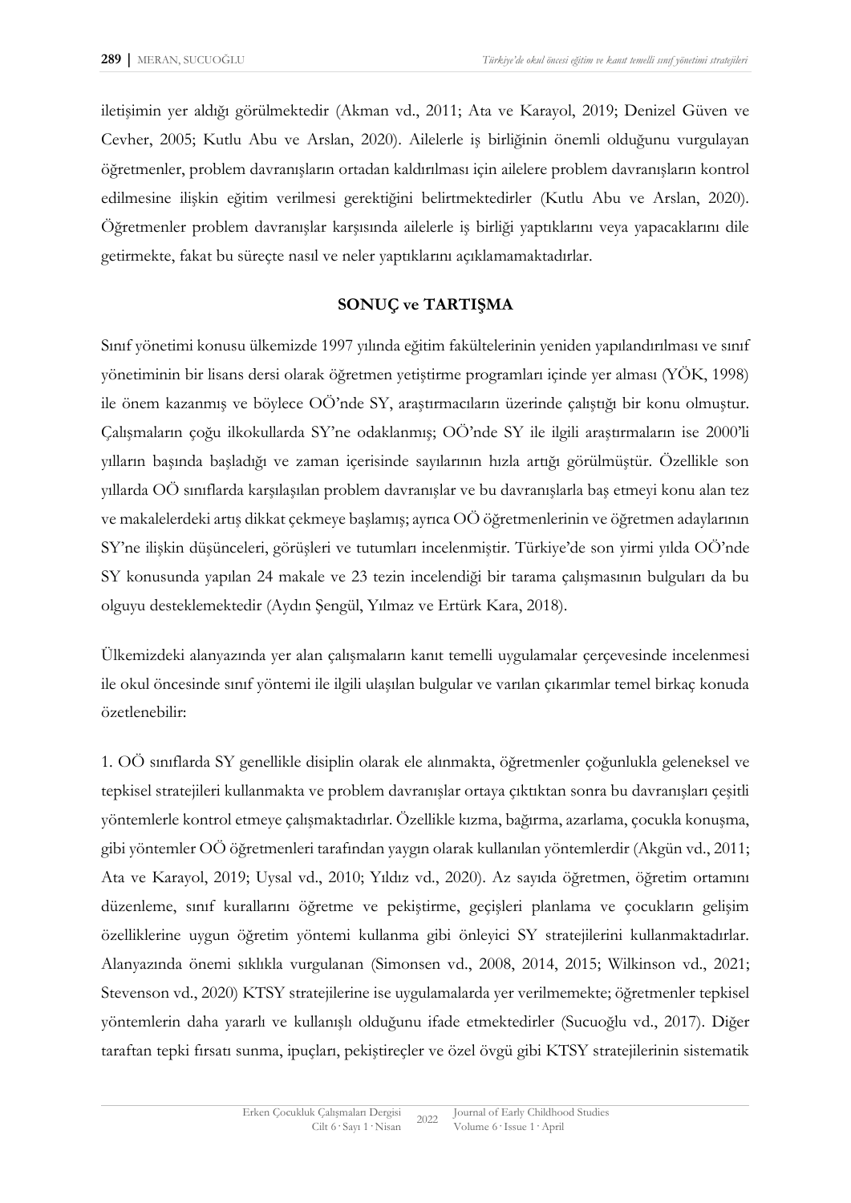iletişimin yer aldığı görülmektedir (Akman vd., 2011; Ata ve Karayol, 2019; Denizel Güven ve Cevher, 2005; Kutlu Abu ve Arslan, 2020). Ailelerle iş birliğinin önemli olduğunu vurgulayan öğretmenler, problem davranışların ortadan kaldırılması için ailelere problem davranışların kontrol edilmesine ilişkin eğitim verilmesi gerektiğini belirtmektedirler (Kutlu Abu ve Arslan, 2020). Öğretmenler problem davranışlar karşısında ailelerle iş birliği yaptıklarını veya yapacaklarını dile getirmekte, fakat bu süreçte nasıl ve neler yaptıklarını açıklamamaktadırlar.

## SONUÇ ve TARTIŞMA

Sınıf yönetimi konusu ülkemizde 1997 yılında eğitim fakültelerinin yeniden yapılandırılması ve sınıf yönetiminin bir lisans dersi olarak öğretmen yetiştirme programları içinde yer alması (YÖK, 1998) ile önem kazanmış ve böylece OÖ'nde SY, araştırmacıların üzerinde çalıştığı bir konu olmuştur. Çalışmaların çoğu ilkokullarda SY'ne odaklanmış; OÖ'nde SY ile ilgili araştırmaların ise 2000'li yılların başında başladığı ve zaman içerisinde sayılarının hızla arttığı görülmüştür. Özellikle son yıllarda OÖ sınıflarda karşılaşılan problem davranışlar ve bu davranışlarla baş etmeyi konu alan tez ve makalelerdeki artış dikkat çekmeye başlamış; ayrıca OÖ öğretmenlerinin ve öğretmen adaylarının SY'ne ilişkin düşünceleri, görüşleri ve tutumları incelenmiştir. Türkiye'de son yirmi yılda OÖ'nde SY konusunda yapılan 24 makale ve 23 tezin incelendiği bir tarama çalışmasının bulguları da bu olguyu desteklemektedir (Aydın Şengül, Yılmaz ve Ertürk Kara, 2018).

Ülkemizdeki alanyazında yer alan çalışmaların kanıt temelli uygulamalar çerçevesinde incelenmesi ile okul öncesinde sınıf yöntemi ile ilgili ulaşılan bulgular ve varılan çıkarımlar temel birkaç konuda özetlenebilir:

1. OÖ sınıflarda SY genellikle disiplin olarak ele alınmakta, öğretmenler çoğunlukla geleneksel ve tepkisel stratejileri kullanmakta ve problem davranışlar ortaya çıktıktan sonra bu davranışları çeşitli yöntemlerle kontrol etmeye çalışmaktadırlar. Özellikle kızma, bağırma, azarlama, çocukla konuşma, gibi yöntemler OÖ öğretmenleri tarafından yaygın olarak kullanılan yöntemlerdir (Akgün vd., 2011; Ata ve Karayol, 2019; Uysal vd., 2010; Yıldız vd., 2020). Az sayıda öğretmen, öğretim ortamını düzenleme, sınıf kurallarını öğretme ve pekiştirme, geçişleri planlama ve çocukların gelişim özelliklerine uygun öğretim yöntemi kullanma gibi önleyici SY stratejilerini kullanmaktadırlar. Alanyazında önemi sıklıkla vurgulanan (Simonsen vd., 2008, 2014, 2015; Wilkinson vd., 2021; Stevenson vd., 2020) KTSY stratejilerine ise uygulamalarda yer verilmemekte; öğretmenler tepkisel yöntemlerin daha yararlı ve kullanışlı olduğunu ifade etmektedirler (Sucuoğlu vd., 2017). Diğer taraftan tepki fırsatı sunma, ipuçları, pekiştireçler ve özel övgü gibi KTSY stratejilerinin sistematik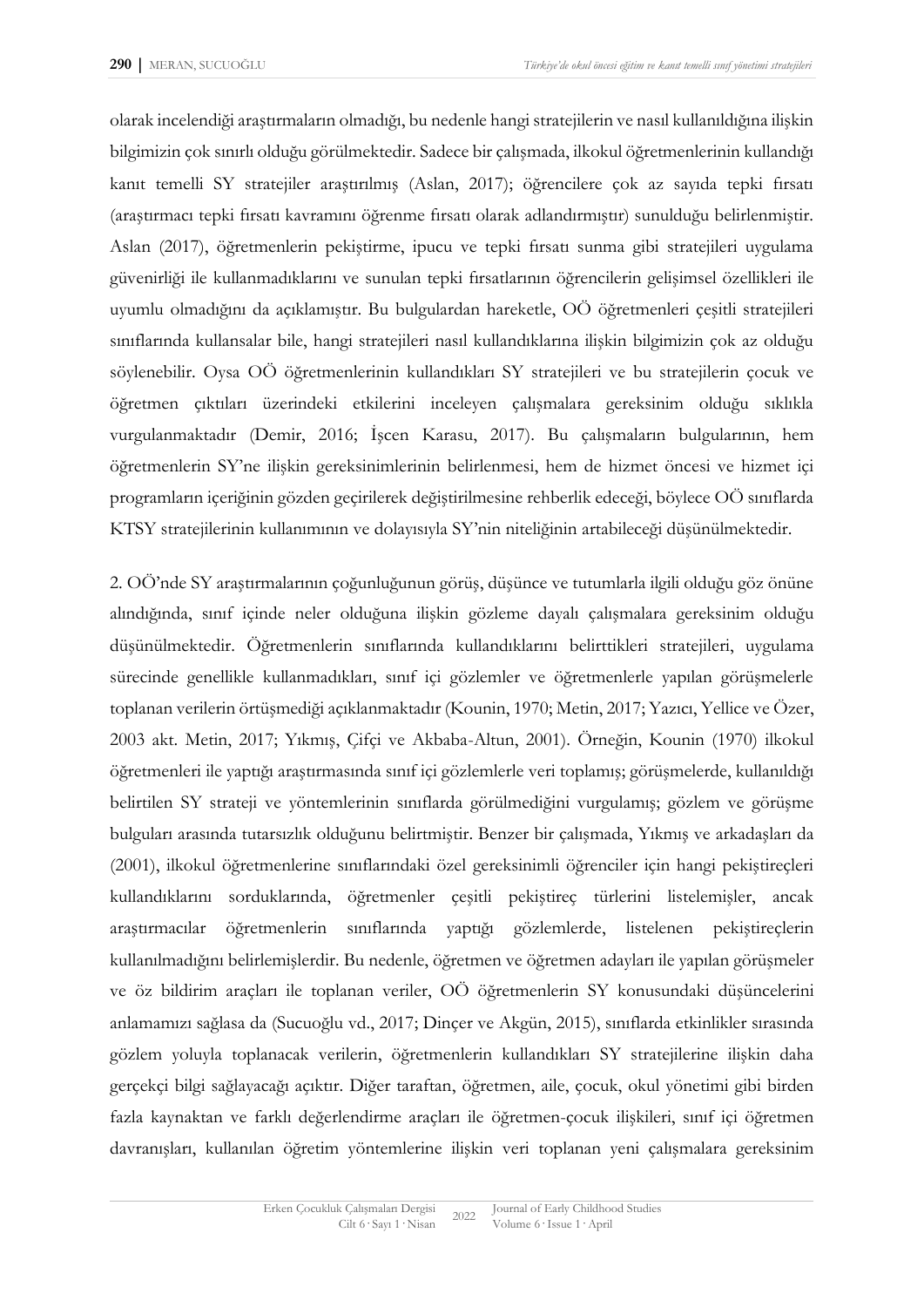olarak incelendiği araştırmaların olmadığı, bu nedenle hangi stratejilerin ve nasıl kullanıldığına ilişkin bilgimizin çok sınırlı olduğu görülmektedir. Sadece bir çalışmada, ilkokul öğretmenlerinin kullandığı kanıt temelli SY stratejiler araştırılmış (Aslan, 2017); öğrencilere çok az sayıda tepki fırsatı (araştırmacı tepki fırsatı kavramını öğrenme fırsatı olarak adlandırmıştır) sunulduğu belirlenmiştir. Aslan (2017), öğretmenlerin pekiştirme, ipucu ve tepki fırsatı sunma gibi stratejileri uygulama güvenirliği ile kullanmadıklarını ve sunulan tepki fırsatlarının öğrencilerin gelişimsel özellikleri ile uyumlu olmadığını da açıklamıştır. Bu bulgulardan hareketle, OÖ öğretmenleri çeşitli stratejileri sınıflarında kullansalar bile, hangi stratejileri nasıl kullandıklarına ilişkin bilgimizin çok az olduğu söylenebilir. Oysa OÖ öğretmenlerinin kullandıkları SY stratejileri ve bu stratejilerin çocuk ve öğretmen çıktıları üzerindeki etkilerini inceleyen çalışmalara gereksinim olduğu sıklıkla vurgulanmaktadır (Demir, 2016; İşcen Karasu, 2017). Bu çalışmaların bulgularının, hem öğretmenlerin SY'ne ilişkin gereksinimlerinin belirlenmesi, hem de hizmet öncesi ve hizmet içi programların içeriğinin gözden geçirilerek değiştirilmesine rehberlik edeceği, böylece OÖ sınıflarda KTSY stratejilerinin kullanımının ve dolayısıyla SY'nin niteliğinin artabileceği düşünülmektedir.

2. OÖ'nde SY araştırmalarının çoğunluğunun görüş, düşünce ve tutumlarla ilgili olduğu göz önüne alındığında, sınıf içinde neler olduğuna ilişkin gözleme dayalı çalışmalara gereksinim olduğu düşünülmektedir. Öğretmenlerin sınıflarında kullandıklarını belirttikleri stratejileri, uygulama sürecinde genellikle kullanmadıkları, sınıf içi gözlemler ve öğretmenlerle yapılan görüşmelerle toplanan verilerin örtüşmediği açıklanmaktadır (Kounin, 1970; Metin, 2017; Yazıcı, Yellice ve Özer, 2003 akt. Metin, 2017; Yıkmış, Çifçi ve Akbaba-Altun, 2001). Örneğin, Kounin (1970) ilkokul öğretmenleri ile yaptığı araştırmasında sınıf içi gözlemlerle veri toplamış; görüşmelerde, kullanıldığı belirtilen SY strateji ve yöntemlerinin sınıflarda görülmediğini vurgulamış; gözlem ve görüşme bulguları arasında tutarsızlık olduğunu belirtmiştir. Benzer bir çalışmada, Yıkmış ve arkadaşları da (2001), ilkokul öğretmenlerine sınıflarındaki özel gereksinimli öğrenciler için hangi pekiştireçleri kullandıklarını sorduklarında, öğretmenler çeşitli pekiştireç türlerini listelemişler, ancak araştırmacılar öğretmenlerin sınıflarında yaptığı gözlemlerde, listelenen pekiştireçlerin kullanılmadığını belirlemişlerdir. Bu nedenle, öğretmen ve öğretmen adayları ile yapılan görüşmeler ve öz bildirim araçları ile toplanan veriler, OÖ öğretmenlerin SY konusundaki düşüncelerini anlamamızı sağlasa da (Sucuoğlu vd., 2017; Dinçer ve Akgün, 2015), sınıflarda etkinlikler sırasında gözlem yoluyla toplanacak verilerin, öğretmenlerin kullandıkları SY stratejilerine ilişkin daha gerçekçi bilgi sağlayacağı açıktır. Diğer taraftan, öğretmen, aile, çocuk, okul yönetimi gibi birden fazla kaynaktan ve farklı değerlendirme araçları ile öğretmen-çocuk ilişkileri, sınıf içi öğretmen davranışları, kullanılan öğretim yöntemlerine ilişkin veri toplanan yeni çalışmalara gereksinim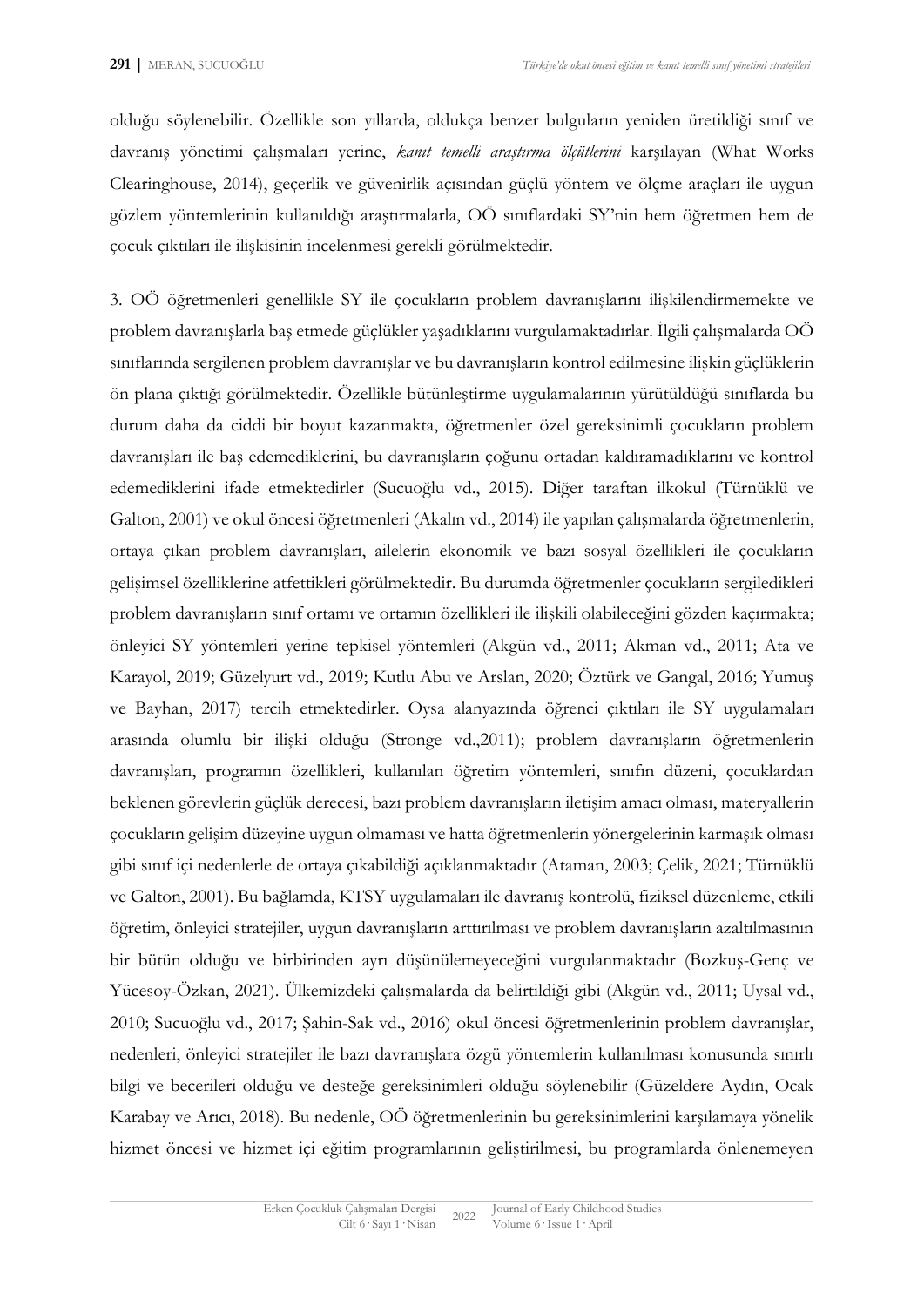olduğu söylenebilir. Özellikle son yıllarda, oldukça benzer bulguların yeniden üretildiği sınıf ve davranış yönetimi çalışmaları yerine, *kanıt temelli araştırma ölçütlerini* karşılayan (What Works Clearinghouse, 2014), geçerlik ve güvenirlik açısından güçlü yöntem ve ölçme araçları ile uygun gözlem yöntemlerinin kullanıldığı araştırmalarla, OÖ sınıflardaki SY'nin hem öğretmen hem de çocuk çıktıları ile ilişkisinin incelenmesi gerekli görülmektedir.

3. OÖ öğretmenleri genellikle SY ile çocukların problem davranışlarını ilişkilendirmemekte ve problem davranışlarla baş etmede güçlükler yaşadıklarını vurgulamaktadırlar. İlgili çalışmalarda OÖ sınıflarında sergilenen problem davranışlar ve bu davranışların kontrol edilmesine ilişkin güçlüklerin ön plana çıktığı görülmektedir. Özellikle bütünleştirme uygulamalarının yürütüldüğü sınıflarda bu durum daha da ciddi bir boyut kazanmakta, öğretmenler özel gereksinimli çocukların problem davranışları ile baş edemediklerini, bu davranışların çoğunu ortadan kaldıramadıklarını ve kontrol edemediklerini ifade etmektedirler (Sucuoğlu vd., 2015). Diğer taraftan ilkokul (Türnüklü ve Galton, 2001) ve okul öncesi öğretmenleri (Akalın vd., 2014) ile yapılan çalışmalarda öğretmenlerin, ortaya çıkan problem davranışları, ailelerin ekonomik ve bazı sosyal özellikleri ile çocukların gelişimsel özelliklerine atfettikleri görülmektedir. Bu durumda öğretmenler çocukların sergiledikleri problem davranışların sınıf ortamı ve ortamın özellikleri ile ilişkili olabileceğini gözden kaçırmakta; önleyici SY yöntemleri yerine tepkisel yöntemleri (Akgün vd., 2011; Akman vd., 2011; Ata ve Karayol, 2019; Güzelyurt vd., 2019; Kutlu Abu ve Arslan, 2020; Öztürk ve Gangal, 2016; Yumuş ve Bayhan, 2017) tercih etmektedirler. Oysa alanyazında öğrenci çıktıları ile SY uygulamaları arasında olumlu bir ilişki olduğu (Stronge vd.,2011); problem davranışların öğretmenlerin davranışları, programın özellikleri, kullanılan öğretim yöntemleri, sınıfın düzeni, çocuklardan beklenen görevlerin güçlük derecesi, bazı problem davranışların iletişim amacı olması, materyallerin çocukların gelişim düzeyine uygun olmaması ve hatta öğretmenlerin yönergelerinin karmaşık olması gibi sınıf içi nedenlerle de ortaya çıkabildiği açıklanmaktadır (Ataman, 2003; Çelik, 2021; Türnüklü ve Galton, 2001). Bu bağlamda, KTSY uygulamaları ile davranış kontrolü, fiziksel düzenleme, etkili öğretim, önleyici stratejiler, uygun davranışların arttırılması ve problem davranışların azaltılmasının bir bütün olduğu ve birbirinden ayrı düşünülemeyeceğini vurgulanmaktadır (Bozkuş-Genç ve Yücesoy-Özkan, 2021). Ülkemizdeki çalışmalarda da belirtildiği gibi (Akgün vd., 2011; Uysal vd., 2010; Sucuoğlu vd., 2017; Şahin-Sak vd., 2016) okul öncesi öğretmenlerinin problem davranışlar, nedenleri, önleyici stratejiler ile bazı davranışlara özgü yöntemlerin kullanılması konusunda sınırlı bilgi ve becerileri olduğu ve desteğe gereksinimleri olduğu söylenebilir (Güzeldere Aydın, Ocak Karabay ve Arıcı, 2018). Bu nedenle, OÖ öğretmenlerinin bu gereksinimlerini karşılamaya yönelik hizmet öncesi ve hizmet içi eğitim programlarının geliştirilmesi, bu programlarda önlenemeyen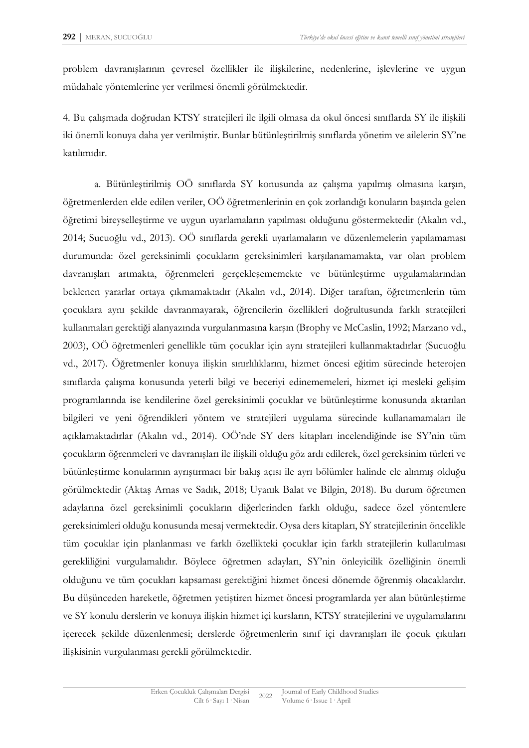problem davranışlarının çevresel özellikler ile ilişkilerine, nedenlerine, işlevlerine ve uygun müdahale yöntemlerine yer verilmesi önemli görülmektedir.

4. Bu çalışmada doğrudan KTSY stratejileri ile ilgili olmasa da okul öncesi sınıflarda SY ile ilişkili iki önemli konuya daha yer verilmiştir. Bunlar bütünleştirilmiş sınıflarda yönetim ve ailelerin SY'ne katılımıdır.

a. Bütünleştirilmiş OÖ sınıflarda SY konusunda az çalışma yapılmış olmasına karşın, öğretmenlerden elde edilen veriler, OÖ öğretmenlerinin en çok zorlandığı konuların başında gelen öğretimi bireyselleştirme ve uygun uyarlamaların yapılması olduğunu göstermektedir (Akalın vd., 2014; Sucuoğlu vd., 2013). OÖ sınıflarda gerekli uyarlamaların ve düzenlemelerin yapılamaması durumunda: özel gereksinimli çocukların gereksinimleri karşılanamamakta, var olan problem davranışları artmakta, öğrenmeleri gerçekleşememekte ve bütünleştirme uygulamalarından beklenen yararlar ortaya çıkmamaktadır (Akalın vd., 2014). Diğer taraftan, öğretmenlerin tüm çocuklara aynı şekilde davranmayarak, öğrencilerin özellikleri doğrultusunda farklı stratejileri kullanmaları gerektiği alanyazında vurgulanmasına karşın (Brophy ve McCaslin, 1992; Marzano vd., 2003), OÖ öğretmenleri genellikle tüm çocuklar için aynı stratejileri kullanmaktadırlar (Sucuoğlu vd., 2017). Öğretmenler konuya ilişkin sınırlılıklarını, hizmet öncesi eğitim sürecinde heterojen sınıflarda çalışma konusunda yeterli bilgi ve beceriyi edinememeleri, hizmet içi mesleki gelişim programlarında ise kendilerine özel gereksinimli çocuklar ve bütünleştirme konusunda aktarılan bilgileri ve yeni öğrendikleri yöntem ve stratejileri uygulama sürecinde kullanamamaları ile açıklamaktadırlar (Akalın vd., 2014). OÖ'nde SY ders kitapları incelendiğinde ise SY'nin tüm çocukların öğrenmeleri ve davranışları ile ilişkili olduğu göz ardı edilerek, özel gereksinim türleri ve bütünleştirme konularının ayrıştırmacı bir bakış açısı ile ayrı bölümler halinde ele alınmış olduğu görülmektedir (Aktaş Arnas ve Sadık, 2018; Uyanık Balat ve Bilgin, 2018). Bu durum öğretmen adaylarına özel gereksinimli çocukların diğerlerinden farklı olduğu, sadece özel yöntemlere gereksinimleri olduğu konusunda mesaj vermektedir. Oysa ders kitapları, SY stratejilerinin öncelikle tüm çocuklar için planlanması ve farklı özellikteki çocuklar için farklı stratejilerin kullanılması gerekliliğini vurgulamalıdır. Böylece öğretmen adayları, SY'nin önleyicilik özelliğinin önemli olduğunu ve tüm çocukları kapsaması gerektiğini hizmet öncesi dönemde öğrenmiş olacaklardır. Bu düşünceden hareketle, öğretmen yetiştiren hizmet öncesi programlarda yer alan bütünleştirme ve SY konulu derslerin ve konuya ilişkin hizmet içi kursların, KTSY stratejilerini ve uygulamalarını içerecek şekilde düzenlenmesi; derslerde öğretmenlerin sınıf içi davranışları ile çocuk çıktıları ilişkisinin vurgulanması gerekli görülmektedir.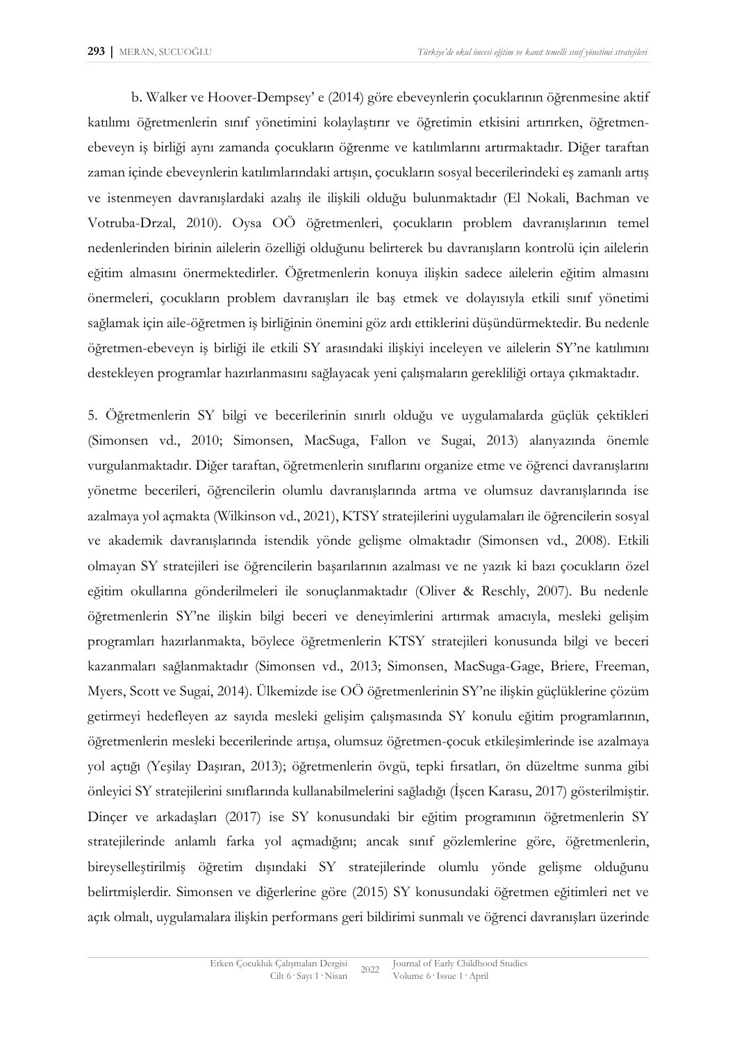b. Walker ve Hoover-Dempsey' e (2014) göre ebeveynlerin çocuklarının öğrenmesine aktif katılımı öğretmenlerin sınıf yönetimini kolaylaştırır ve öğretimin etkisini artırırken, öğretmen-ebeveyn iş birliği aynı zamanda çocukların öğrenme ve katılımlarını artırmaktadır. Diğer taraftan zaman içinde ebeveynlerin katılımlarındaki artışın, çocukların sosyal becerilerindeki eş zamanlı artış ve istenmeyen davranışlardaki azalış ile ilişkili olduğu bulunmaktadır (El Nokali, Bachman ve Votruba-Drzal, 2010). Oysa OÖ öğretmenleri, çocukların problem davranışlarının temel nedenlerinden birinin ailelerin özelliği olduğunu belirterek bu davranışların kontrolü için ailelerin eğitim almasını önermektedirler. Öğretmenlerin konuya ilişkin sadece ailelerin eğitim almasını önermeleri, çocukların problem davranışları ile baş etmek ve dolayısıyla etkili sınıf yönetimi sağlamak için aile-öğretmen iş birliğinin önemini göz ardı ettiklerini düşündürmektedir. Bu nedenle öğretmen-ebeveyn iş birliği ile etkili SY arasındaki ilişkiyi inceleyen ve ailelerin SY'ne katılımını destekleyen programlar hazırlanmasını sağlayacak yeni çalışmaların gerekliliği ortaya çıkmaktadır.

5. Öğretmenlerin SY bilgi ve becerilerinin sınırlı olduğu ve uygulamalarda güçlük çektikleri (Simonsen vd., 2010; Simonsen, MacSuga, Fallon ve Sugai, 2013) alanyazında önemle vurgulanmaktadır. Diğer taraftan, öğretmenlerin sınıflarını organize etme ve öğrenci davranışlarını yönetme becerileri, öğrencilerin olumlu davranışlarında artma ve olumsuz davranışlarında ise azalmaya yol açmakta (Wilkinson vd., 2021), KTSY stratejilerini uygulamaları ile öğrencilerin sosyal ve akademik davranışlarında istendik yönde gelişme olmaktadır (Simonsen vd., 2008). Etkili olmayan SY stratejileri ise öğrencilerin başarılarının azalması ve ne yazık ki bazı çocukların özel eğitim okullarına gönderilmeleri ile sonuçlanmaktadır (Oliver & Reschly, 2007). Bu nedenle öğretmenlerin SY'ne ilişkin bilgi beceri ve deneyimlerini artırmak amacıyla, mesleki gelişim programları hazırlanmakta, böylece öğretmenlerin KTSY stratejileri konusunda bilgi ve beceri kazanmaları sağlanmaktadır (Simonsen vd., 2013; Simonsen, MacSuga-Gage, Briere, Freeman, Myers, Scott ve Sugai, 2014). Ülkemizde ise OÖ öğretmenlerinin SY'ne ilişkin güçlüklerine çözüm getirmeyi hedefleyen az sayıda mesleki gelişim çalışmasında SY konulu eğitim programlarının, öğretmenlerin mesleki becerilerinde artışa, olumsuz öğretmen-çocuk etkileşimlerinde ise azalmaya yol açtığı (Yeşilay Daşıran, 2013); öğretmenlerin övgü, tepki fırsatları, ön düzeltme sunma gibi önleyici SY stratejilerini sınıflarında kullanabilmelerini sağladığı (İşcen Karasu, 2017) gösterilmiştir. Dinçer ve arkadaşları (2017) ise SY konusundaki bir eğitim programının öğretmenlerin SY stratejilerinde anlamlı farka yol açmadığını; ancak sınıf gözlemlerine göre, öğretmenlerin, bireyselleştirilmiş öğretim dışındaki SY stratejilerinde olumlu yönde gelişme olduğunu belirtmişlerdir. Simonsen ve diğerlerine göre (2015) SY konusundaki öğretmen eğitimleri net ve açık olmalı, uygulamalara ilişkin performans geri bildirimi sunmalı ve öğrenci davranışları üzerinde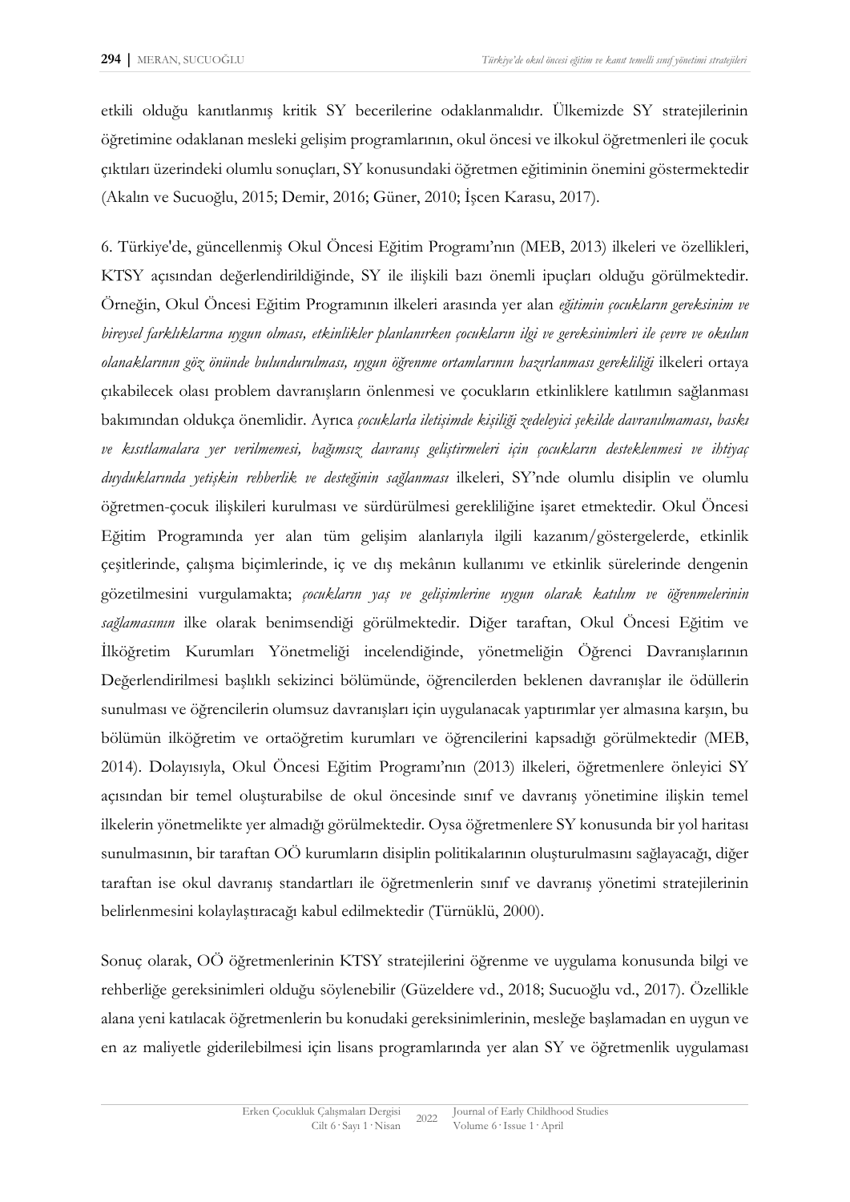etkili olduğu kanıtlanmış kritik SY becerilerine odaklanmalıdır. Ülkemizde SY stratejilerinin öğretimine odaklanan mesleki gelişim programlarının, okul öncesi ve ilkokul öğretmenleri ile çocuk çıktıları üzerindeki olumlu sonuçları, SY konusundaki öğretmen eğitiminin önemini göstermektedir (Akalın ve Sucuoğlu, 2015; Demir, 2016; Güner, 2010; İşcen Karasu, 2017).

6. Türkiye'de, güncellenmiş Okul Öncesi Eğitim Programı'nın (MEB, 2013) ilkeleri ve özellikleri, KTSY açısından değerlendirildiğinde, SY ile ilişkili bazı önemli ipuçları olduğu görülmektedir. Örneğin, Okul Öncesi Eğitim Programının ilkeleri arasında yer alan *eğitimin çocukların gereksinim ve bireysel farklılıklarına uygun olması, etkinlikler planlanırken çocukların ilgi ve gereksinimleri ile çevre ve okulun olanaklarının göz önünde bulundurulması, uygun öğrenme ortamlarının hazırlanması gerekliliği* ilkeleri ortaya çıkabilecek olası problem davranışların önlenmesi ve çocukların etkinliklere katılımın sağlanması bakımından oldukça önemlidir. Ayrıca *çocuklarla iletişimde kişiliği zedeleyici şekilde davranılmaması, baskı ve kısıtlamalara yer verilmemesi, bağımsız davranış geliştirmeleri için çocukların desteklenmesi ve ihtiyaç duyduklarında yetişkin rehberlik ve desteğinin sağlanması* ilkeleri, SY'nde olumlu disiplin ve olumlu öğretmen-çocuk ilişkileri kurulması ve sürdürülmesi gerekliliğine işaret etmektedir. Okul Öncesi Eğitim Programında yer alan tüm gelişim alanlarıyla ilgili kazanım/göstergelerde, etkinlik çeşitlerinde, çalışma biçimlerinde, iç ve dış mekânın kullanımı ve etkinlik sürelerinde dengenin gözetilmesini vurgulamakta; *çocukların yaş ve gelişimlerine uygun olarak katılım ve öğrenmelerinin sağlamasının* ilke olarak benimsendiği görülmektedir. Diğer taraftan, Okul Öncesi Eğitim ve İlköğretim Kurumları Yönetmeliği incelendiğinde, yönetmeliğin Öğrenci Davranışlarının Değerlendirilmesi başlıklı sekizinci bölümünde, öğrencilerden beklenen davranışlar ile ödüllerin sunulması ve öğrencilerin olumsuz davranışları için uygulanacak yaptırımlar yer almasına karşın, bu bölümün ilköğretim ve ortaöğretim kurumları ve öğrencilerini kapsadığı görülmektedir (MEB, 2014). Dolayısıyla, Okul Öncesi Eğitim Programı'nın (2013) ilkeleri, öğretmenlere önleyici SY açısından bir temel oluşturabilse de okul öncesinde sınıf ve davranış yönetimine ilişkin temel ilkelerin yönetmelikte yer almadığı görülmektedir. Oysa öğretmenlere SY konusunda bir yol haritası sunulmasının, bir taraftan OÖ kurumların disiplin politikalarının oluşturulmasını sağlayacağı, diğer taraftan ise okul davranış standartları ile öğretmenlerin sınıf ve davranış yönetimi stratejilerinin belirlenmesini kolaylaştıracağı kabul edilmektedir (Türnüklü, 2000).

Sonuç olarak, OÖ öğretmenlerinin KTSY stratejilerini öğrenme ve uygulama konusunda bilgi ve rehberliğe gereksinimleri olduğu söylenebilir (Güzeldere vd., 2018; Sucuoğlu vd., 2017). Özellikle alana yeni katılacak öğretmenlerin bu konudaki gereksinimlerinin, mesleğe başlamadan en uygun ve en az maliyetle giderilebilmesi için lisans programlarında yer alan SY ve öğretmenlik uygulaması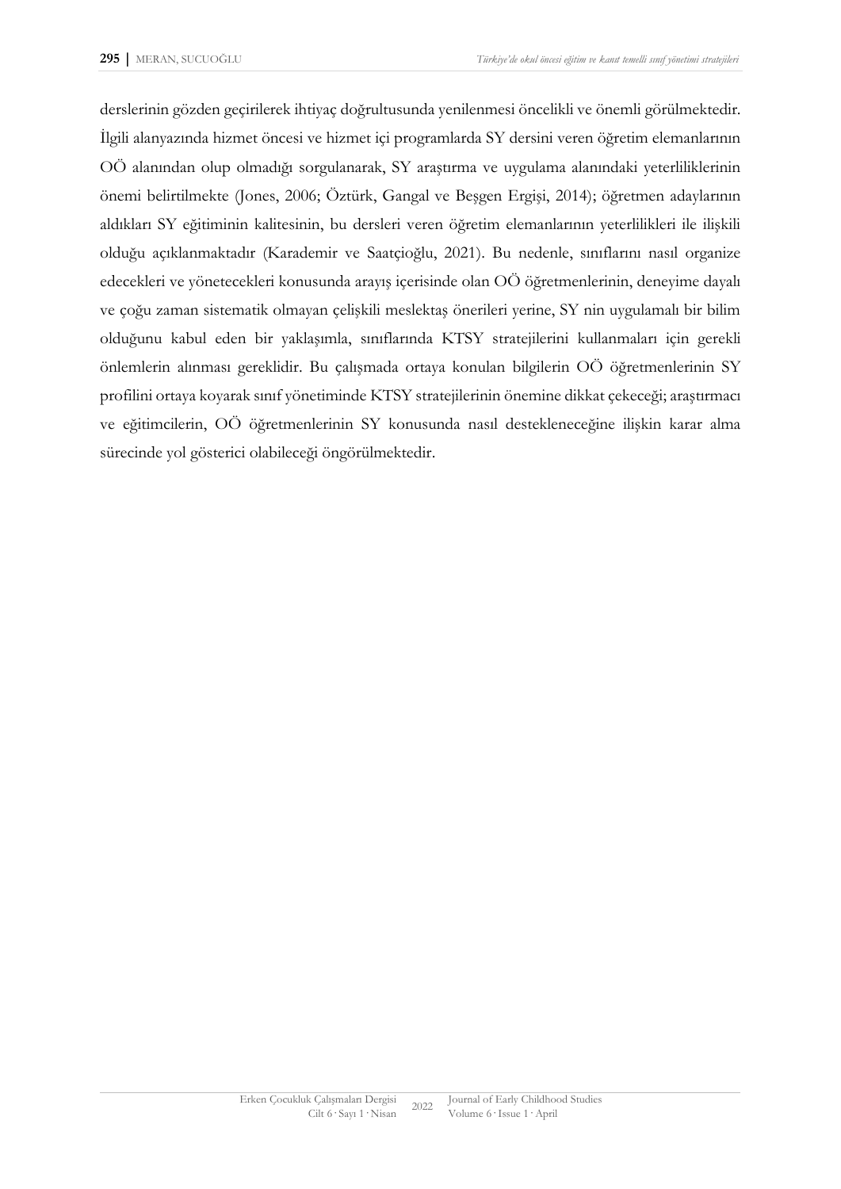derslerinin gözden geçirilerek ihtiyaç doğrultusunda yenilenmesi öncelikli ve önemli görülmektedir. İlgili alanyazında hizmet öncesi ve hizmet içi programlarda SY dersini veren öğretim elemanlarının OÖ alanından olup olmadığı sorgulanarak, SY araştırma ve uygulama alanındaki yeterliliklerinin önemi belirtilmekte (Jones, 2006; Öztürk, Gangal ve Beşgen Ergişi, 2014); öğretmen adaylarının aldıkları SY eğitiminin kalitesinin, bu dersleri veren öğretim elemanlarının yeterlilikleri ile ilişkili olduğu açıklanmaktadır (Karademir ve Saatçioğlu, 2021). Bu nedenle, sınıflarını nasıl organize edecekleri ve yönetecekleri konusunda arayış içerisinde olan OÖ öğretmenlerinin, deneyime dayalı ve çoğu zaman sistematik olmayan çelişkili meslektaş önerileri yerine, SY nin uygulamalı bir bilim olduğunu kabul eden bir yaklaşımla, sınıflarında KTSY stratejilerini kullanmaları için gerekli önlemlerin alınması gereklidir. Bu çalışmada ortaya konulan bilgilerin OÖ öğretmenlerinin SY profilini ortaya koyarak sınıf yönetiminde KTSY stratejilerinin önemine dikkat çekeceği; araştırmacı ve eğitimcilerin, OÖ öğretmenlerinin SY konusunda nasıl destekleneceğine ilişkin karar alma sürecinde yol gösterici olabileceği öngörülmektedir.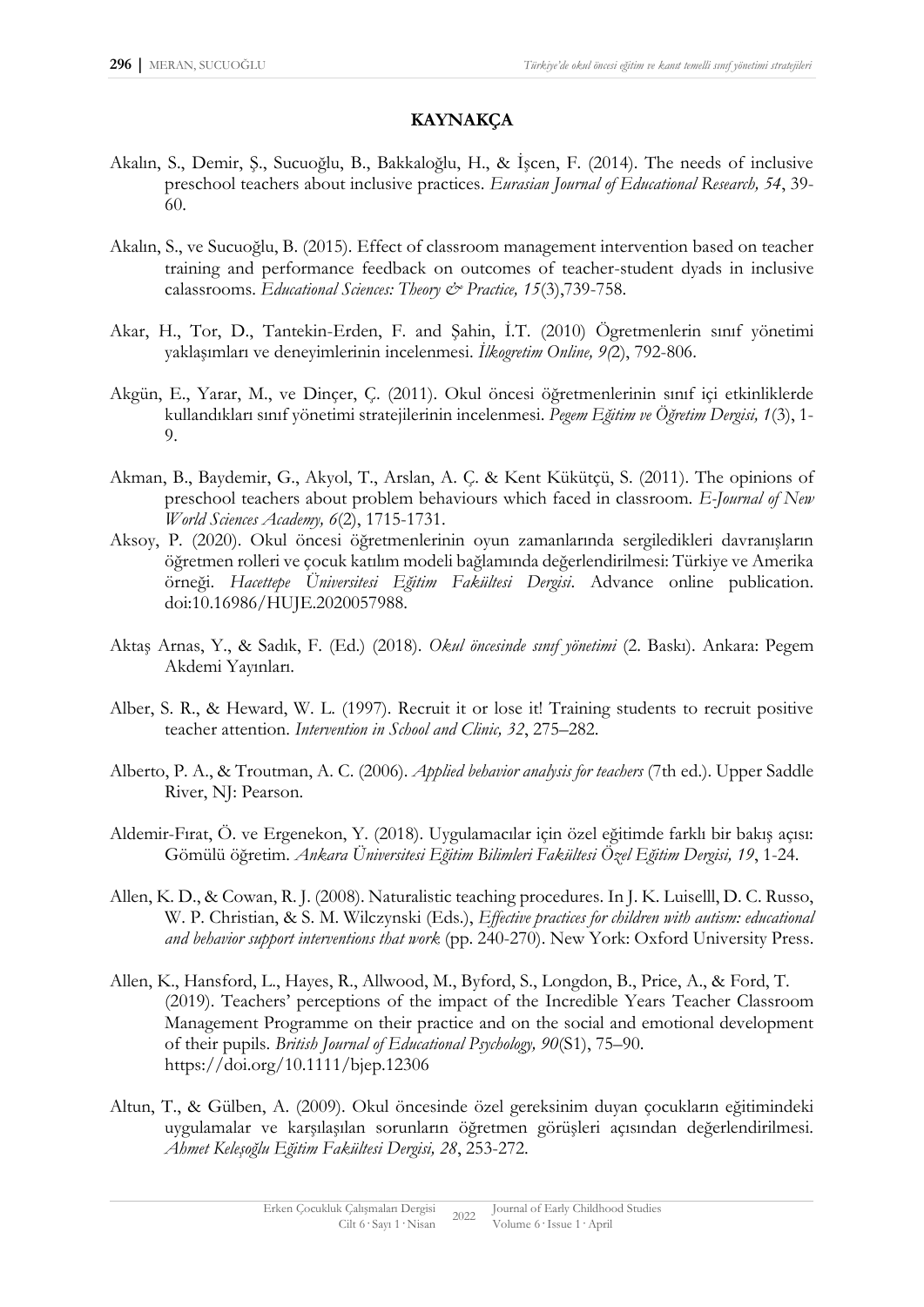## KAYNAKÇA

Akalın, S., Demir, Ş., Sucuoğlu, B., Bakkaloğlu, H., & İşcen, F. (2014). The needs of inclusive preschool teachers about inclusive practices. *Eurasian Journal of Educational Research, 54*, 39-60.

Akalın, S., ve Sucuoğlu, B. (2015). Effect of classroom management intervention based on teacher training and performance feedback on outcomes of teacher-student dyads in inclusive calassrooms. *Educational Sciences: Theory & Practice, 15*(3),739-758.

Akar, H., Tor, D., Tantekin-Erden, F. and Şahin, İ.T. (2010) Ögretmenlerin sınıf yönetimi yaklaşımları ve deneyimlerinin incelenmesi. *İlkogretim Online, 9(*2), 792-806.

Akgün, E., Yarar, M., ve Dinçer, Ç. (2011). Okul öncesi öğretmenlerinin sınıf içi etkinliklerde kullandıkları sınıf yönetimi stratejilerinin incelenmesi. *Pegem Eğitim ve Öğretim Dergisi, 1*(3), 1-9.

Akman, B., Baydemir, G., Akyol, T., Arslan, A. Ç. & Kent Kükütçü, S. (2011). The opinions of preschool teachers about problem behaviours which faced in classroom. *E-Journal of New World Sciences Academy, 6*(2), 1715-1731.

Aksoy, P. (2020). Okul öncesi öğretmenlerinin oyun zamanlarında sergiledikleri davranışların öğretmen rolleri ve çocuk katılım modeli bağlamında değerlendirilmesi: Türkiye ve Amerika örneği. *Hacettepe Üniversitesi Eğitim Fakültesi Dergisi*. Advance online publication. doi:10.16986/HUJE.2020057988.

Aktaş Arnas, Y., & Sadık, F. (Ed.) (2018). *Okul öncesinde sınıf yönetimi* (2. Baskı). Ankara: Pegem Akdemi Yayınları.

Alber, S. R., & Heward, W. L. (1997). Recruit it or lose it! Training students to recruit positive teacher attention. *Intervention in School and Clinic, 32*, 275–282.

Alberto, P. A., & Troutman, A. C. (2006). *Applied behavior analysis for teachers* (7th ed.). Upper Saddle River, NJ: Pearson.

Aldemir-Fırat, Ö. ve Ergenekon, Y. (2018). Uygulamacılar için özel eğitimde farklı bir bakış açısı: Gömülü öğretim. *Ankara Üniversitesi Eğitim Bilimleri Fakültesi Özel Eğitim Dergisi, 19*, 1-24.

Allen, K. D., & Cowan, R. J. (2008). Naturalistic teaching procedures. In J. K. Luiselll, D. C. Russo, W. P. Christian, & S. M. Wilczynski (Eds.), *Effective practices for children with autism: educational and behavior support interventions that work* (pp. 240-270). New York: Oxford University Press.

Allen, K., Hansford, L., Hayes, R., Allwood, M., Byford, S., Longdon, B., Price, A., & Ford, T. (2019). Teachers' perceptions of the impact of the Incredible Years Teacher Classroom Management Programme on their practice and on the social and emotional development of their pupils. *British Journal of Educational Psychology, 90*(S1), 75–90. https://doi.org/10.1111/bjep.12306

Altun, T., & Gülben, A. (2009). Okul öncesinde özel gereksinim duyan çocukların eğitimindeki uygulamalar ve karşılaşılan sorunların öğretmen görüşleri açısından değerlendirilmesi. *Ahmet Keleşoğlu Eğitim Fakültesi Dergisi, 28*, 253-272.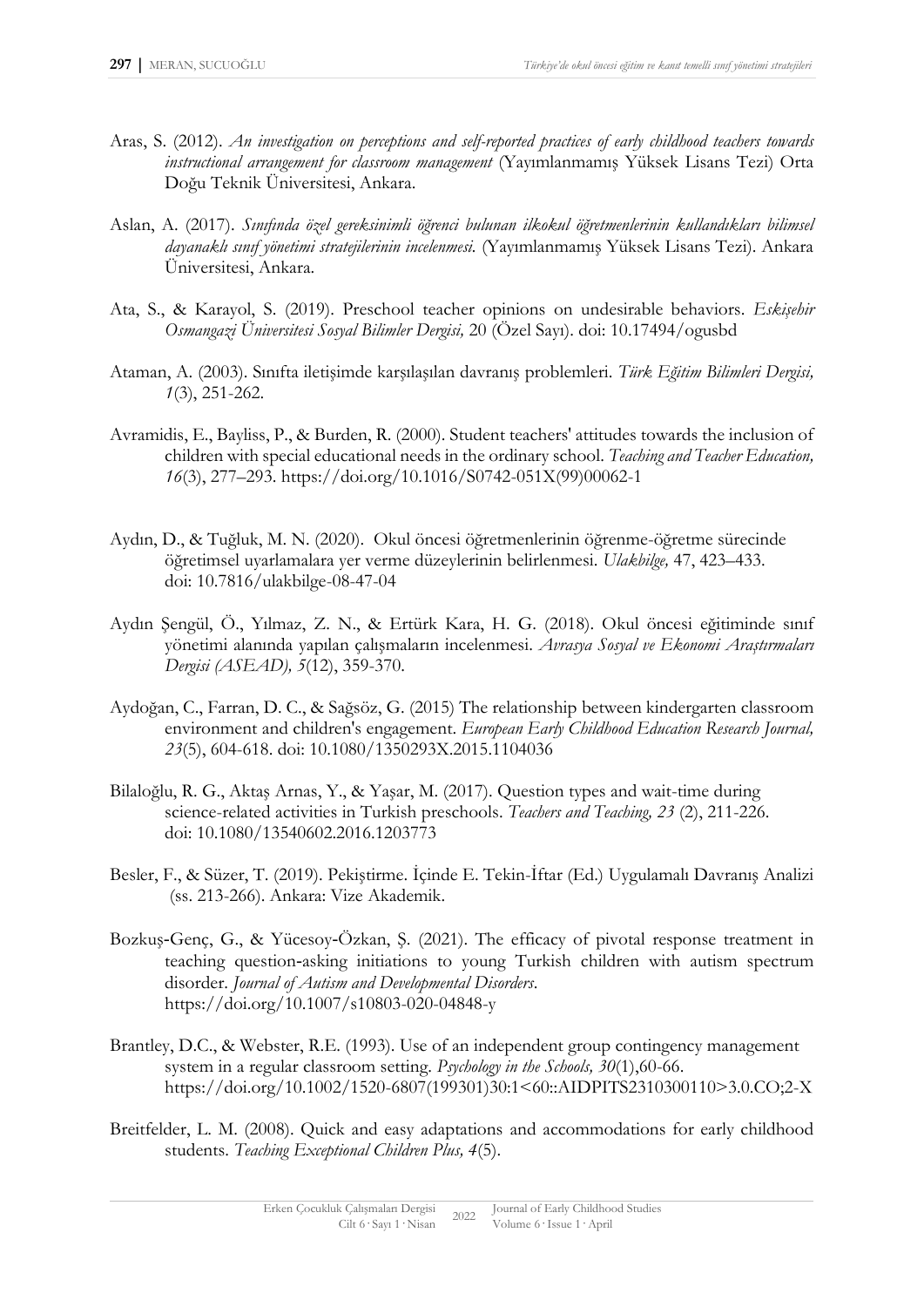Aras, S. (2012). *An investigation on perceptions and self-reported practices of early childhood teachers towards instructional arrangement for classroom management* (Yayımlanmamış Yüksek Lisans Tezi) Orta Doğu Teknik Üniversitesi, Ankara.

Aslan, A. (2017). *Sınıfında özel gereksinimli öğrenci bulunan ilkokul öğretmenlerinin kullandıkları bilimsel dayanaklı sınıf yönetimi stratejilerinin incelenmesi.* (Yayımlanmamış Yüksek Lisans Tezi). Ankara Üniversitesi, Ankara.

Ata, S., & Karayol, S. (2019). Preschool teacher opinions on undesirable behaviors. *Eskişehir Osmangazi Üniversitesi Sosyal Bilimler Dergisi,* 20 (Özel Sayı). doi: 10.17494/ogusbd

Ataman, A. (2003). Sınıfta iletişimde karşılaşılan davranış problemleri. *Türk Eğitim Bilimleri Dergisi, 1*(3), 251-262.

Avramidis, E., Bayliss, P., & Burden, R. (2000). Student teachers' attitudes towards the inclusion of children with special educational needs in the ordinary school. *Teaching and Teacher Education, 16*(3), 277–293. https://doi.org/10.1016/S0742-051X(99)00062-1

Aydın, D., & Tuğluk, M. N. (2020). Okul öncesi öğretmenlerinin öğrenme-öğretme sürecinde öğretimsel uyarlamalara yer verme düzeylerinin belirlenmesi. *Ulakbilge,* 47, 423–433. doi: 10.7816/ulakbilge-08-47-04

Aydın Şengül, Ö., Yılmaz, Z. N., & Ertürk Kara, H. G. (2018). Okul öncesi eğitiminde sınıf yönetimi alanında yapılan çalışmaların incelenmesi. *Avrasya Sosyal ve Ekonomi Araştırmaları Dergisi (ASEAD), 5*(12), 359-370.

Aydoğan, C., Farran, D. C., & Sağsöz, G. (2015) The relationship between kindergarten classroom environment and children's engagement. *European Early Childhood Education Research Journal, 23*(5), 604-618. doi: 10.1080/1350293X.2015.1104036

Bilaloğlu, R. G., Aktaş Arnas, Y., & Yaşar, M. (2017). Question types and wait-time during science-related activities in Turkish preschools. *Teachers and Teaching, 23* (2), 211-226. doi: 10.1080/13540602.2016.1203773

Besler, F., & Süzer, T. (2019). Pekiştirme. İçinde E. Tekin-İftar (Ed.) Uygulamalı Davranış Analizi (ss. 213-266). Ankara: Vize Akademik.

Bozkuş-Genç, G., & Yücesoy-Özkan, Ş. (2021). The efficacy of pivotal response treatment in teaching question-asking initiations to young Turkish children with autism spectrum disorder. *Journal of Autism and Developmental Disorders.* https://doi.org/10.1007/s10803-020-04848-y

Brantley, D.C., & Webster, R.E. (1993). Use of an independent group contingency management system in a regular classroom setting. *Psychology in the Schools, 30*(1),60-66. https://doi.org/10.1002/1520-6807(199301)30:1<60::AIDPITS2310300110>3.0.CO;2-X

Breitfelder, L. M. (2008). Quick and easy adaptations and accommodations for early childhood students. *Teaching Exceptional Children Plus, 4*(5).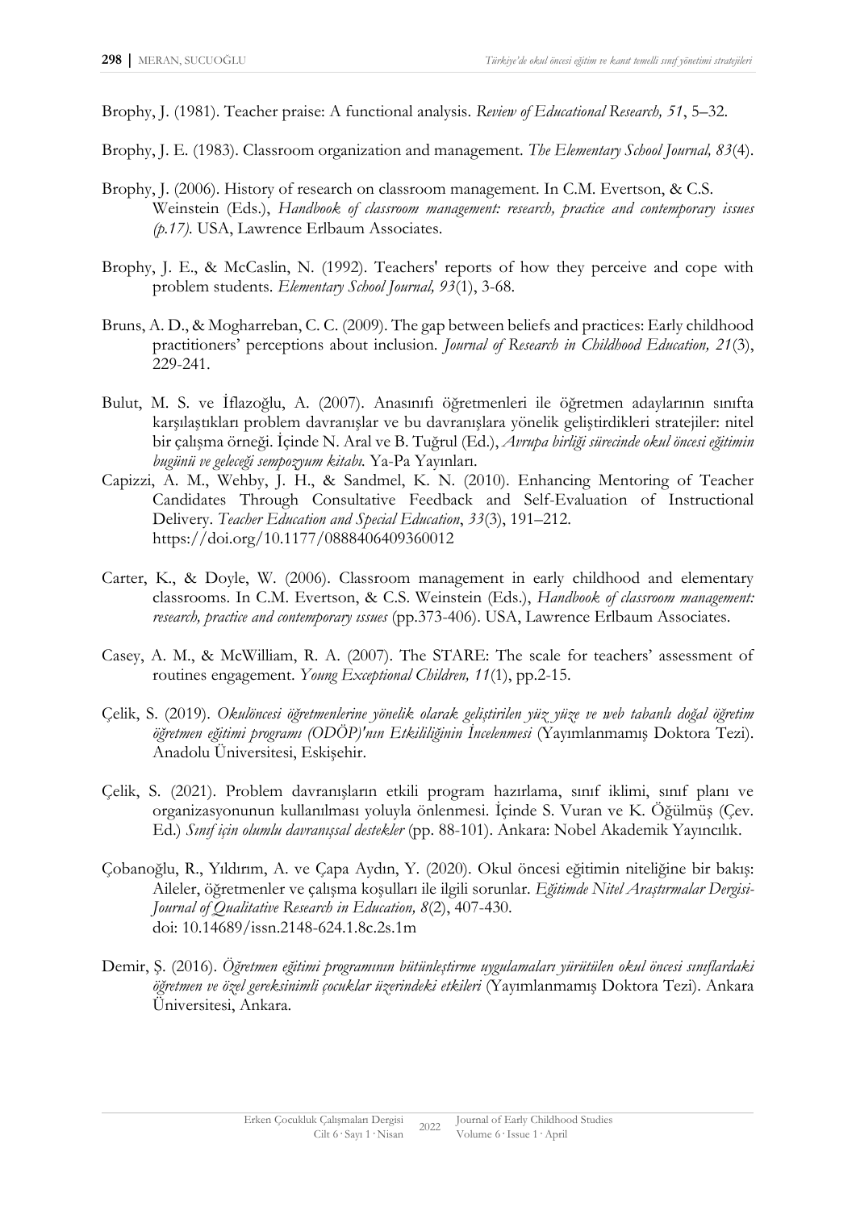Brophy, J. (1981). Teacher praise: A functional analysis. *Review of Educational Research, 51*, 5–32.

Brophy, J. E. (1983). Classroom organization and management. *The Elementary School Journal, 83*(4).

Brophy, J. (2006). History of research on classroom management. In C.M. Evertson, & C.S. Weinstein (Eds.), *Handbook of classroom management: research, practice and contemporary issues (p.17).* USA, Lawrence Erlbaum Associates.

Brophy, J. E., & McCaslin, N. (1992). Teachers' reports of how they perceive and cope with problem students. *Elementary School Journal, 93*(1), 3-68.

Bruns, A. D., & Mogharreban, C. C. (2009). The gap between beliefs and practices: Early childhood practitioners' perceptions about inclusion. *Journal of Research in Childhood Education, 21*(3), 229-241.

Bulut, M. S. ve İflazoğlu, A. (2007). Anasınıfı öğretmenleri ile öğretmen adaylarının sınıfta karşılaştıkları problem davranışlar ve bu davranışlara yönelik geliştirdikleri stratejiler: nitel bir çalışma örneği. İçinde N. Aral ve B. Tuğrul (Ed.), *Avrupa birliği sürecinde okul öncesi eğitimin bugünü ve geleceği sempozyum kitabı.* Ya-Pa Yayınları.

Capizzi, A. M., Wehby, J. H., & Sandmel, K. N. (2010). Enhancing Mentoring of Teacher Candidates Through Consultative Feedback and Self-Evaluation of Instructional Delivery. *Teacher Education and Special Education*, *33*(3), 191–212. https://doi.org/10.1177/0888406409360012

Carter, K., & Doyle, W. (2006). Classroom management in early childhood and elementary classrooms. In C.M. Evertson, & C.S. Weinstein (Eds.), *Handbook of classroom management: research, practice and contemporary ıssues* (pp.373-406). USA, Lawrence Erlbaum Associates.

Casey, A. M., & McWilliam, R. A. (2007). The STARE: The scale for teachers' assessment of routines engagement. *Young Exceptional Children, 11*(1), pp.2-15.

Çelik, S. (2019). *Okulöncesi öğretmenlerine yönelik olarak geliştirilen yüz yüze ve web tabanlı doğal öğretim öğretmen eğitimi programı (ODÖP)'nın Etkililiğinin İncelenmesi* (Yayımlanmamış Doktora Tezi). Anadolu Üniversitesi, Eskişehir.

Çelik, S. (2021). Problem davranışların etkili program hazırlama, sınıf iklimi, sınıf planı ve organizasyonunun kullanılması yoluyla önlenmesi. İçinde S. Vuran ve K. Öğülmüş (Çev. Ed.) *Sınıf için olumlu davranışsal destekler* (pp. 88-101). Ankara: Nobel Akademik Yayıncılık.

Çobanoğlu, R., Yıldırım, A. ve Çapa Aydın, Y. (2020). Okul öncesi eğitimin niteliğine bir bakış: Aileler, öğretmenler ve çalışma koşulları ile ilgili sorunlar. *Eğitimde Nitel Araştırmalar Dergisi-Journal of Qualitative Research in Education, 8*(2), 407-430. doi: 10.14689/issn.2148-624.1.8c.2s.1m

Demir, Ş. (2016). *Öğretmen eğitimi programının bütünleştirme uygulamaları yürütülen okul öncesi sınıflardaki öğretmen ve özel gereksinimli çocuklar üzerindeki etkileri* (Yayımlanmamış Doktora Tezi). Ankara Üniversitesi, Ankara.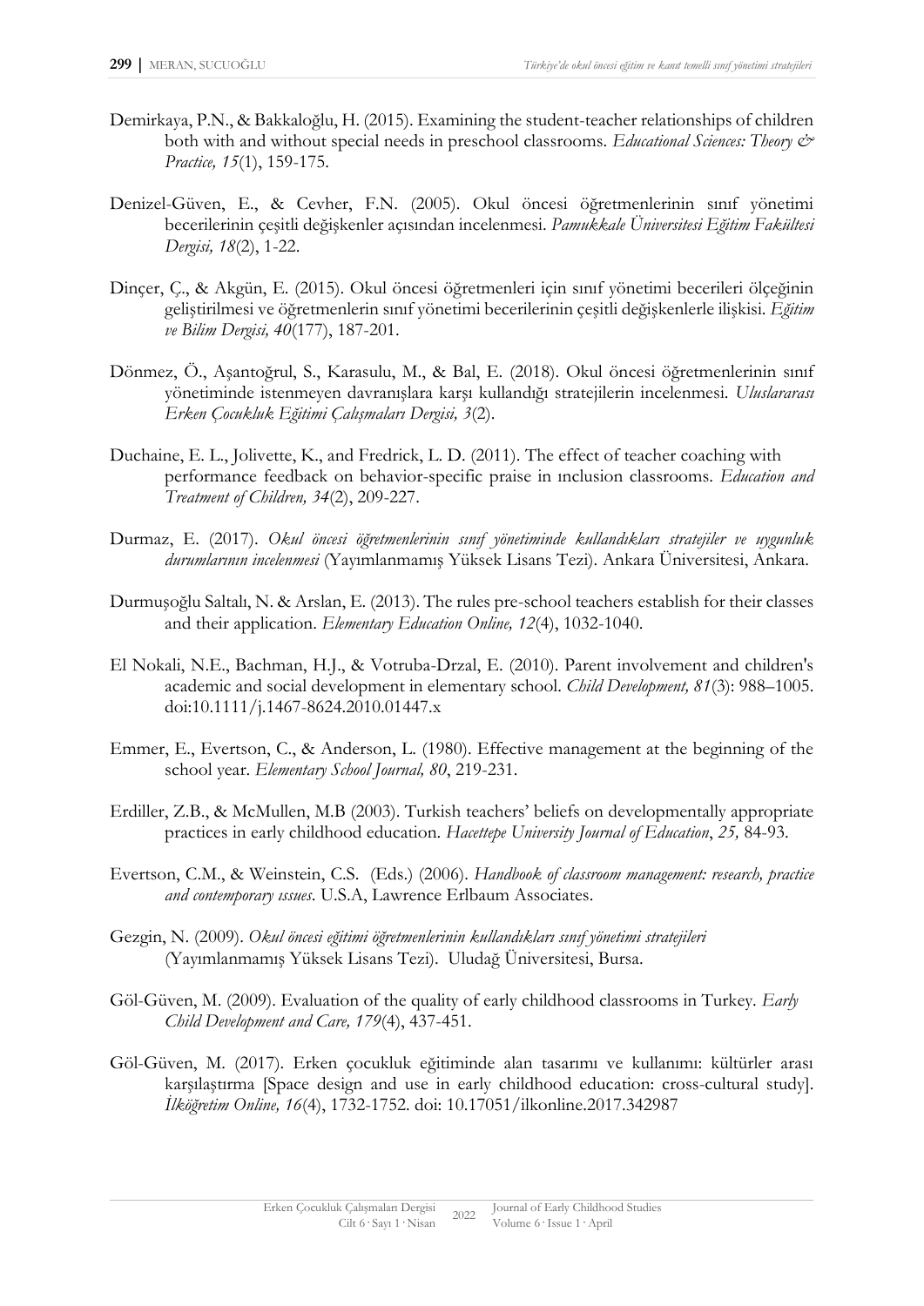Demirkaya, P.N., & Bakkaloğlu, H. (2015). Examining the student-teacher relationships of children both with and without special needs in preschool classrooms. *Educational Sciences: Theory & Practice, 15*(1), 159-175.

Denizel-Güven, E., & Cevher, F.N. (2005). Okul öncesi öğretmenlerinin sınıf yönetimi becerilerinin çeşitli değişkenler açısından incelenmesi. *Pamukkale Üniversitesi Eğitim Fakültesi Dergisi, 18*(2), 1-22.

Dinçer, Ç., & Akgün, E. (2015). Okul öncesi öğretmenleri için sınıf yönetimi becerileri ölçeğinin geliştirilmesi ve öğretmenlerin sınıf yönetimi becerilerinin çeşitli değişkenlerle ilişkisi. *Eğitim ve Bilim Dergisi, 40*(177), 187-201.

Dönmez, Ö., Aşantoğrul, S., Karasulu, M., & Bal, E. (2018). Okul öncesi öğretmenlerinin sınıf yönetiminde istenmeyen davranışlara karşı kullandığı stratejilerin incelenmesi. *Uluslararası Erken Çocukluk Eğitimi Çalışmaları Dergisi, 3*(2).

Duchaine, E. L., Jolivette, K., and Fredrick, L. D. (2011). The effect of teacher coaching with performance feedback on behavior-specific praise in ınclusion classrooms. *Education and Treatment of Children, 34*(2), 209-227.

Durmaz, E. (2017). *Okul öncesi öğretmenlerinin sınıf yönetiminde kullandıkları stratejiler ve uygunluk durumlarının incelenmesi* (Yayımlanmamış Yüksek Lisans Tezi). Ankara Üniversitesi, Ankara.

Durmuşoğlu Saltalı, N. & Arslan, E. (2013). The rules pre-school teachers establish for their classes and their application. *Elementary Education Online, 12*(4), 1032-1040.

El Nokali, N.E., Bachman, H.J., & Votruba-Drzal, E. (2010). Parent involvement and children's academic and social development in elementary school. *Child Development, 81*(3): 988–1005. doi:10.1111/j.1467-8624.2010.01447.x

Emmer, E., Evertson, C., & Anderson, L. (1980). Effective management at the beginning of the school year. *Elementary School Journal, 80*, 219-231.

Erdiller, Z.B., & McMullen, M.B (2003). Turkish teachers' beliefs on developmentally appropriate practices in early childhood education. *Hacettepe University Journal of Education*, *25,* 84-93.

Evertson, C.M., & Weinstein, C.S. (Eds.) (2006). *Handbook of classroom management: research, practice and contemporary ıssues*. U.S.A, Lawrence Erlbaum Associates.

Gezgin, N. (2009). *Okul öncesi eğitimi öğretmenlerinin kullandıkları sınıf yönetimi stratejileri* (Yayımlanmamış Yüksek Lisans Tezi). Uludağ Üniversitesi, Bursa.

Göl-Güven, M. (2009). Evaluation of the quality of early childhood classrooms in Turkey. *Early Child Development and Care, 179*(4), 437-451.

Göl-Güven, M. (2017). Erken çocukluk eğitiminde alan tasarımı ve kullanımı: kültürler arası karşılaştırma [Space design and use in early childhood education: cross-cultural study]. *İlköğretim Online, 16*(4), 1732-1752. doi: 10.17051/ilkonline.2017.342987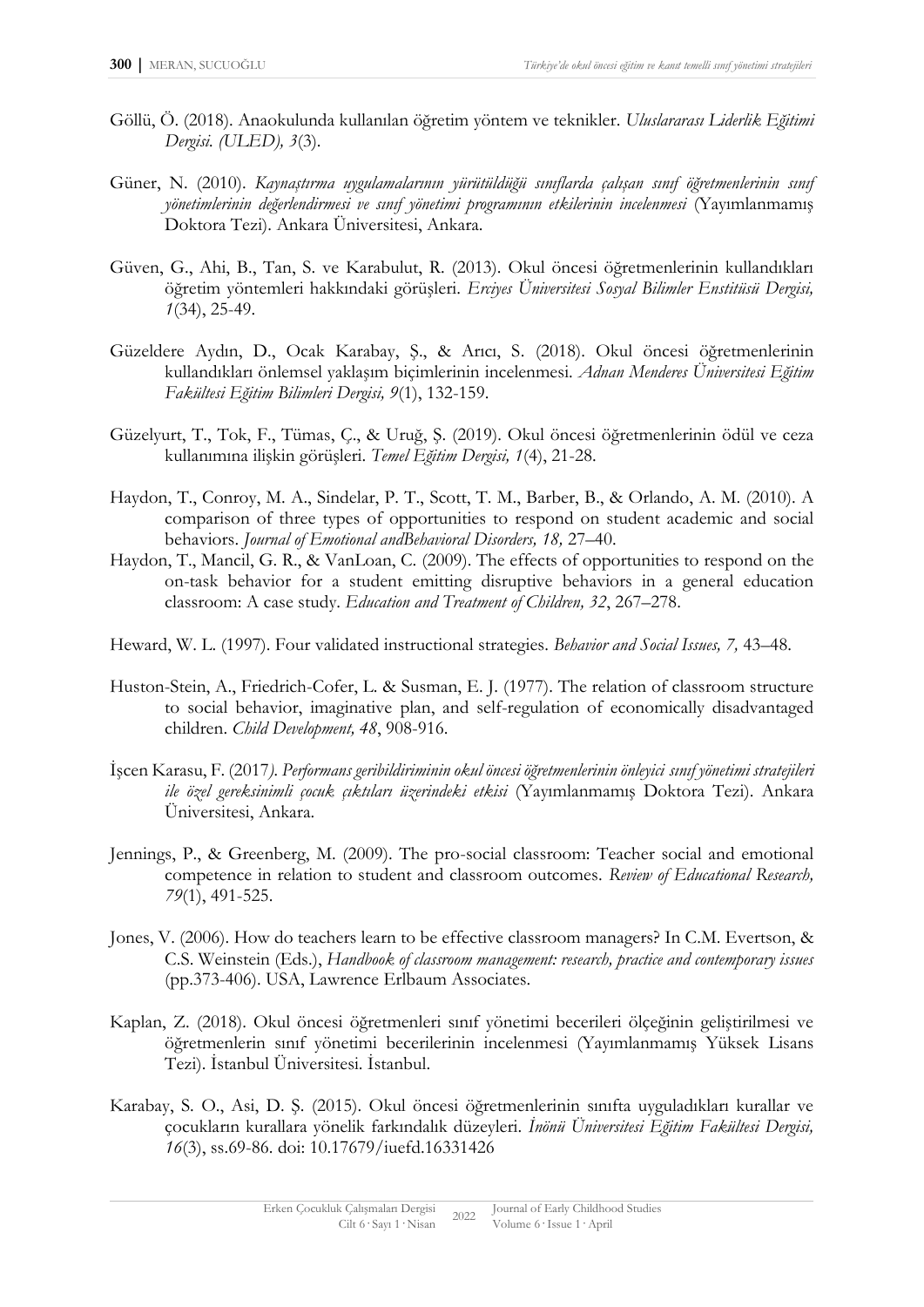Göllü, Ö. (2018). Anaokulunda kullanılan öğretim yöntem ve teknikler. *Uluslararası Liderlik Eğitimi Dergisi. (ULED), 3*(3).

Güner, N. (2010). *Kaynaştırma uygulamalarının yürütüldüğü sınıflarda çalışan sınıf öğretmenlerinin sınıf yönetimlerinin değerlendirmesi ve sınıf yönetimi programının etkilerinin incelenmesi* (Yayımlanmamış Doktora Tezi). Ankara Üniversitesi, Ankara.

Güven, G., Ahi, B., Tan, S. ve Karabulut, R. (2013). Okul öncesi öğretmenlerinin kullandıkları öğretim yöntemleri hakkındaki görüşleri. *Erciyes Üniversitesi Sosyal Bilimler Enstitüsü Dergisi, 1*(34), 25-49.

Güzeldere Aydın, D., Ocak Karabay, Ş., & Arıcı, S. (2018). Okul öncesi öğretmenlerinin kullandıkları önlemsel yaklaşım biçimlerinin incelenmesi. *Adnan Menderes Üniversitesi Eğitim Fakültesi Eğitim Bilimleri Dergisi, 9*(1), 132-159.

Güzelyurt, T., Tok, F., Tümas, Ç., & Uruğ, Ş. (2019). Okul öncesi öğretmenlerinin ödül ve ceza kullanımına ilişkin görüşleri. *Temel Eğitim Dergisi, 1*(4), 21-28.

Haydon, T., Conroy, M. A., Sindelar, P. T., Scott, T. M., Barber, B., & Orlando, A. M. (2010). A comparison of three types of opportunities to respond on student academic and social behaviors. *Journal of Emotional andBehavioral Disorders, 18,* 27–40.

Haydon, T., Mancil, G. R., & VanLoan, C. (2009). The effects of opportunities to respond on the on-task behavior for a student emitting disruptive behaviors in a general education classroom: A case study. *Education and Treatment of Children, 32*, 267–278.

Heward, W. L. (1997). Four validated instructional strategies. *Behavior and Social Issues, 7,* 43–48.

Huston-Stein, A., Friedrich-Cofer, L. & Susman, E. J. (1977). The relation of classroom structure to social behavior, imaginative plan, and self-regulation of economically disadvantaged children. *Child Development, 48*, 908-916.

İşcen Karasu, F. (2017*). Performans geribildiriminin okul öncesi öğretmenlerinin önleyici sınıf yönetimi stratejileri ile özel gereksinimli çocuk çıktıları üzerindeki etkisi* (Yayımlanmamış Doktora Tezi). Ankara Üniversitesi, Ankara.

Jennings, P., & Greenberg, M. (2009). The pro-social classroom: Teacher social and emotional competence in relation to student and classroom outcomes. *Review of Educational Research, 79*(1), 491-525.

Jones, V. (2006). How do teachers learn to be effective classroom managers? In C.M. Evertson, & C.S. Weinstein (Eds.), *Handbook of classroom management: research, practice and contemporary issues* (pp.373-406). USA, Lawrence Erlbaum Associates.

Kaplan, Z. (2018). Okul öncesi öğretmenleri sınıf yönetimi becerileri ölçeğinin geliştirilmesi ve öğretmenlerin sınıf yönetimi becerilerinin incelenmesi (Yayımlanmamış Yüksek Lisans Tezi). İstanbul Üniversitesi. İstanbul.

Karabay, S. O., Asi, D. Ş. (2015). Okul öncesi öğretmenlerinin sınıfta uyguladıkları kurallar ve çocukların kurallara yönelik farkındalık düzeyleri. *İnönü Üniversitesi Eğitim Fakültesi Dergisi, 16*(3), ss.69-86. doi: 10.17679/iuefd.16331426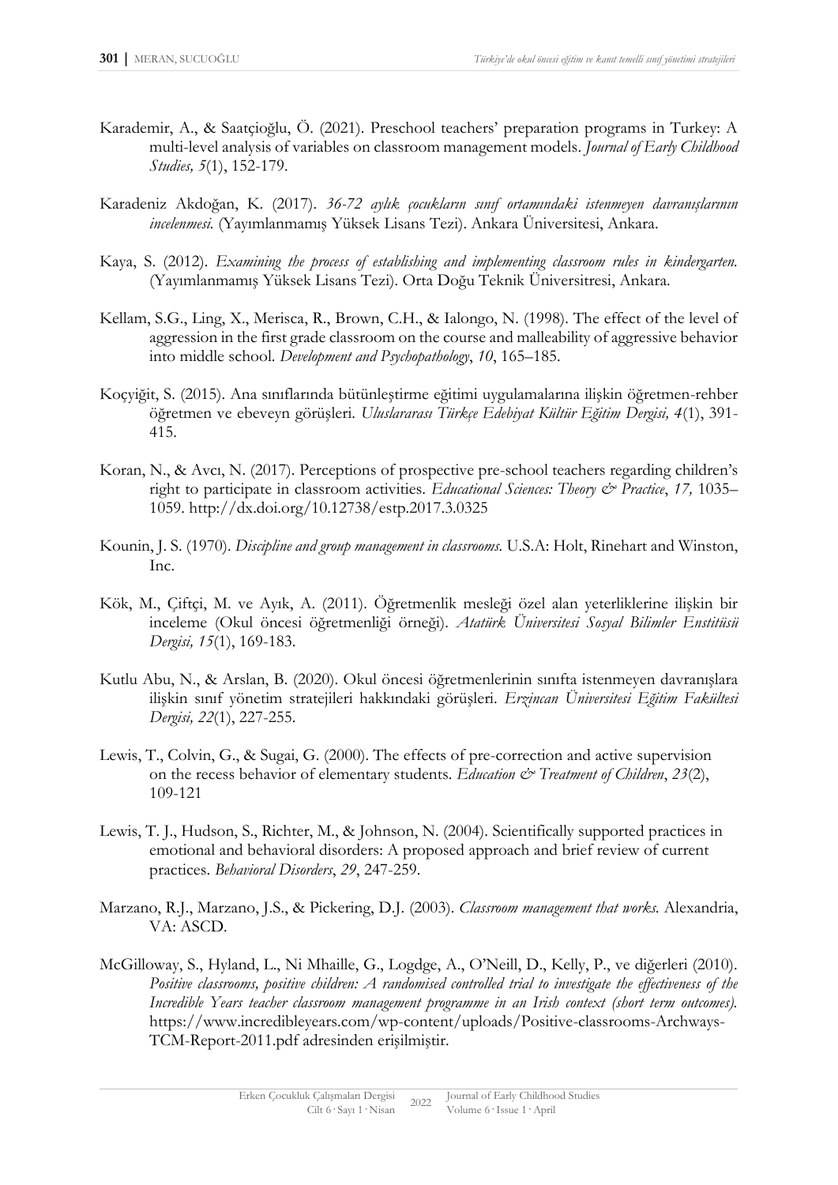Karademir, A., & Saatçioğlu, Ö. (2021). Preschool teachers' preparation programs in Turkey: A multi-level analysis of variables on classroom management models. *Journal of Early Childhood Studies, 5*(1), 152-179.

Karadeniz Akdoğan, K. (2017). *36-72 aylık çocukların sınıf ortamındaki istenmeyen davranışlarının incelenmesi.* (Yayımlanmamış Yüksek Lisans Tezi). Ankara Üniversitesi, Ankara.

Kaya, S. (2012). *Examining the process of establishing and implementing classroom rules in kindergarten.* (Yayımlanmamış Yüksek Lisans Tezi). Orta Doğu Teknik Üniversitresi, Ankara.

Kellam, S.G., Ling, X., Merisca, R., Brown, C.H., & Ialongo, N. (1998). The effect of the level of aggression in the first grade classroom on the course and malleability of aggressive behavior into middle school. *Development and Psychopathology*, *10*, 165–185.

Koçyiğit, S. (2015). Ana sınıflarında bütünleştirme eğitimi uygulamalarına ilişkin öğretmen-rehber öğretmen ve ebeveyn görüşleri. *Uluslararası Türkçe Edebiyat Kültür Eğitim Dergisi, 4*(1), 391-415.

Koran, N., & Avcı, N. (2017). Perceptions of prospective pre-school teachers regarding children's right to participate in classroom activities. *Educational Sciences: Theory & Practice*, *17,* 1035–1059. http://dx.doi.org/10.12738/estp.2017.3.0325

Kounin, J. S. (1970). *Discipline and group management in classrooms.* U.S.A: Holt, Rinehart and Winston, Inc.

Kök, M., Çiftçi, M. ve Ayık, A. (2011). Öğretmenlik mesleği özel alan yeterliklerine ilişkin bir inceleme (Okul öncesi öğretmenliği örneği). *Atatürk Üniversitesi Sosyal Bilimler Enstitüsü Dergisi, 15*(1), 169-183.

Kutlu Abu, N., & Arslan, B. (2020). Okul öncesi öğretmenlerinin sınıfta istenmeyen davranışlara ilişkin sınıf yönetim stratejileri hakkındaki görüşleri. *Erzincan Üniversitesi Eğitim Fakültesi Dergisi, 22*(1), 227-255.

Lewis, T., Colvin, G., & Sugai, G. (2000). The effects of pre-correction and active supervision on the recess behavior of elementary students. *Education & Treatment of Children*, *23*(2), 109-121

Lewis, T. J., Hudson, S., Richter, M., & Johnson, N. (2004). Scientifically supported practices in emotional and behavioral disorders: A proposed approach and brief review of current practices. *Behavioral Disorders*, *29*, 247-259.

Marzano, R.J., Marzano, J.S., & Pickering, D.J. (2003). *Classroom management that works.* Alexandria, VA: ASCD.

McGilloway, S., Hyland, L., Ni Mhaille, G., Logdge, A., O'Neill, D., Kelly, P., ve diğerleri (2010). *Positive classrooms, positive children: A randomised controlled trial to investigate the effectiveness of the Incredible Years teacher classroom management programme in an Irish context (short term outcomes).* https://www.incredibleyears.com/wp-content/uploads/Positive-classrooms-Archways-TCM-Report-2011.pdf adresinden erişilmiştir.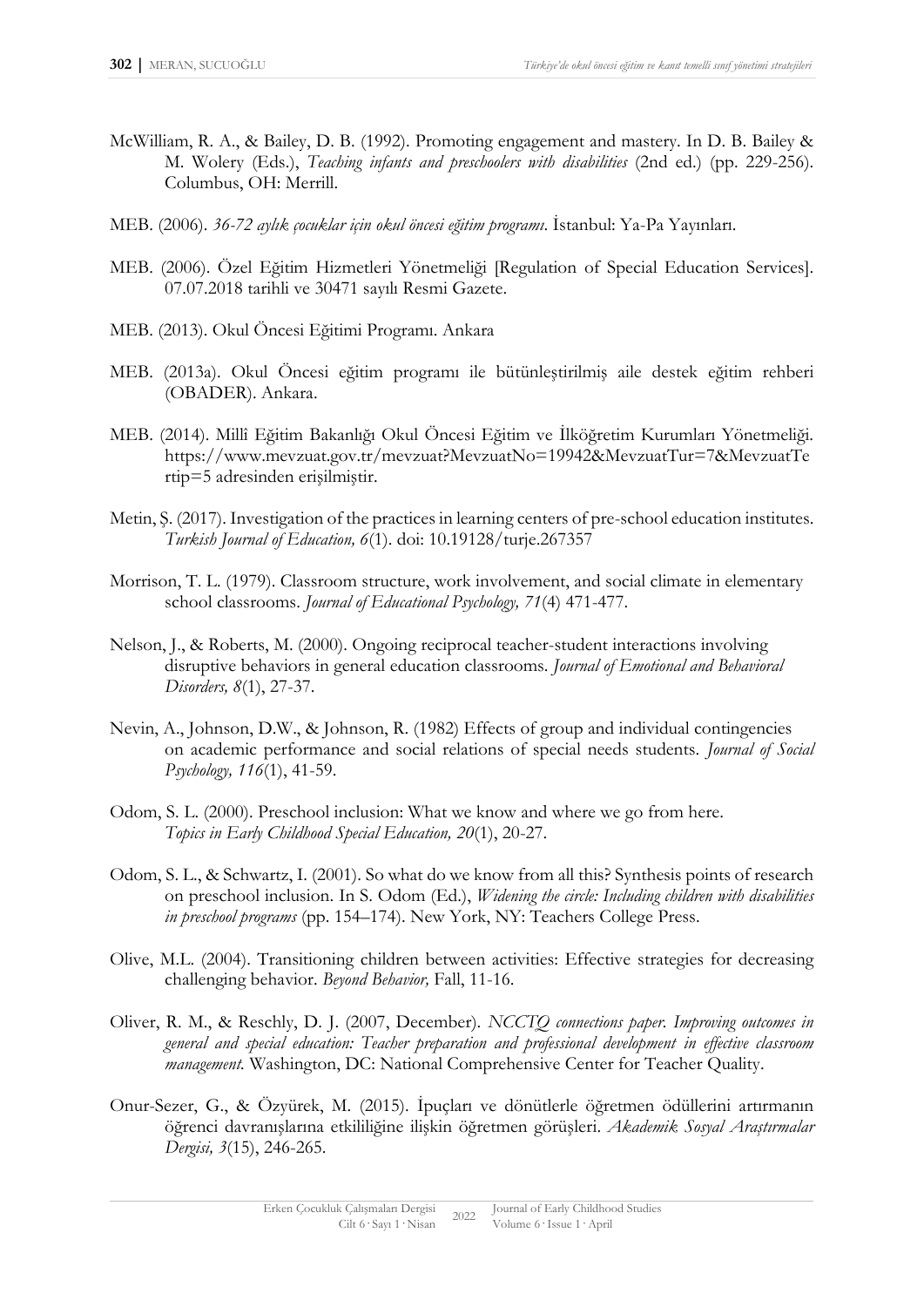McWilliam, R. A., & Bailey, D. B. (1992). Promoting engagement and mastery. In D. B. Bailey & M. Wolery (Eds.), *Teaching infants and preschoolers with disabilities* (2nd ed.) (pp. 229-256). Columbus, OH: Merrill.

MEB. (2006). *36-72 aylık çocuklar için okul öncesi eğitim programı*. İstanbul: Ya-Pa Yayınları.

MEB. (2006). Özel Eğitim Hizmetleri Yönetmeliği [Regulation of Special Education Services]. 07.07.2018 tarihli ve 30471 sayılı Resmi Gazete.

MEB. (2013). Okul Öncesi Eğitimi Programı. Ankara

MEB. (2013a). Okul Öncesi eğitim programı ile bütünleştirilmiş aile destek eğitim rehberi (OBADER). Ankara.

MEB. (2014). Millî Eğitim Bakanlığı Okul Öncesi Eğitim ve İlköğretim Kurumları Yönetmeliği. https://www.mevzuat.gov.tr/mevzuat?MevzuatNo=19942&MevzuatTur=7&MevzuatTertip=5 adresinden erişilmiştir.

Metin, Ş. (2017). Investigation of the practices in learning centers of pre-school education institutes. *Turkish Journal of Education, 6*(1). doi: 10.19128/turje.267357

Morrison, T. L. (1979). Classroom structure, work involvement, and social climate in elementary school classrooms. *Journal of Educational Psychology, 71*(4) 471-477.

Nelson, J., & Roberts, M. (2000). Ongoing reciprocal teacher-student interactions involving disruptive behaviors in general education classrooms. *Journal of Emotional and Behavioral Disorders, 8*(1), 27-37.

Nevin, A., Johnson, D.W., & Johnson, R. (1982) Effects of group and individual contingencies on academic performance and social relations of special needs students. *Journal of Social Psychology, 116*(1), 41-59.

Odom, S. L. (2000). Preschool inclusion: What we know and where we go from here. *Topics in Early Childhood Special Education, 20*(1), 20-27.

Odom, S. L., & Schwartz, I. (2001). So what do we know from all this? Synthesis points of research on preschool inclusion. In S. Odom (Ed.), *Widening the circle: Including children with disabilities in preschool programs* (pp. 154–174). New York, NY: Teachers College Press.

Olive, M.L. (2004). Transitioning children between activities: Effective strategies for decreasing challenging behavior. *Beyond Behavior,* Fall, 11-16.

Oliver, R. M., & Reschly, D. J. (2007, December). *NCCTQ connections paper. Improving outcomes in general and special education: Teacher preparation and professional development in effective classroom management.* Washington, DC: National Comprehensive Center for Teacher Quality.

Onur-Sezer, G., & Özyürek, M. (2015). İpuçları ve dönütlerle öğretmen ödüllerini artırmanın öğrenci davranışlarına etkililiğine ilişkin öğretmen görüşleri. *Akademik Sosyal Araştırmalar Dergisi, 3*(15), 246-265.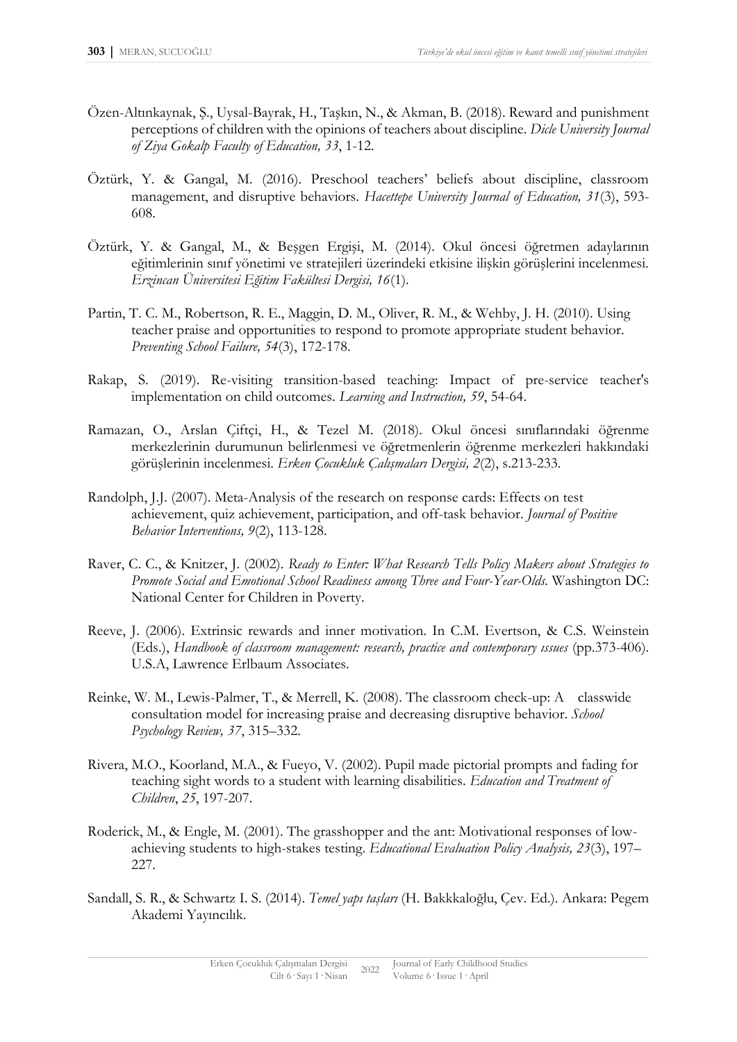Özen-Altınkaynak, Ş., Uysal-Bayrak, H., Taşkın, N., & Akman, B. (2018). Reward and punishment perceptions of children with the opinions of teachers about discipline. *Dicle University Journal of Ziya Gokalp Faculty of Education, 33*, 1-12.

Öztürk, Y. & Gangal, M. (2016). Preschool teachers' beliefs about discipline, classroom management, and disruptive behaviors. *Hacettepe University Journal of Education, 31*(3), 593-608.

Öztürk, Y. & Gangal, M., & Beşgen Ergişi, M. (2014). Okul öncesi öğretmen adaylarının eğitimlerinin sınıf yönetimi ve stratejileri üzerindeki etkisine ilişkin görüşlerini incelenmesi. *Erzincan Üniversitesi Eğitim Fakültesi Dergisi, 16*(1).

Partin, T. C. M., Robertson, R. E., Maggin, D. M., Oliver, R. M., & Wehby, J. H. (2010). Using teacher praise and opportunities to respond to promote appropriate student behavior. *Preventing School Failure, 54*(3), 172-178.

Rakap, S. (2019). Re-visiting transition-based teaching: Impact of pre-service teacher's implementation on child outcomes. *Learning and Instruction, 59*, 54-64.

Ramazan, O., Arslan Çiftçi, H., & Tezel M. (2018). Okul öncesi sınıflarındaki öğrenme merkezlerinin durumunun belirlenmesi ve öğretmenlerin öğrenme merkezleri hakkındaki görüşlerinin incelenmesi. *Erken Çocukluk Çalışmaları Dergisi, 2*(2), s.213-233.

Randolph, J.J. (2007). Meta-Analysis of the research on response cards: Effects on test achievement, quiz achievement, participation, and off-task behavior. *Journal of Positive Behavior Interventions, 9*(2), 113-128.

Raver, C. C., & Knitzer, J. (2002). *Ready to Enter: What Research Tells Policy Makers about Strategies to Promote Social and Emotional School Readiness among Three and Four-Year-Olds.* Washington DC: National Center for Children in Poverty.

Reeve, J. (2006). Extrinsic rewards and inner motivation. In C.M. Evertson, & C.S. Weinstein (Eds.), *Handbook of classroom management: research, practice and contemporary ıssues* (pp.373-406). U.S.A, Lawrence Erlbaum Associates.

Reinke, W. M., Lewis-Palmer, T., & Merrell, K. (2008). The classroom check-up: A classwide consultation model for increasing praise and decreasing disruptive behavior. *School Psychology Review, 37*, 315–332.

Rivera, M.O., Koorland, M.A., & Fueyo, V. (2002). Pupil made pictorial prompts and fading for teaching sight words to a student with learning disabilities. *Education and Treatment of Children*, *25*, 197-207.

Roderick, M., & Engle, M. (2001). The grasshopper and the ant: Motivational responses of low-achieving students to high-stakes testing. *Educational Evaluation Policy Analysis, 23*(3), 197–227.

Sandall, S. R., & Schwartz I. S. (2014). *Temel yapı taşları* (H. Bakkkaloğlu, Çev. Ed.). Ankara: Pegem Akademi Yayıncılık.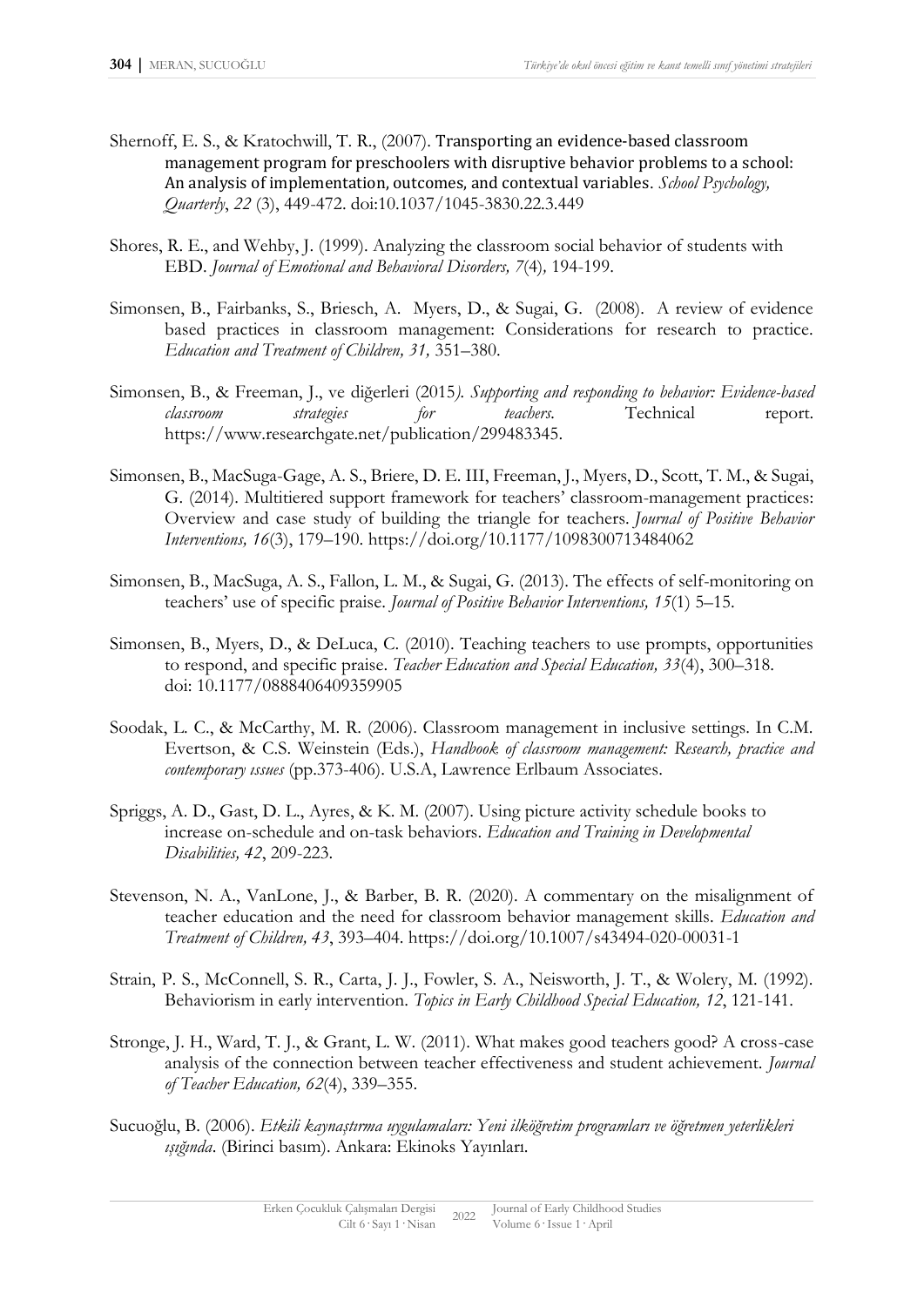Shernoff, E. S., & Kratochwill, T. R., (2007). Transporting an evidence-based classroom management program for preschoolers with disruptive behavior problems to a school: An analysis of implementation, outcomes, and contextual variables. *School Psychology, Quarterly*, *22* (3), 449-472. doi:10.1037/1045-3830.22.3.449

Shores, R. E., and Wehby, J. (1999). Analyzing the classroom social behavior of students with EBD. *Journal of Emotional and Behavioral Disorders, 7*(4)*,* 194-199.

Simonsen, B., Fairbanks, S., Briesch, A. Myers, D., & Sugai, G. (2008). A review of evidence based practices in classroom management: Considerations for research to practice. *Education and Treatment of Children, 31,* 351–380.

Simonsen, B., & Freeman, J., ve diğerleri (2015*). Supporting and responding to behavior: Evidence-based classroom strategies for teachers.* Technical report. https://www.researchgate.net/publication/299483345.

Simonsen, B., MacSuga-Gage, A. S., Briere, D. E. III, Freeman, J., Myers, D., Scott, T. M., & Sugai, G. (2014). Multitiered support framework for teachers' classroom-management practices: Overview and case study of building the triangle for teachers. *Journal of Positive Behavior Interventions, 16*(3), 179–190. https://doi.org/10.1177/1098300713484062

Simonsen, B., MacSuga, A. S., Fallon, L. M., & Sugai, G. (2013). The effects of self-monitoring on teachers' use of specific praise. *Journal of Positive Behavior Interventions, 15*(1) 5–15.

Simonsen, B., Myers, D., & DeLuca, C. (2010). Teaching teachers to use prompts, opportunities to respond, and specific praise. *Teacher Education and Special Education, 33*(4), 300–318. doi: 10.1177/0888406409359905

Soodak, L. C., & McCarthy, M. R. (2006). Classroom management in inclusive settings. In C.M. Evertson, & C.S. Weinstein (Eds.), *Handbook of classroom management: Research, practice and contemporary ıssues* (pp.373-406). U.S.A, Lawrence Erlbaum Associates.

Spriggs, A. D., Gast, D. L., Ayres, & K. M. (2007). Using picture activity schedule books to increase on-schedule and on-task behaviors. *Education and Training in Developmental Disabilities, 42*, 209-223.

Stevenson, N. A., VanLone, J., & Barber, B. R. (2020). A commentary on the misalignment of teacher education and the need for classroom behavior management skills. *Education and Treatment of Children, 43*, 393–404. https://doi.org/10.1007/s43494-020-00031-1

Strain, P. S., McConnell, S. R., Carta, J. J., Fowler, S. A., Neisworth, J. T., & Wolery, M. (1992). Behaviorism in early intervention. *Topics in Early Childhood Special Education, 12*, 121-141.

Stronge, J. H., Ward, T. J., & Grant, L. W. (2011). What makes good teachers good? A cross-case analysis of the connection between teacher effectiveness and student achievement. *Journal of Teacher Education, 62*(4), 339–355.

Sucuoğlu, B. (2006). *Etkili kaynaştırma uygulamaları: Yeni ilköğretim programları ve öğretmen yeterlikleri ışığında*. (Birinci basım). Ankara: Ekinoks Yayınları.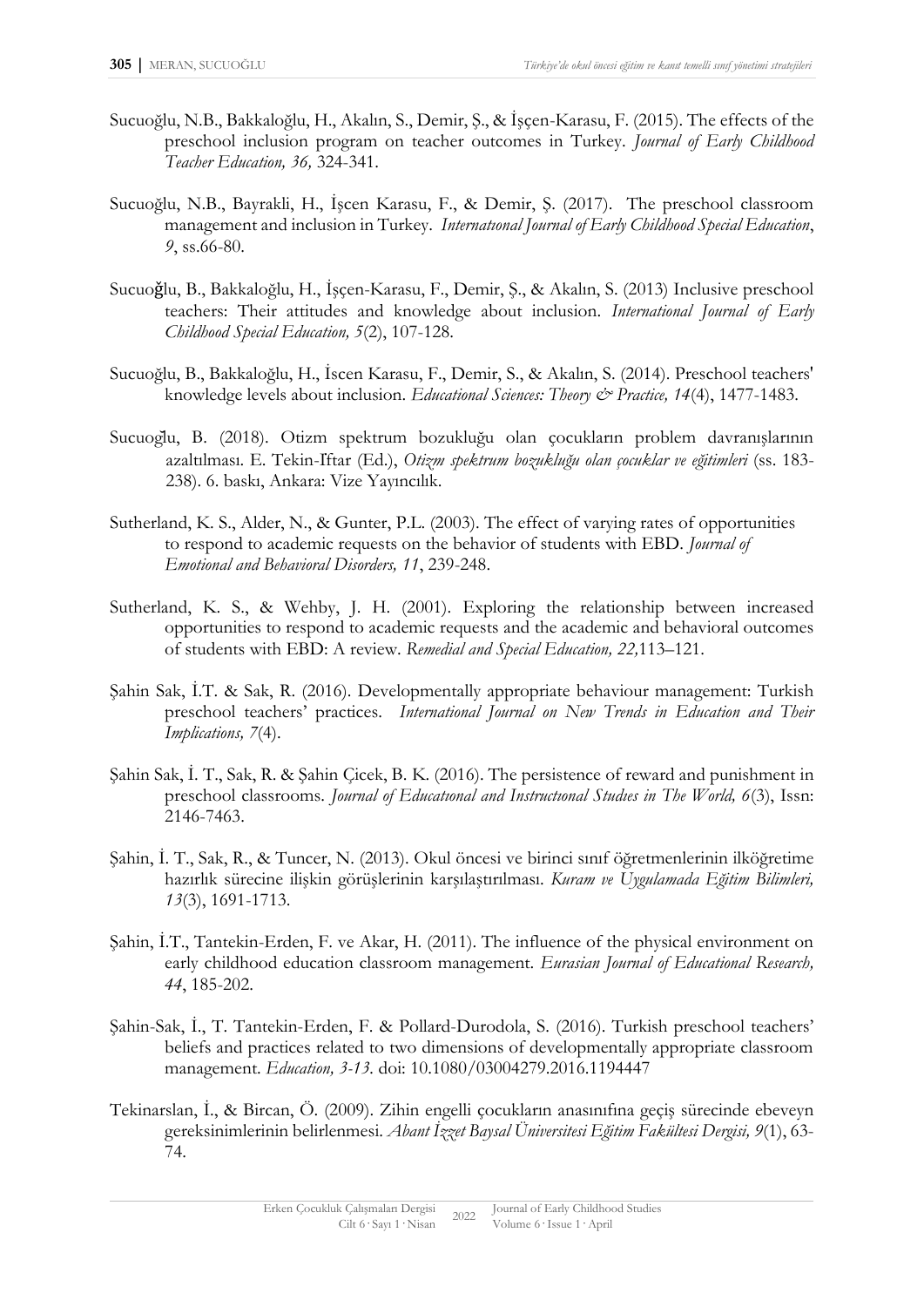Sucuoğlu, N.B., Bakkaloğlu, H., Akalın, S., Demir, Ş., & İşçen-Karasu, F. (2015). The effects of the preschool inclusion program on teacher outcomes in Turkey. *Journal of Early Childhood Teacher Education, 36,* 324-341.

Sucuoğlu, N.B., Bayrakli, H., İşcen Karasu, F., & Demir, Ş. (2017). The preschool classroom management and inclusion in Turkey. *Internatıonal Journal of Early Childhood Special Education*, *9*, ss.66-80.

Sucuoğlu, B., Bakkaloğlu, H., İşçen-Karasu, F., Demir, Ş., & Akalın, S. (2013) Inclusive preschool teachers: Their attitudes and knowledge about inclusion. *International Journal of Early Childhood Special Education, 5*(2), 107-128.

Sucuoğlu, B., Bakkaloğlu, H., İscen Karasu, F., Demir, S., & Akalın, S. (2014). Preschool teachers' knowledge levels about inclusion. *Educational Sciences: Theory & Practice, 14*(4), 1477-1483.

Sucuoglu, B. (2018). Otizm spektrum bozukluğu olan çocukların problem davranışlarının azaltılması. E. Tekin-Iftar (Ed.), *Otizm spektrum bozukluğu olan çocuklar ve eğitimleri* (ss. 183-238). 6. baskı, Ankara: Vize Yayıncılık.

Sutherland, K. S., Alder, N., & Gunter, P.L. (2003). The effect of varying rates of opportunities to respond to academic requests on the behavior of students with EBD. *Journal of Emotional and Behavioral Disorders, 11*, 239-248.

Sutherland, K. S., & Wehby, J. H. (2001). Exploring the relationship between increased opportunities to respond to academic requests and the academic and behavioral outcomes of students with EBD: A review. *Remedial and Special Education, 22,*113–121.

Şahin Sak, İ.T. & Sak, R. (2016). Developmentally appropriate behaviour management: Turkish preschool teachers' practices. *International Journal on New Trends in Education and Their Implications, 7*(4).

Şahin Sak, İ. T., Sak, R. & Şahin Çicek, B. K. (2016). The persistence of reward and punishment in preschool classrooms. *Journal of Educatıonal and Instructıonal Studıes in The World, 6*(3), Issn: 2146-7463.

Şahin, İ. T., Sak, R., & Tuncer, N. (2013). Okul öncesi ve birinci sınıf öğretmenlerinin ilköğretime hazırlık sürecine ilişkin görüşlerinin karşılaştırılması. *Kuram ve Uygulamada Eğitim Bilimleri, 13*(3), 1691-1713.

Şahin, İ.T., Tantekin-Erden, F. ve Akar, H. (2011). The influence of the physical environment on early childhood education classroom management. *Eurasian Journal of Educational Research, 44*, 185-202.

Şahin-Sak, İ., T. Tantekin-Erden, F. & Pollard-Durodola, S. (2016). Turkish preschool teachers' beliefs and practices related to two dimensions of developmentally appropriate classroom management. *Education, 3-13.* doi: 10.1080/03004279.2016.1194447

Tekinarslan, İ., & Bircan, Ö. (2009). Zihin engelli çocukların anasınıfına geçiş sürecinde ebeveyn gereksinimlerinin belirlenmesi. *Abant İzzet Baysal Üniversitesi Eğitim Fakültesi Dergisi, 9*(1), 63-74.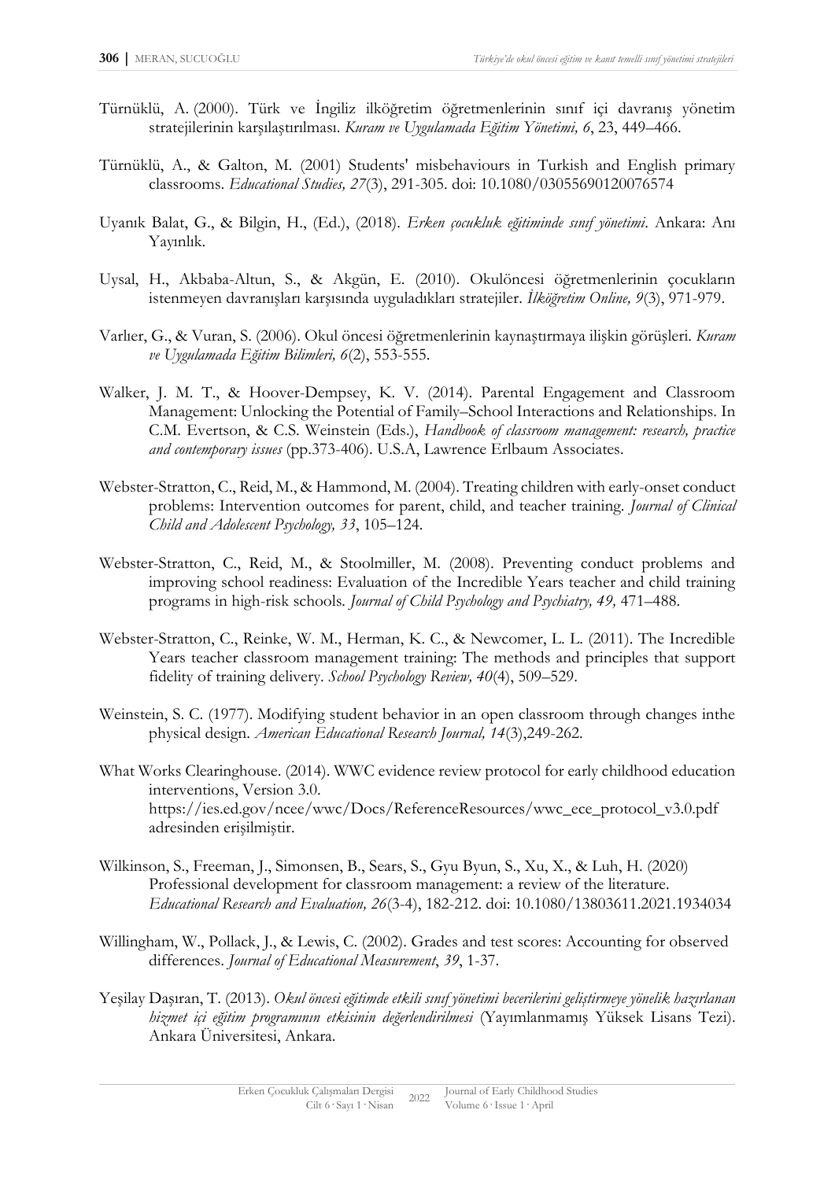Türnüklü, A. (2000). Türk ve İngiliz ilköğretim öğretmenlerinin sınıf içi davranış yönetim stratejilerinin karşılaştırılması. *Kuram ve Uygulamada Eğitim Yönetimi, 6*, 23, 449–466.

Türnüklü, A., & Galton, M. (2001) Students' misbehaviours in Turkish and English primary classrooms. *Educational Studies, 27*(3), 291-305. doi: 10.1080/03055690120076574

Uyanık Balat, G., & Bilgin, H., (Ed.), (2018). *Erken çocukluk eğitiminde sınıf yönetimi*. Ankara: Anı Yayınlık.

Uysal, H., Akbaba-Altun, S., & Akgün, E. (2010). Okulöncesi öğretmenlerinin çocukların istenmeyen davranışları karşısında uyguladıkları stratejiler. *İlköğretim Online, 9*(3), 971-979.

Varlıer, G., & Vuran, S. (2006). Okul öncesi öğretmenlerinin kaynaştırmaya ilişkin görüşleri. *Kuram ve Uygulamada Eğitim Bilimleri, 6*(2), 553-555.

Walker, J. M. T., & Hoover-Dempsey, K. V. (2014). Parental Engagement and Classroom Management: Unlocking the Potential of Family–School Interactions and Relationships. In C.M. Evertson, & C.S. Weinstein (Eds.), *Handbook of classroom management: research, practice and contemporary issues* (pp.373-406). U.S.A, Lawrence Erlbaum Associates.

Webster-Stratton, C., Reid, M., & Hammond, M. (2004). Treating children with early-onset conduct problems: Intervention outcomes for parent, child, and teacher training. *Journal of Clinical Child and Adolescent Psychology, 33*, 105–124.

Webster-Stratton, C., Reid, M., & Stoolmiller, M. (2008). Preventing conduct problems and improving school readiness: Evaluation of the Incredible Years teacher and child training programs in high-risk schools. *Journal of Child Psychology and Psychiatry, 49,* 471–488.

Webster-Stratton, C., Reinke, W. M., Herman, K. C., & Newcomer, L. L. (2011). The Incredible Years teacher classroom management training: The methods and principles that support fidelity of training delivery. *School Psychology Review, 40*(4), 509–529.

Weinstein, S. C. (1977). Modifying student behavior in an open classroom through changes inthe physical design. *American Educational Research Journal, 14*(3),249-262.

What Works Clearinghouse. (2014). WWC evidence review protocol for early childhood education interventions, Version 3.0. https://ies.ed.gov/ncee/wwc/Docs/ReferenceResources/wwc_ece_protocol_v3.0.pdf adresinden erişilmiştir.

Wilkinson, S., Freeman, J., Simonsen, B., Sears, S., Gyu Byun, S., Xu, X., & Luh, H. (2020) Professional development for classroom management: a review of the literature. *Educational Research and Evaluation, 26*(3-4), 182-212. doi: 10.1080/13803611.2021.1934034

Willingham, W., Pollack, J., & Lewis, C. (2002). Grades and test scores: Accounting for observed differences. *Journal of Educational Measurement*, *39*, 1-37.

Yeşilay Daşıran, T. (2013). *Okul öncesi eğitimde etkili sınıf yönetimi becerilerini geliştirmeye yönelik hazırlanan hizmet içi eğitim programının etkisinin değerlendirilmesi* (Yayımlanmamış Yüksek Lisans Tezi). Ankara Üniversitesi, Ankara.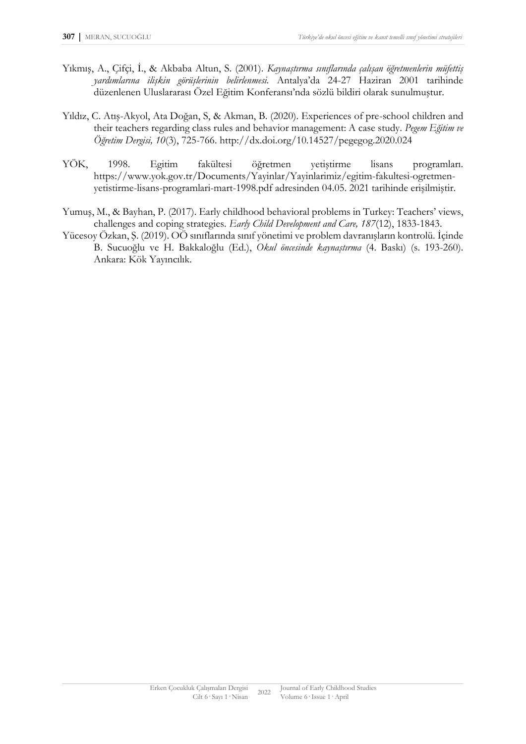Yıkmış, A., Çifçi, İ., & Akbaba Altun, S. (2001). *Kaynaştırma sınıflarında çalışan öğretmenlerin müfettiş yardımlarına ilişkin görüşlerinin belirlenmesi*. Antalya'da 24-27 Haziran 2001 tarihinde düzenlenen Uluslararası Özel Eğitim Konferansı'nda sözlü bildiri olarak sunulmuştur.

Yıldız, C. Atış-Akyol, Ata Doğan, S, & Akman, B. (2020). Experiences of pre-school children and their teachers regarding class rules and behavior management: A case study. *Pegem Eğitim ve Öğretim Dergisi, 10*(3), 725-766. http://dx.doi.org/10.14527/pegegog.2020.024

YÖK, 1998. Egitim fakültesi öğretmen yetiştirme lisans programları. https://www.yok.gov.tr/Documents/Yayinlar/Yayinlarimiz/egitim-fakultesi-ogretmen-yetistirme-lisans-programlari-mart-1998.pdf adresinden 04.05. 2021 tarihinde erişilmiştir.

Yumuş, M., & Bayhan, P. (2017). Early childhood behavioral problems in Turkey: Teachers' views, challenges and coping strategies. *Early Child Development and Care, 187*(12), 1833-1843.

Yücesoy Özkan, Ş. (2019). OÖ sınıflarında sınıf yönetimi ve problem davranışların kontrolü. İçinde B. Sucuoğlu ve H. Bakkaloğlu (Ed.), *Okul öncesinde kaynaştırma* (4. Baskı) (s. 193-260). Ankara: Kök Yayıncılık.